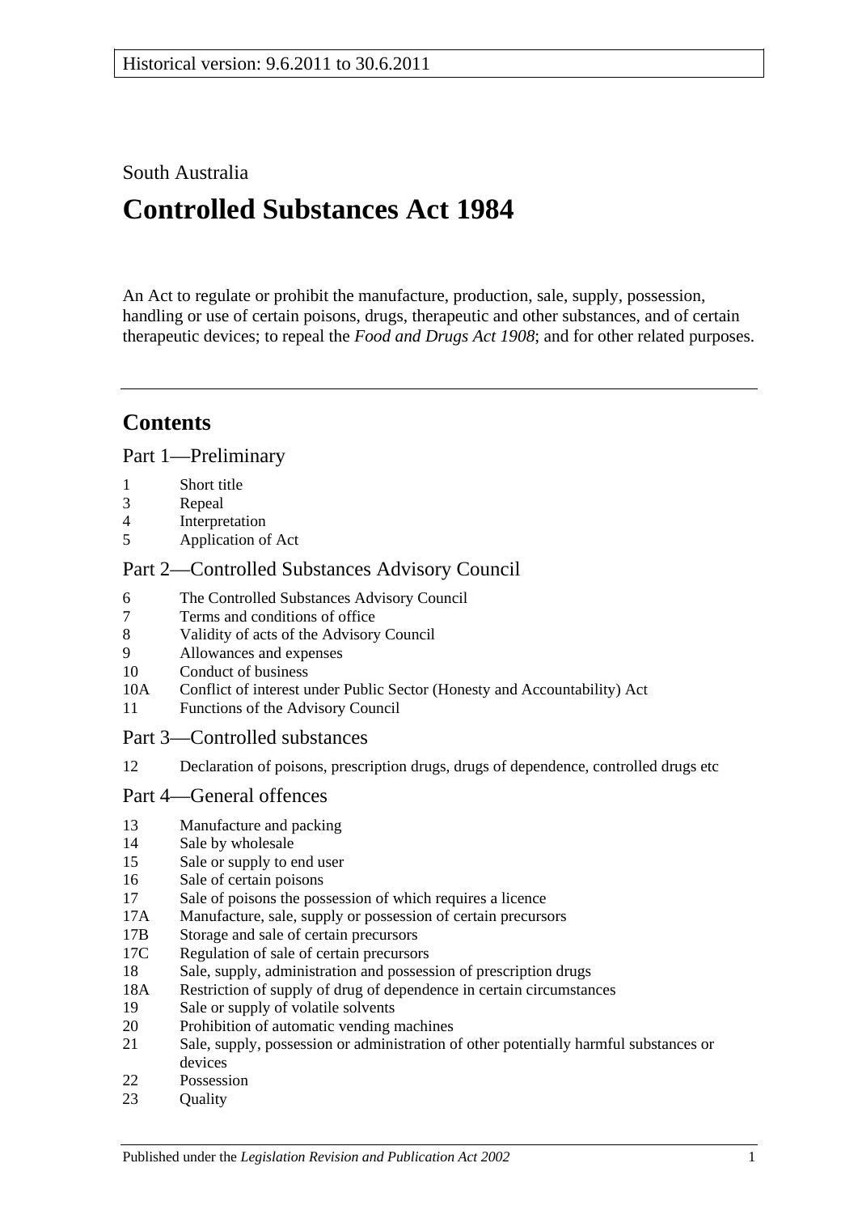Historical version: 9.6.2011 to 30.6.2011

South Australia

# Controlled Substances Act 1984

An Act to regulate or prohibit the manufacture, production, sale, supply, possession, handling or use of certain poisons, drugs, therapeutic and other substances, and of certain therapeutic devices; to repeal the *Food and Drugs Act 1908*; and for other related purposes.

## Contents

### Part 1—Preliminary

1 Short title
3 Repeal
4 Interpretation
5 Application of Act

### Part 2—Controlled Substances Advisory Council

6 The Controlled Substances Advisory Council
7 Terms and conditions of office
8 Validity of acts of the Advisory Council
9 Allowances and expenses
10 Conduct of business
10A Conflict of interest under Public Sector (Honesty and Accountability) Act
11 Functions of the Advisory Council

### Part 3—Controlled substances

12 Declaration of poisons, prescription drugs, drugs of dependence, controlled drugs etc

### Part 4—General offences

13 Manufacture and packing
14 Sale by wholesale
15 Sale or supply to end user
16 Sale of certain poisons
17 Sale of poisons the possession of which requires a licence
17A Manufacture, sale, supply or possession of certain precursors
17B Storage and sale of certain precursors
17C Regulation of sale of certain precursors
18 Sale, supply, administration and possession of prescription drugs
18A Restriction of supply of drug of dependence in certain circumstances
19 Sale or supply of volatile solvents
20 Prohibition of automatic vending machines
21 Sale, supply, possession or administration of other potentially harmful substances or devices
22 Possession
23 Quality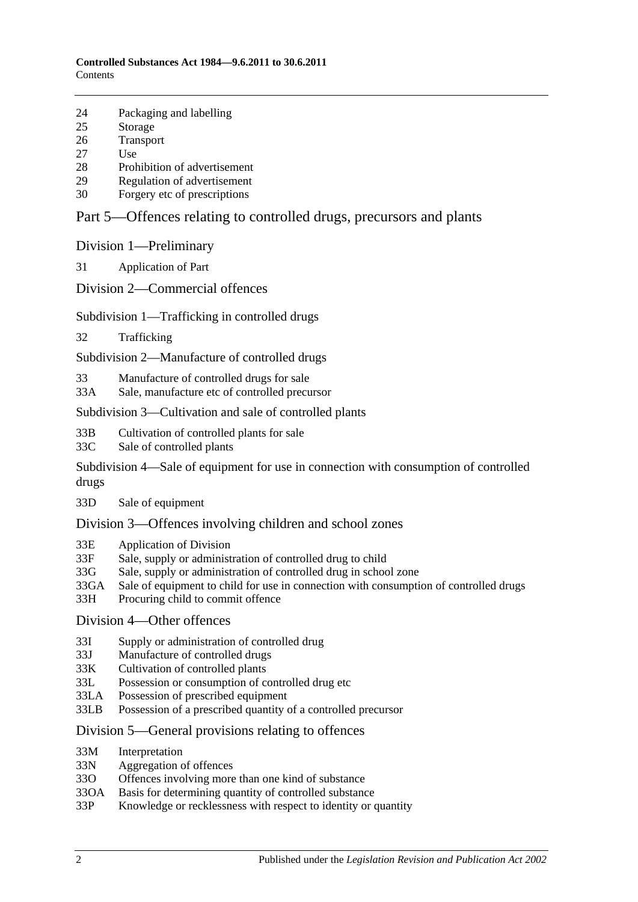24 Packaging and labelling
25 Storage
26 Transport
27 Use
28 Prohibition of advertisement
29 Regulation of advertisement
30 Forgery etc of prescriptions

## Part 5—Offences relating to controlled drugs, precursors and plants

### Division 1—Preliminary

31 Application of Part

### Division 2—Commercial offences

#### Subdivision 1—Trafficking in controlled drugs

32 Trafficking

#### Subdivision 2—Manufacture of controlled drugs

33 Manufacture of controlled drugs for sale
33A Sale, manufacture etc of controlled precursor

#### Subdivision 3—Cultivation and sale of controlled plants

33B Cultivation of controlled plants for sale
33C Sale of controlled plants

#### Subdivision 4—Sale of equipment for use in connection with consumption of controlled drugs

33D Sale of equipment

### Division 3—Offences involving children and school zones

33E Application of Division
33F Sale, supply or administration of controlled drug to child
33G Sale, supply or administration of controlled drug in school zone
33GA Sale of equipment to child for use in connection with consumption of controlled drugs
33H Procuring child to commit offence

### Division 4—Other offences

33I Supply or administration of controlled drug
33J Manufacture of controlled drugs
33K Cultivation of controlled plants
33L Possession or consumption of controlled drug etc
33LA Possession of prescribed equipment
33LB Possession of a prescribed quantity of a controlled precursor

### Division 5—General provisions relating to offences

33M Interpretation
33N Aggregation of offences
33O Offences involving more than one kind of substance
33OA Basis for determining quantity of controlled substance
33P Knowledge or recklessness with respect to identity or quantity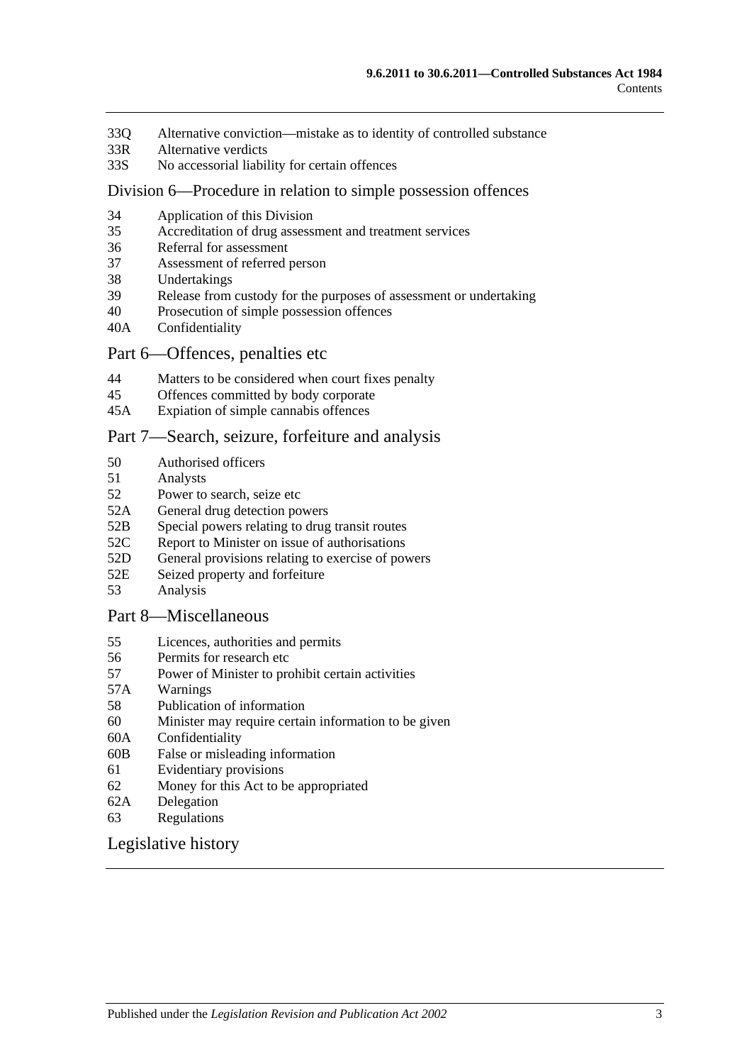33Q Alternative conviction—mistake as to identity of controlled substance
33R Alternative verdicts
33S No accessorial liability for certain offences

## Division 6—Procedure in relation to simple possession offences

34 Application of this Division
35 Accreditation of drug assessment and treatment services
36 Referral for assessment
37 Assessment of referred person
38 Undertakings
39 Release from custody for the purposes of assessment or undertaking
40 Prosecution of simple possession offences
40A Confidentiality

## Part 6—Offences, penalties etc

44 Matters to be considered when court fixes penalty
45 Offences committed by body corporate
45A Expiation of simple cannabis offences

## Part 7—Search, seizure, forfeiture and analysis

50 Authorised officers
51 Analysts
52 Power to search, seize etc
52A General drug detection powers
52B Special powers relating to drug transit routes
52C Report to Minister on issue of authorisations
52D General provisions relating to exercise of powers
52E Seized property and forfeiture
53 Analysis

## Part 8—Miscellaneous

55 Licences, authorities and permits
56 Permits for research etc
57 Power of Minister to prohibit certain activities
57A Warnings
58 Publication of information
60 Minister may require certain information to be given
60A Confidentiality
60B False or misleading information
61 Evidentiary provisions
62 Money for this Act to be appropriated
62A Delegation
63 Regulations

## Legislative history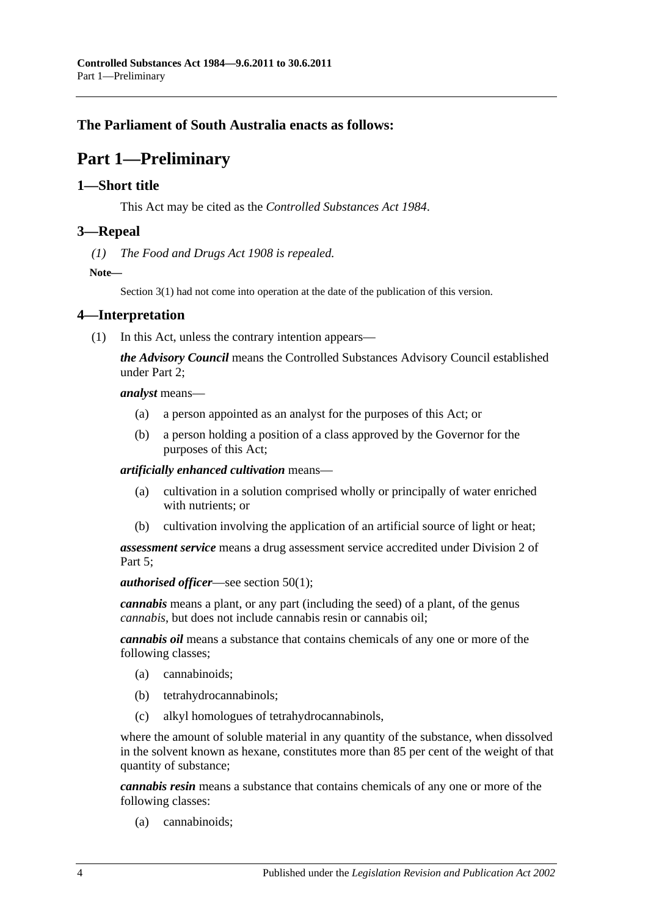## The Parliament of South Australia enacts as follows:

# Part 1—Preliminary

### 1—Short title

This Act may be cited as the *Controlled Substances Act 1984*.

### 3—Repeal

*(1) The Food and Drugs Act 1908 is repealed.*

**Note—**

Section 3(1) had not come into operation at the date of the publication of this version.

### 4—Interpretation

(1) In this Act, unless the contrary intention appears—

***the Advisory Council*** means the Controlled Substances Advisory Council established under Part 2;

***analyst*** means—

(a) a person appointed as an analyst for the purposes of this Act; or

(b) a person holding a position of a class approved by the Governor for the purposes of this Act;

***artificially enhanced cultivation*** means—

(a) cultivation in a solution comprised wholly or principally of water enriched with nutrients; or

(b) cultivation involving the application of an artificial source of light or heat;

***assessment service*** means a drug assessment service accredited under Division 2 of Part 5;

***authorised officer***—see section 50(1);

***cannabis*** means a plant, or any part (including the seed) of a plant, of the genus *cannabis*, but does not include cannabis resin or cannabis oil;

***cannabis oil*** means a substance that contains chemicals of any one or more of the following classes;

(a) cannabinoids;

(b) tetrahydrocannabinols;

(c) alkyl homologues of tetrahydrocannabinols,

where the amount of soluble material in any quantity of the substance, when dissolved in the solvent known as hexane, constitutes more than 85 per cent of the weight of that quantity of substance;

***cannabis resin*** means a substance that contains chemicals of any one or more of the following classes:

(a) cannabinoids;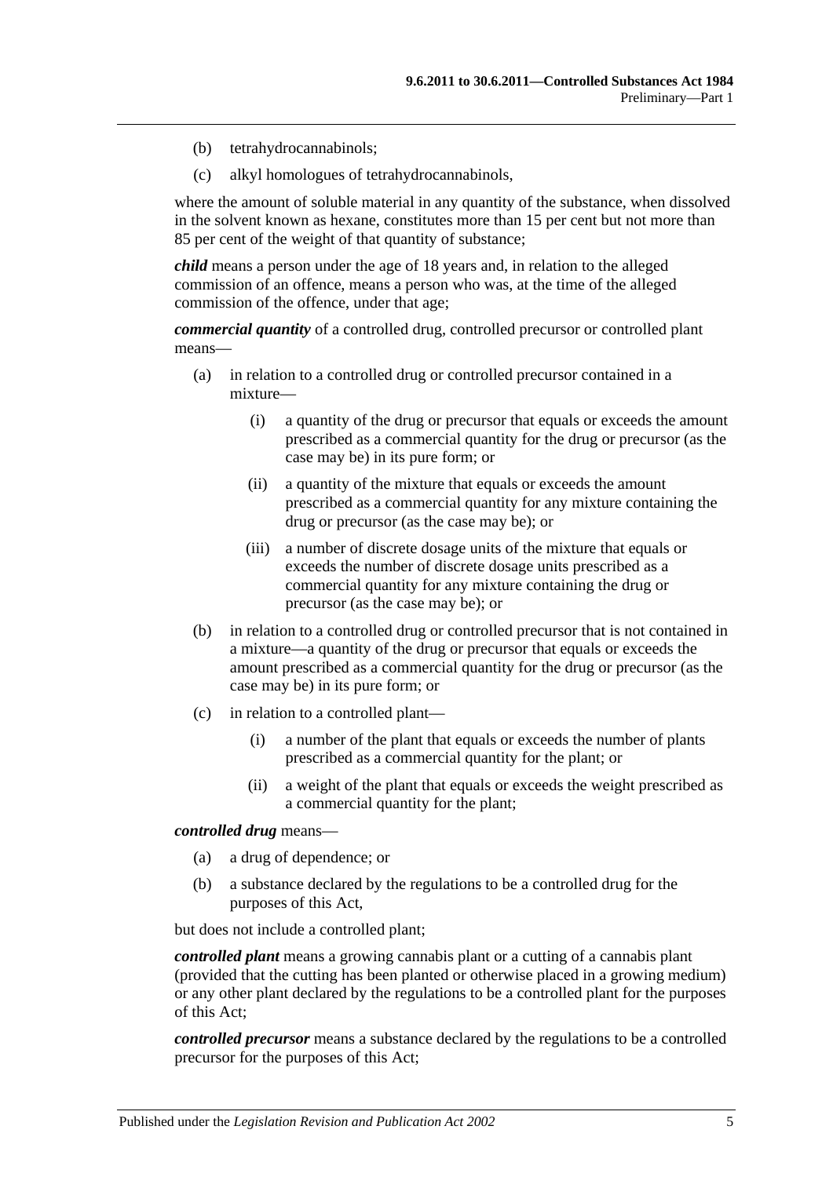(b) tetrahydrocannabinols;

(c) alkyl homologues of tetrahydrocannabinols,

where the amount of soluble material in any quantity of the substance, when dissolved in the solvent known as hexane, constitutes more than 15 per cent but not more than 85 per cent of the weight of that quantity of substance;

***child*** means a person under the age of 18 years and, in relation to the alleged commission of an offence, means a person who was, at the time of the alleged commission of the offence, under that age;

***commercial quantity*** of a controlled drug, controlled precursor or controlled plant means—

(a) in relation to a controlled drug or controlled precursor contained in a mixture—

(i) a quantity of the drug or precursor that equals or exceeds the amount prescribed as a commercial quantity for the drug or precursor (as the case may be) in its pure form; or

(ii) a quantity of the mixture that equals or exceeds the amount prescribed as a commercial quantity for any mixture containing the drug or precursor (as the case may be); or

(iii) a number of discrete dosage units of the mixture that equals or exceeds the number of discrete dosage units prescribed as a commercial quantity for any mixture containing the drug or precursor (as the case may be); or

(b) in relation to a controlled drug or controlled precursor that is not contained in a mixture—a quantity of the drug or precursor that equals or exceeds the amount prescribed as a commercial quantity for the drug or precursor (as the case may be) in its pure form; or

(c) in relation to a controlled plant—

(i) a number of the plant that equals or exceeds the number of plants prescribed as a commercial quantity for the plant; or

(ii) a weight of the plant that equals or exceeds the weight prescribed as a commercial quantity for the plant;

***controlled drug*** means—

(a) a drug of dependence; or

(b) a substance declared by the regulations to be a controlled drug for the purposes of this Act,

but does not include a controlled plant;

***controlled plant*** means a growing cannabis plant or a cutting of a cannabis plant (provided that the cutting has been planted or otherwise placed in a growing medium) or any other plant declared by the regulations to be a controlled plant for the purposes of this Act;

***controlled precursor*** means a substance declared by the regulations to be a controlled precursor for the purposes of this Act;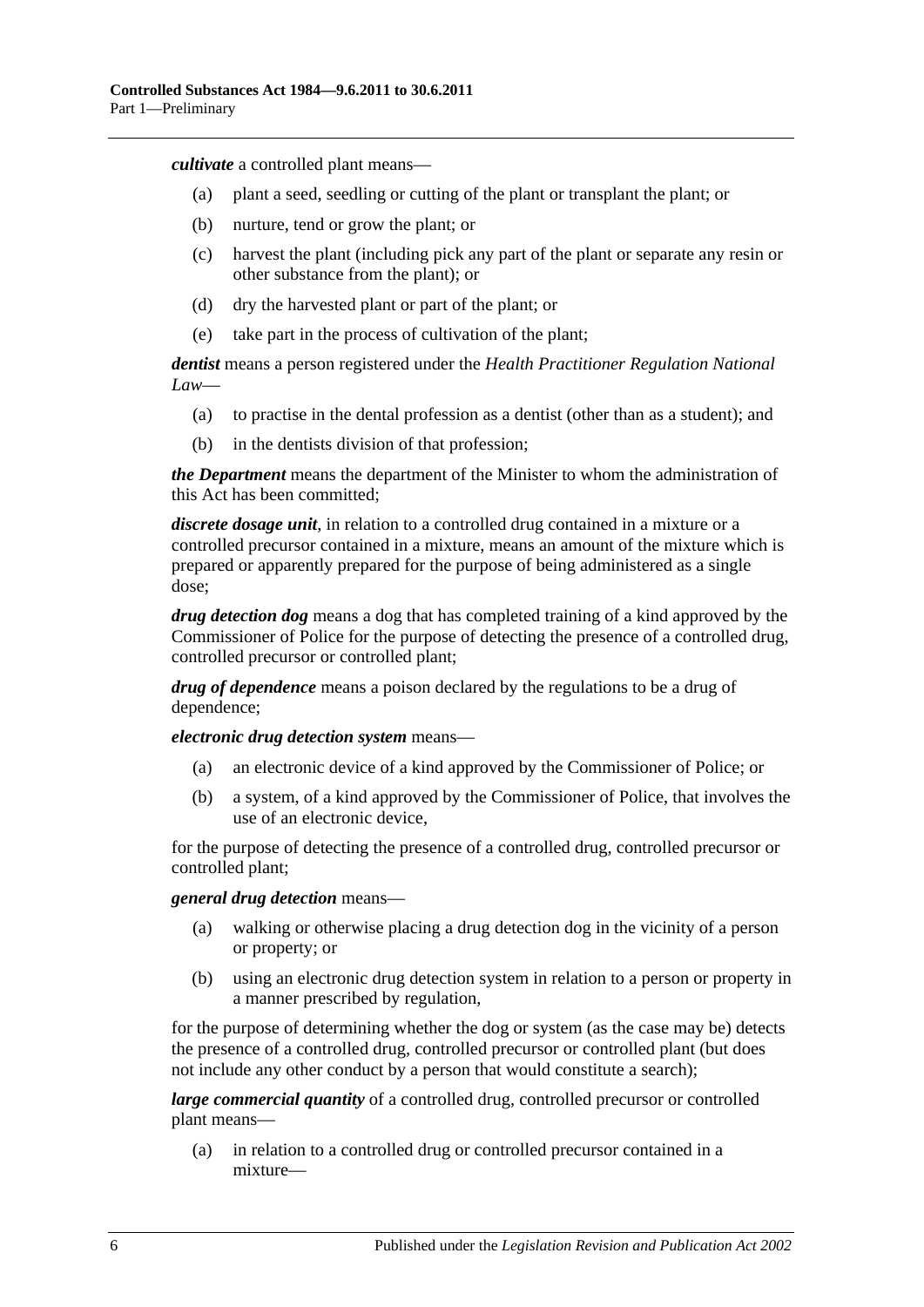***cultivate*** a controlled plant means—

(a) plant a seed, seedling or cutting of the plant or transplant the plant; or

(b) nurture, tend or grow the plant; or

(c) harvest the plant (including pick any part of the plant or separate any resin or other substance from the plant); or

(d) dry the harvested plant or part of the plant; or

(e) take part in the process of cultivation of the plant;

***dentist*** means a person registered under the *Health Practitioner Regulation National Law*—

(a) to practise in the dental profession as a dentist (other than as a student); and

(b) in the dentists division of that profession;

***the Department*** means the department of the Minister to whom the administration of this Act has been committed;

***discrete dosage unit***, in relation to a controlled drug contained in a mixture or a controlled precursor contained in a mixture, means an amount of the mixture which is prepared or apparently prepared for the purpose of being administered as a single dose;

***drug detection dog*** means a dog that has completed training of a kind approved by the Commissioner of Police for the purpose of detecting the presence of a controlled drug, controlled precursor or controlled plant;

***drug of dependence*** means a poison declared by the regulations to be a drug of dependence;

***electronic drug detection system*** means—

(a) an electronic device of a kind approved by the Commissioner of Police; or

(b) a system, of a kind approved by the Commissioner of Police, that involves the use of an electronic device,

for the purpose of detecting the presence of a controlled drug, controlled precursor or controlled plant;

***general drug detection*** means—

(a) walking or otherwise placing a drug detection dog in the vicinity of a person or property; or

(b) using an electronic drug detection system in relation to a person or property in a manner prescribed by regulation,

for the purpose of determining whether the dog or system (as the case may be) detects the presence of a controlled drug, controlled precursor or controlled plant (but does not include any other conduct by a person that would constitute a search);

***large commercial quantity*** of a controlled drug, controlled precursor or controlled plant means—

(a) in relation to a controlled drug or controlled precursor contained in a mixture—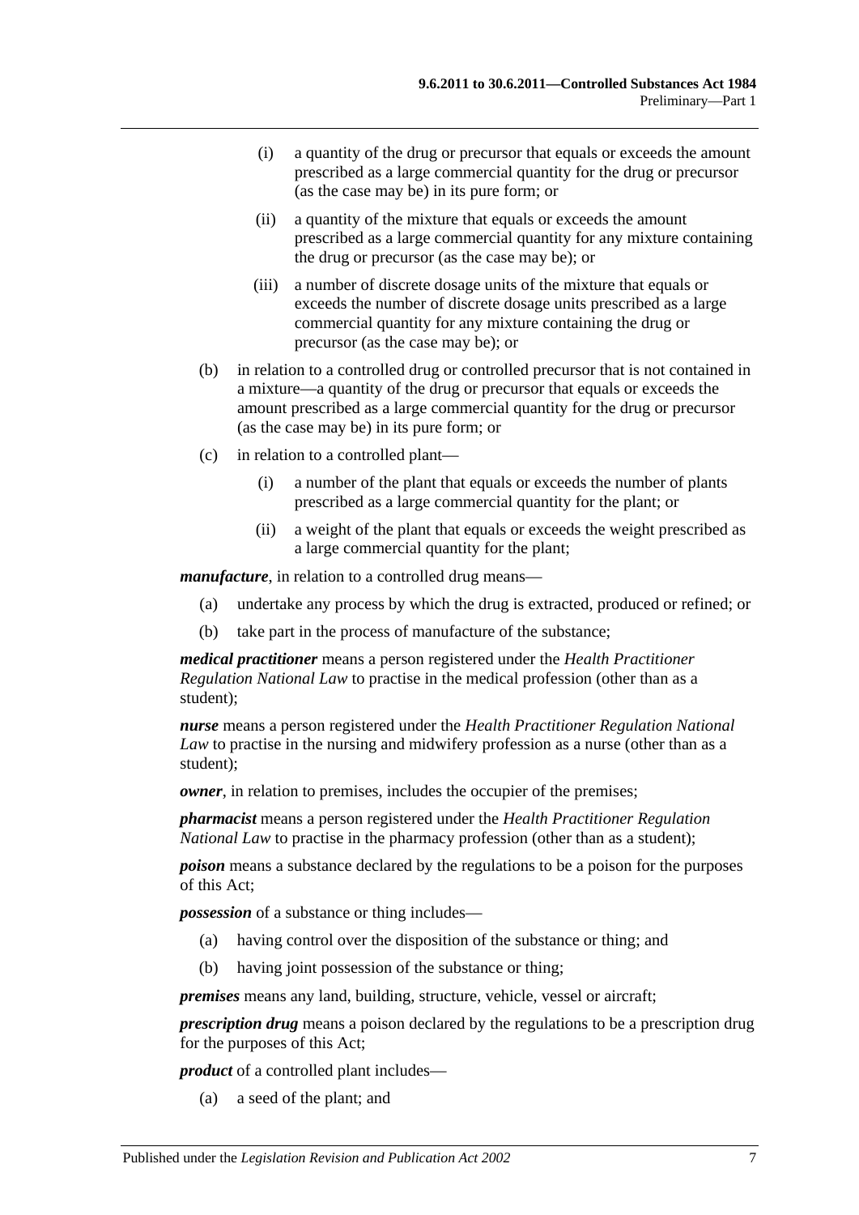(i) a quantity of the drug or precursor that equals or exceeds the amount prescribed as a large commercial quantity for the drug or precursor (as the case may be) in its pure form; or

(ii) a quantity of the mixture that equals or exceeds the amount prescribed as a large commercial quantity for any mixture containing the drug or precursor (as the case may be); or

(iii) a number of discrete dosage units of the mixture that equals or exceeds the number of discrete dosage units prescribed as a large commercial quantity for any mixture containing the drug or precursor (as the case may be); or

(b) in relation to a controlled drug or controlled precursor that is not contained in a mixture—a quantity of the drug or precursor that equals or exceeds the amount prescribed as a large commercial quantity for the drug or precursor (as the case may be) in its pure form; or

(c) in relation to a controlled plant—

(i) a number of the plant that equals or exceeds the number of plants prescribed as a large commercial quantity for the plant; or

(ii) a weight of the plant that equals or exceeds the weight prescribed as a large commercial quantity for the plant;

***manufacture***, in relation to a controlled drug means—

(a) undertake any process by which the drug is extracted, produced or refined; or

(b) take part in the process of manufacture of the substance;

***medical practitioner*** means a person registered under the *Health Practitioner Regulation National Law* to practise in the medical profession (other than as a student);

***nurse*** means a person registered under the *Health Practitioner Regulation National Law* to practise in the nursing and midwifery profession as a nurse (other than as a student);

***owner***, in relation to premises, includes the occupier of the premises;

***pharmacist*** means a person registered under the *Health Practitioner Regulation National Law* to practise in the pharmacy profession (other than as a student);

***poison*** means a substance declared by the regulations to be a poison for the purposes of this Act;

***possession*** of a substance or thing includes—

(a) having control over the disposition of the substance or thing; and

(b) having joint possession of the substance or thing;

***premises*** means any land, building, structure, vehicle, vessel or aircraft;

***prescription drug*** means a poison declared by the regulations to be a prescription drug for the purposes of this Act;

***product*** of a controlled plant includes—

(a) a seed of the plant; and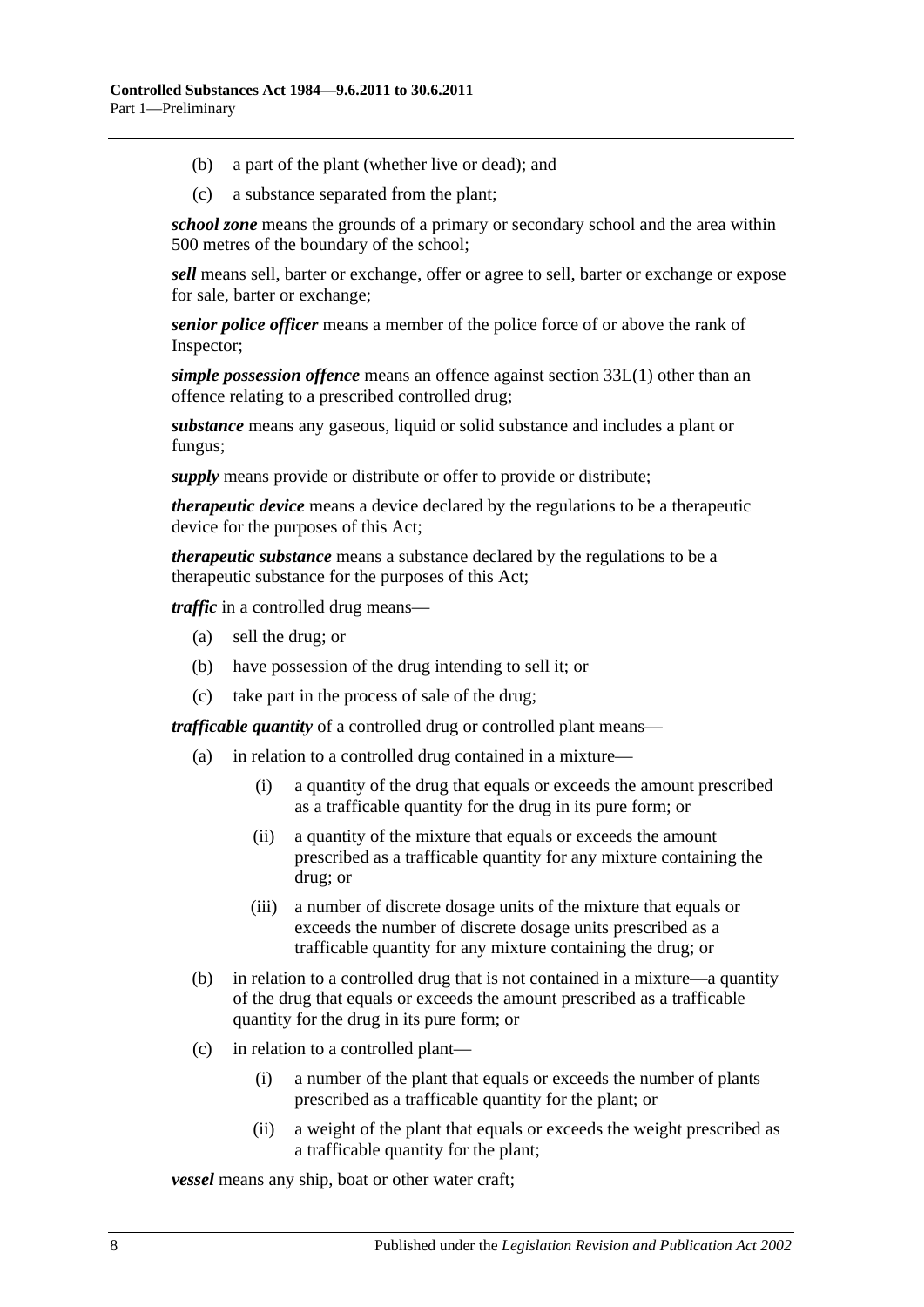(b) a part of the plant (whether live or dead); and

(c) a substance separated from the plant;

***school zone*** means the grounds of a primary or secondary school and the area within 500 metres of the boundary of the school;

***sell*** means sell, barter or exchange, offer or agree to sell, barter or exchange or expose for sale, barter or exchange;

***senior police officer*** means a member of the police force of or above the rank of Inspector;

***simple possession offence*** means an offence against section 33L(1) other than an offence relating to a prescribed controlled drug;

***substance*** means any gaseous, liquid or solid substance and includes a plant or fungus;

***supply*** means provide or distribute or offer to provide or distribute;

***therapeutic device*** means a device declared by the regulations to be a therapeutic device for the purposes of this Act;

***therapeutic substance*** means a substance declared by the regulations to be a therapeutic substance for the purposes of this Act;

***traffic*** in a controlled drug means—

(a) sell the drug; or

(b) have possession of the drug intending to sell it; or

(c) take part in the process of sale of the drug;

***trafficable quantity*** of a controlled drug or controlled plant means—

(a) in relation to a controlled drug contained in a mixture—

(i) a quantity of the drug that equals or exceeds the amount prescribed as a trafficable quantity for the drug in its pure form; or

(ii) a quantity of the mixture that equals or exceeds the amount prescribed as a trafficable quantity for any mixture containing the drug; or

(iii) a number of discrete dosage units of the mixture that equals or exceeds the number of discrete dosage units prescribed as a trafficable quantity for any mixture containing the drug; or

(b) in relation to a controlled drug that is not contained in a mixture—a quantity of the drug that equals or exceeds the amount prescribed as a trafficable quantity for the drug in its pure form; or

(c) in relation to a controlled plant—

(i) a number of the plant that equals or exceeds the number of plants prescribed as a trafficable quantity for the plant; or

(ii) a weight of the plant that equals or exceeds the weight prescribed as a trafficable quantity for the plant;

***vessel*** means any ship, boat or other water craft;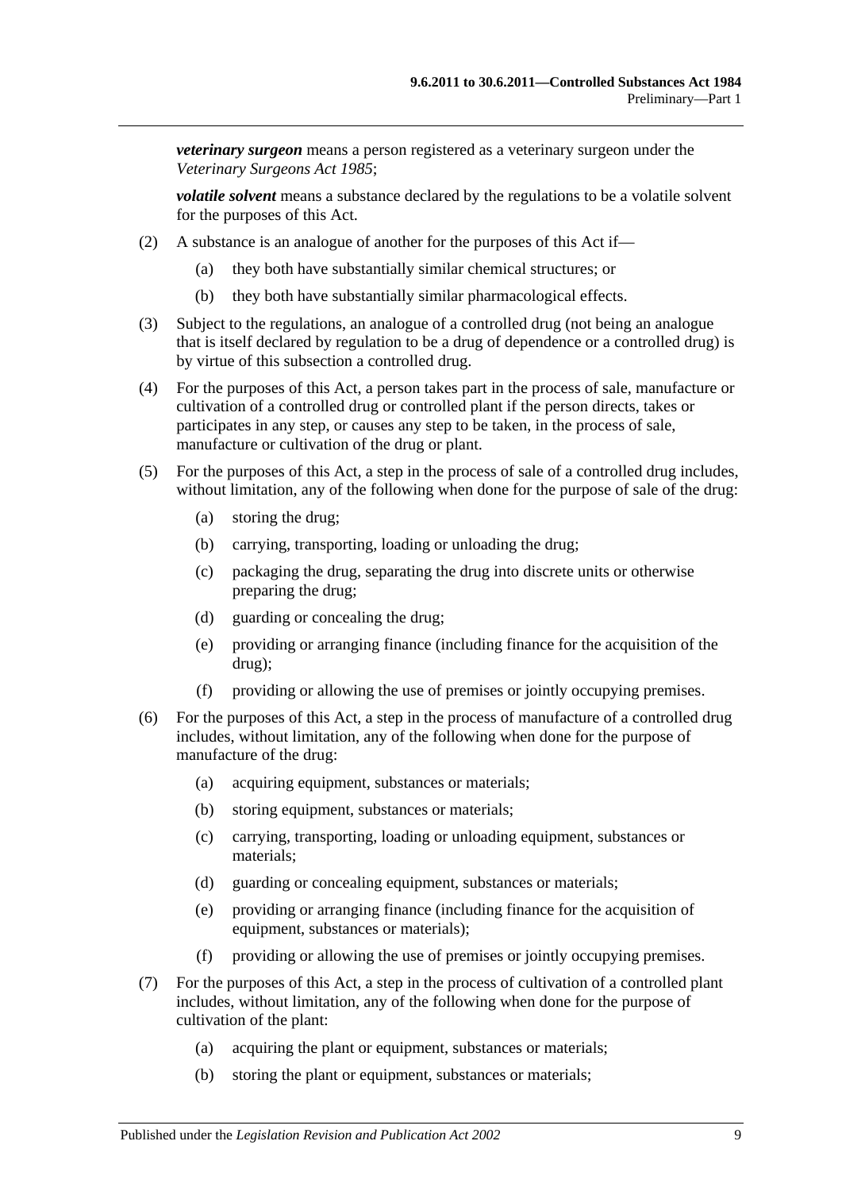***veterinary surgeon*** means a person registered as a veterinary surgeon under the *Veterinary Surgeons Act 1985*;

***volatile solvent*** means a substance declared by the regulations to be a volatile solvent for the purposes of this Act.

(2) A substance is an analogue of another for the purposes of this Act if—

- (a) they both have substantially similar chemical structures; or
- (b) they both have substantially similar pharmacological effects.

(3) Subject to the regulations, an analogue of a controlled drug (not being an analogue that is itself declared by regulation to be a drug of dependence or a controlled drug) is by virtue of this subsection a controlled drug.

(4) For the purposes of this Act, a person takes part in the process of sale, manufacture or cultivation of a controlled drug or controlled plant if the person directs, takes or participates in any step, or causes any step to be taken, in the process of sale, manufacture or cultivation of the drug or plant.

(5) For the purposes of this Act, a step in the process of sale of a controlled drug includes, without limitation, any of the following when done for the purpose of sale of the drug:

- (a) storing the drug;
- (b) carrying, transporting, loading or unloading the drug;
- (c) packaging the drug, separating the drug into discrete units or otherwise preparing the drug;
- (d) guarding or concealing the drug;
- (e) providing or arranging finance (including finance for the acquisition of the drug);
- (f) providing or allowing the use of premises or jointly occupying premises.

(6) For the purposes of this Act, a step in the process of manufacture of a controlled drug includes, without limitation, any of the following when done for the purpose of manufacture of the drug:

- (a) acquiring equipment, substances or materials;
- (b) storing equipment, substances or materials;
- (c) carrying, transporting, loading or unloading equipment, substances or materials;
- (d) guarding or concealing equipment, substances or materials;
- (e) providing or arranging finance (including finance for the acquisition of equipment, substances or materials);
- (f) providing or allowing the use of premises or jointly occupying premises.

(7) For the purposes of this Act, a step in the process of cultivation of a controlled plant includes, without limitation, any of the following when done for the purpose of cultivation of the plant:

- (a) acquiring the plant or equipment, substances or materials;
- (b) storing the plant or equipment, substances or materials;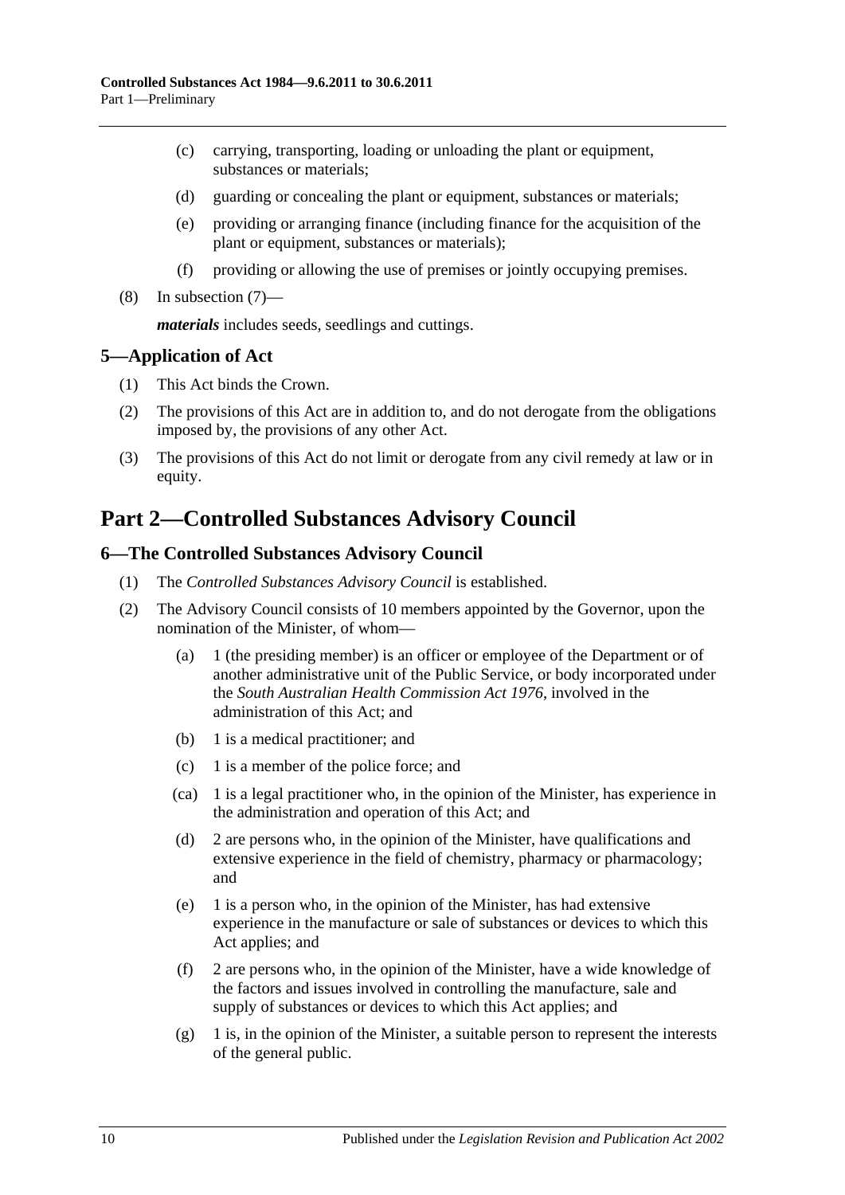(c) carrying, transporting, loading or unloading the plant or equipment, substances or materials;

(d) guarding or concealing the plant or equipment, substances or materials;

(e) providing or arranging finance (including finance for the acquisition of the plant or equipment, substances or materials);

(f) providing or allowing the use of premises or jointly occupying premises.

(8) In subsection (7)—

***materials*** includes seeds, seedlings and cuttings.

## 5—Application of Act

(1) This Act binds the Crown.

(2) The provisions of this Act are in addition to, and do not derogate from the obligations imposed by, the provisions of any other Act.

(3) The provisions of this Act do not limit or derogate from any civil remedy at law or in equity.

# Part 2—Controlled Substances Advisory Council

## 6—The Controlled Substances Advisory Council

(1) The *Controlled Substances Advisory Council* is established.

(2) The Advisory Council consists of 10 members appointed by the Governor, upon the nomination of the Minister, of whom—

(a) 1 (the presiding member) is an officer or employee of the Department or of another administrative unit of the Public Service, or body incorporated under the *South Australian Health Commission Act 1976*, involved in the administration of this Act; and

(b) 1 is a medical practitioner; and

(c) 1 is a member of the police force; and

(ca) 1 is a legal practitioner who, in the opinion of the Minister, has experience in the administration and operation of this Act; and

(d) 2 are persons who, in the opinion of the Minister, have qualifications and extensive experience in the field of chemistry, pharmacy or pharmacology; and

(e) 1 is a person who, in the opinion of the Minister, has had extensive experience in the manufacture or sale of substances or devices to which this Act applies; and

(f) 2 are persons who, in the opinion of the Minister, have a wide knowledge of the factors and issues involved in controlling the manufacture, sale and supply of substances or devices to which this Act applies; and

(g) 1 is, in the opinion of the Minister, a suitable person to represent the interests of the general public.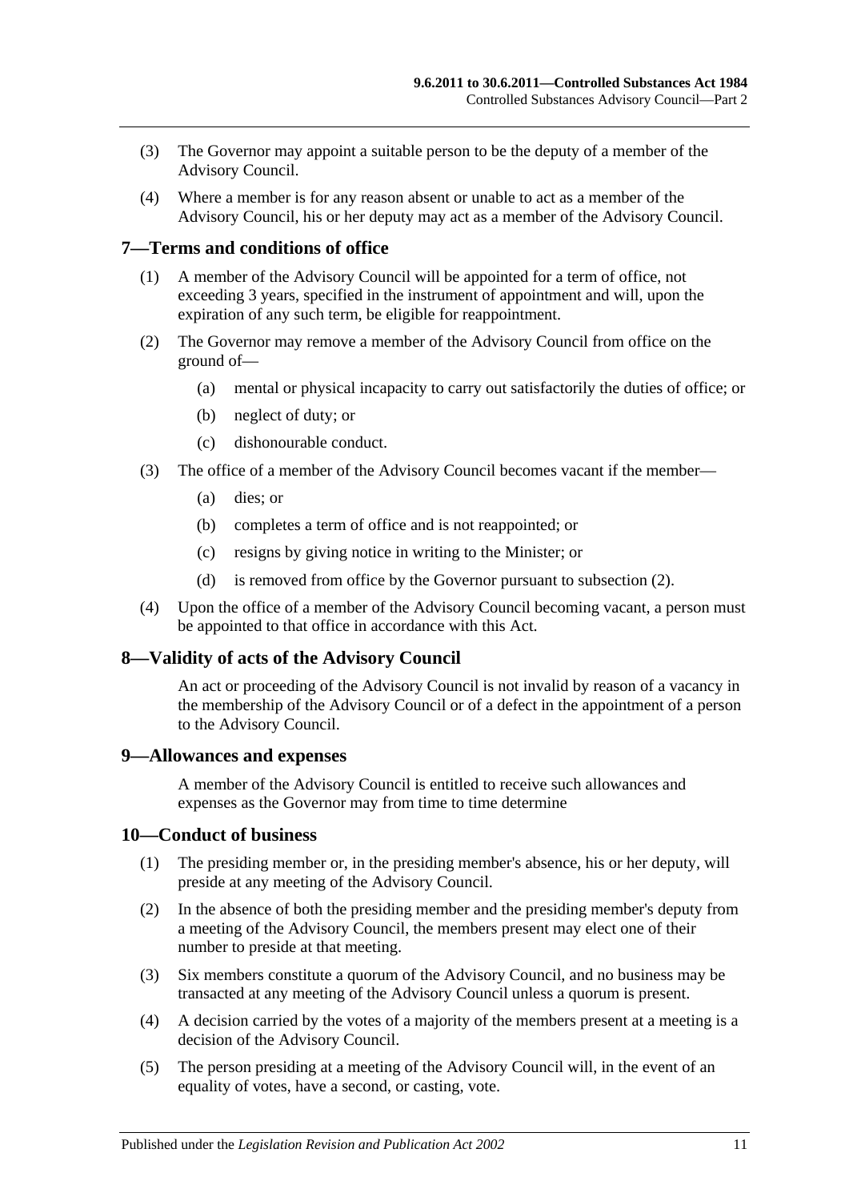(3) The Governor may appoint a suitable person to be the deputy of a member of the Advisory Council.

(4) Where a member is for any reason absent or unable to act as a member of the Advisory Council, his or her deputy may act as a member of the Advisory Council.

## 7—Terms and conditions of office

(1) A member of the Advisory Council will be appointed for a term of office, not exceeding 3 years, specified in the instrument of appointment and will, upon the expiration of any such term, be eligible for reappointment.

(2) The Governor may remove a member of the Advisory Council from office on the ground of—

- (a) mental or physical incapacity to carry out satisfactorily the duties of office; or
- (b) neglect of duty; or
- (c) dishonourable conduct.

(3) The office of a member of the Advisory Council becomes vacant if the member—

- (a) dies; or
- (b) completes a term of office and is not reappointed; or
- (c) resigns by giving notice in writing to the Minister; or
- (d) is removed from office by the Governor pursuant to subsection (2).

(4) Upon the office of a member of the Advisory Council becoming vacant, a person must be appointed to that office in accordance with this Act.

## 8—Validity of acts of the Advisory Council

An act or proceeding of the Advisory Council is not invalid by reason of a vacancy in the membership of the Advisory Council or of a defect in the appointment of a person to the Advisory Council.

## 9—Allowances and expenses

A member of the Advisory Council is entitled to receive such allowances and expenses as the Governor may from time to time determine

## 10—Conduct of business

(1) The presiding member or, in the presiding member's absence, his or her deputy, will preside at any meeting of the Advisory Council.

(2) In the absence of both the presiding member and the presiding member's deputy from a meeting of the Advisory Council, the members present may elect one of their number to preside at that meeting.

(3) Six members constitute a quorum of the Advisory Council, and no business may be transacted at any meeting of the Advisory Council unless a quorum is present.

(4) A decision carried by the votes of a majority of the members present at a meeting is a decision of the Advisory Council.

(5) The person presiding at a meeting of the Advisory Council will, in the event of an equality of votes, have a second, or casting, vote.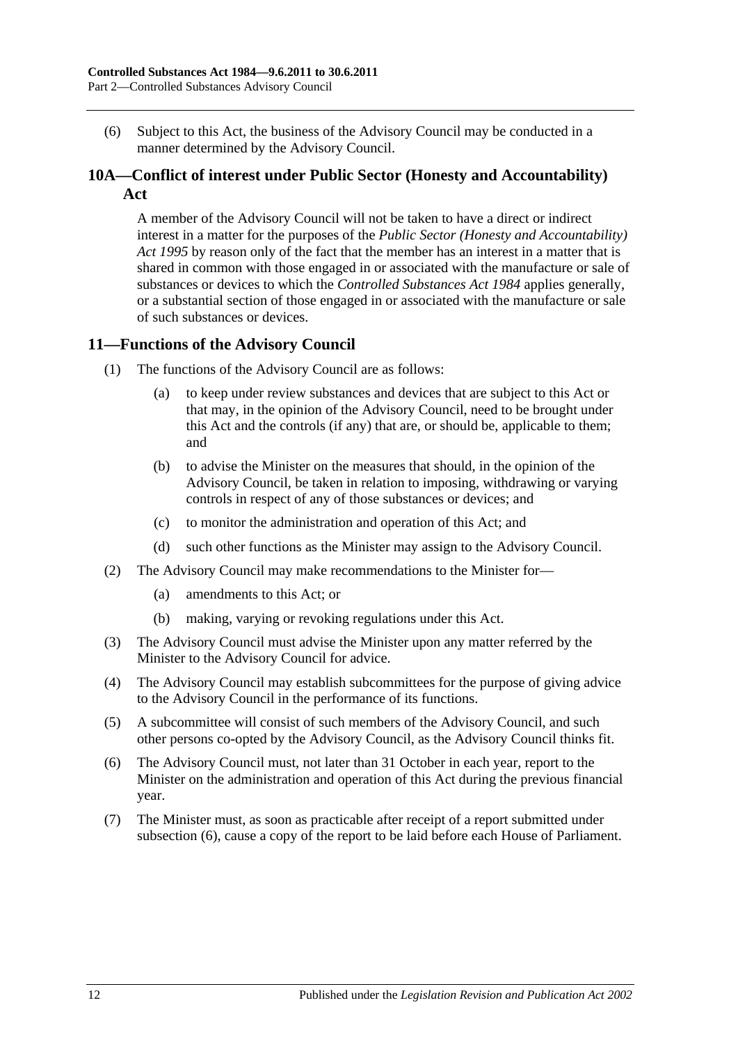(6) Subject to this Act, the business of the Advisory Council may be conducted in a manner determined by the Advisory Council.

## 10A—Conflict of interest under Public Sector (Honesty and Accountability) Act

A member of the Advisory Council will not be taken to have a direct or indirect interest in a matter for the purposes of the *Public Sector (Honesty and Accountability) Act 1995* by reason only of the fact that the member has an interest in a matter that is shared in common with those engaged in or associated with the manufacture or sale of substances or devices to which the *Controlled Substances Act 1984* applies generally, or a substantial section of those engaged in or associated with the manufacture or sale of such substances or devices.

## 11—Functions of the Advisory Council

(1) The functions of the Advisory Council are as follows:

(a) to keep under review substances and devices that are subject to this Act or that may, in the opinion of the Advisory Council, need to be brought under this Act and the controls (if any) that are, or should be, applicable to them; and

(b) to advise the Minister on the measures that should, in the opinion of the Advisory Council, be taken in relation to imposing, withdrawing or varying controls in respect of any of those substances or devices; and

(c) to monitor the administration and operation of this Act; and

(d) such other functions as the Minister may assign to the Advisory Council.

(2) The Advisory Council may make recommendations to the Minister for—

(a) amendments to this Act; or

(b) making, varying or revoking regulations under this Act.

(3) The Advisory Council must advise the Minister upon any matter referred by the Minister to the Advisory Council for advice.

(4) The Advisory Council may establish subcommittees for the purpose of giving advice to the Advisory Council in the performance of its functions.

(5) A subcommittee will consist of such members of the Advisory Council, and such other persons co-opted by the Advisory Council, as the Advisory Council thinks fit.

(6) The Advisory Council must, not later than 31 October in each year, report to the Minister on the administration and operation of this Act during the previous financial year.

(7) The Minister must, as soon as practicable after receipt of a report submitted under subsection (6), cause a copy of the report to be laid before each House of Parliament.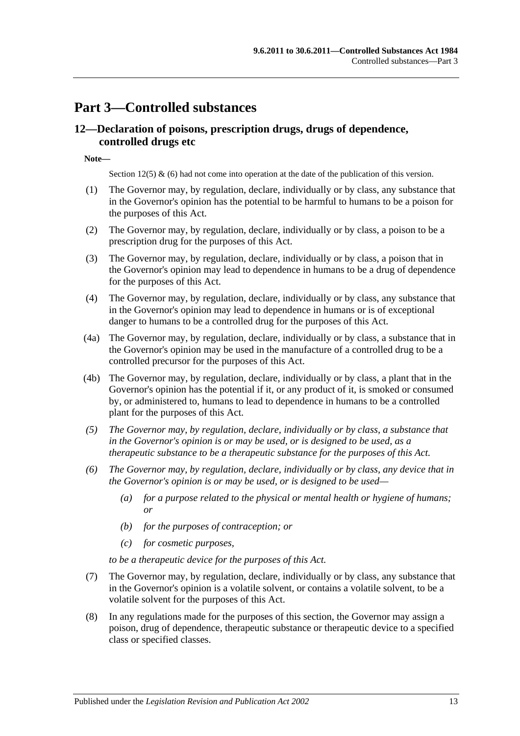# Part 3—Controlled substances

## 12—Declaration of poisons, prescription drugs, drugs of dependence, controlled drugs etc

**Note—**

Section 12(5) & (6) had not come into operation at the date of the publication of this version.

(1) The Governor may, by regulation, declare, individually or by class, any substance that in the Governor's opinion has the potential to be harmful to humans to be a poison for the purposes of this Act.

(2) The Governor may, by regulation, declare, individually or by class, a poison to be a prescription drug for the purposes of this Act.

(3) The Governor may, by regulation, declare, individually or by class, a poison that in the Governor's opinion may lead to dependence in humans to be a drug of dependence for the purposes of this Act.

(4) The Governor may, by regulation, declare, individually or by class, any substance that in the Governor's opinion may lead to dependence in humans or is of exceptional danger to humans to be a controlled drug for the purposes of this Act.

(4a) The Governor may, by regulation, declare, individually or by class, a substance that in the Governor's opinion may be used in the manufacture of a controlled drug to be a controlled precursor for the purposes of this Act.

(4b) The Governor may, by regulation, declare, individually or by class, a plant that in the Governor's opinion has the potential if it, or any product of it, is smoked or consumed by, or administered to, humans to lead to dependence in humans to be a controlled plant for the purposes of this Act.

*(5) The Governor may, by regulation, declare, individually or by class, a substance that in the Governor's opinion is or may be used, or is designed to be used, as a therapeutic substance to be a therapeutic substance for the purposes of this Act.*

*(6) The Governor may, by regulation, declare, individually or by class, any device that in the Governor's opinion is or may be used, or is designed to be used—*

*(a) for a purpose related to the physical or mental health or hygiene of humans; or*

*(b) for the purposes of contraception; or*

*(c) for cosmetic purposes,*

*to be a therapeutic device for the purposes of this Act.*

(7) The Governor may, by regulation, declare, individually or by class, any substance that in the Governor's opinion is a volatile solvent, or contains a volatile solvent, to be a volatile solvent for the purposes of this Act.

(8) In any regulations made for the purposes of this section, the Governor may assign a poison, drug of dependence, therapeutic substance or therapeutic device to a specified class or specified classes.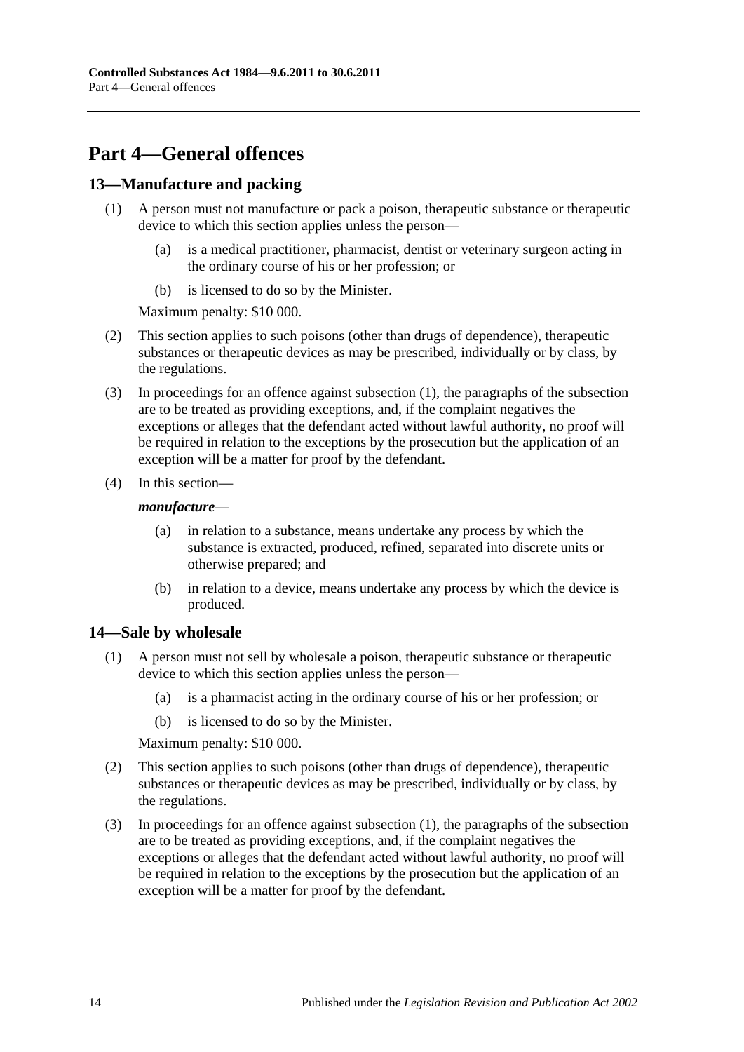# Part 4—General offences

## 13—Manufacture and packing

(1) A person must not manufacture or pack a poison, therapeutic substance or therapeutic device to which this section applies unless the person—

(a) is a medical practitioner, pharmacist, dentist or veterinary surgeon acting in the ordinary course of his or her profession; or

(b) is licensed to do so by the Minister.

Maximum penalty: $10 000.

(2) This section applies to such poisons (other than drugs of dependence), therapeutic substances or therapeutic devices as may be prescribed, individually or by class, by the regulations.

(3) In proceedings for an offence against subsection (1), the paragraphs of the subsection are to be treated as providing exceptions, and, if the complaint negatives the exceptions or alleges that the defendant acted without lawful authority, no proof will be required in relation to the exceptions by the prosecution but the application of an exception will be a matter for proof by the defendant.

(4) In this section—

***manufacture***—

(a) in relation to a substance, means undertake any process by which the substance is extracted, produced, refined, separated into discrete units or otherwise prepared; and

(b) in relation to a device, means undertake any process by which the device is produced.

## 14—Sale by wholesale

(1) A person must not sell by wholesale a poison, therapeutic substance or therapeutic device to which this section applies unless the person—

(a) is a pharmacist acting in the ordinary course of his or her profession; or

(b) is licensed to do so by the Minister.

Maximum penalty: $10 000.

(2) This section applies to such poisons (other than drugs of dependence), therapeutic substances or therapeutic devices as may be prescribed, individually or by class, by the regulations.

(3) In proceedings for an offence against subsection (1), the paragraphs of the subsection are to be treated as providing exceptions, and, if the complaint negatives the exceptions or alleges that the defendant acted without lawful authority, no proof will be required in relation to the exceptions by the prosecution but the application of an exception will be a matter for proof by the defendant.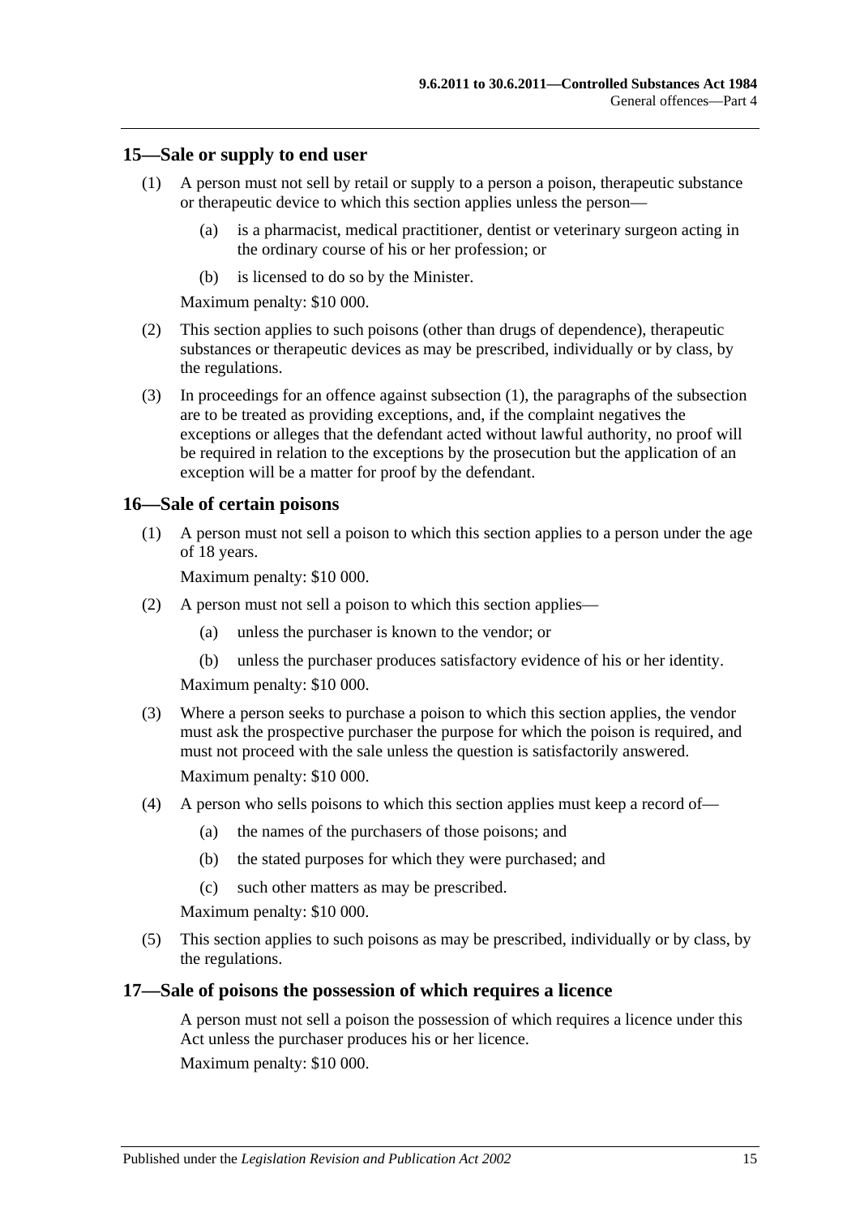## 15—Sale or supply to end user

(1) A person must not sell by retail or supply to a person a poison, therapeutic substance or therapeutic device to which this section applies unless the person—

  (a) is a pharmacist, medical practitioner, dentist or veterinary surgeon acting in the ordinary course of his or her profession; or

  (b) is licensed to do so by the Minister.

Maximum penalty: $10 000.

(2) This section applies to such poisons (other than drugs of dependence), therapeutic substances or therapeutic devices as may be prescribed, individually or by class, by the regulations.

(3) In proceedings for an offence against subsection (1), the paragraphs of the subsection are to be treated as providing exceptions, and, if the complaint negatives the exceptions or alleges that the defendant acted without lawful authority, no proof will be required in relation to the exceptions by the prosecution but the application of an exception will be a matter for proof by the defendant.

## 16—Sale of certain poisons

(1) A person must not sell a poison to which this section applies to a person under the age of 18 years.

Maximum penalty: $10 000.

(2) A person must not sell a poison to which this section applies—

  (a) unless the purchaser is known to the vendor; or

  (b) unless the purchaser produces satisfactory evidence of his or her identity.

Maximum penalty: $10 000.

(3) Where a person seeks to purchase a poison to which this section applies, the vendor must ask the prospective purchaser the purpose for which the poison is required, and must not proceed with the sale unless the question is satisfactorily answered.

Maximum penalty: $10 000.

(4) A person who sells poisons to which this section applies must keep a record of—

  (a) the names of the purchasers of those poisons; and

  (b) the stated purposes for which they were purchased; and

  (c) such other matters as may be prescribed.

Maximum penalty: $10 000.

(5) This section applies to such poisons as may be prescribed, individually or by class, by the regulations.

## 17—Sale of poisons the possession of which requires a licence

A person must not sell a poison the possession of which requires a licence under this Act unless the purchaser produces his or her licence.

Maximum penalty: $10 000.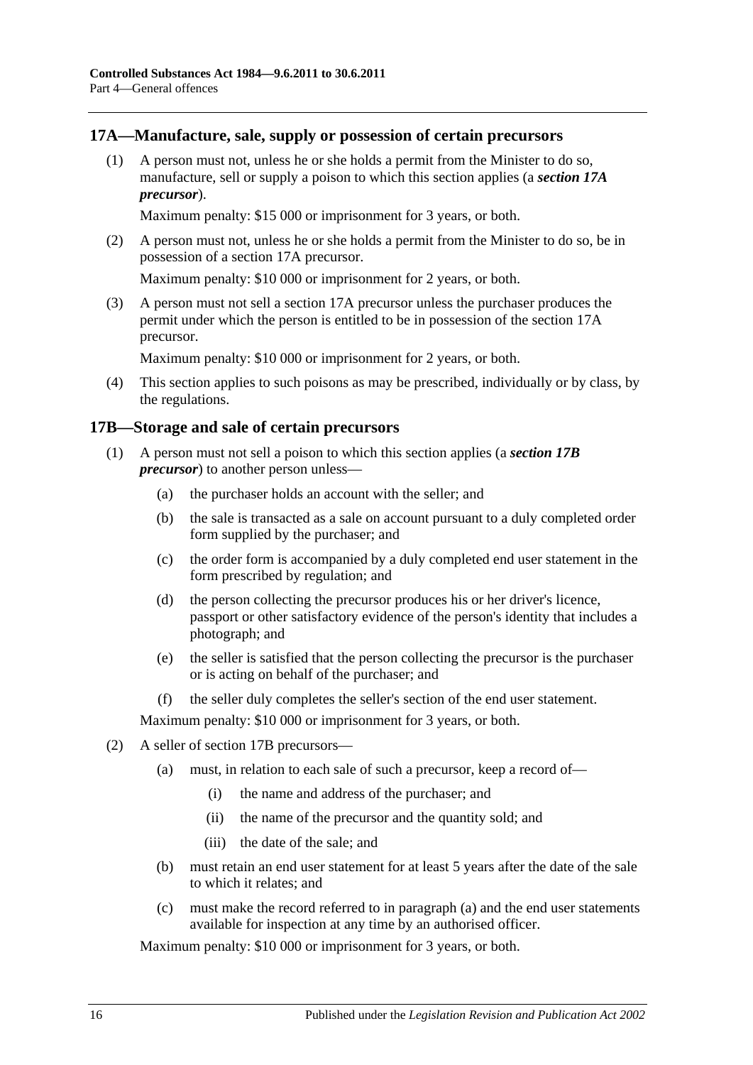## 17A—Manufacture, sale, supply or possession of certain precursors

(1) A person must not, unless he or she holds a permit from the Minister to do so, manufacture, sell or supply a poison to which this section applies (a ***section 17A precursor***).

Maximum penalty: $15 000 or imprisonment for 3 years, or both.

(2) A person must not, unless he or she holds a permit from the Minister to do so, be in possession of a section 17A precursor.

Maximum penalty: $10 000 or imprisonment for 2 years, or both.

(3) A person must not sell a section 17A precursor unless the purchaser produces the permit under which the person is entitled to be in possession of the section 17A precursor.

Maximum penalty: $10 000 or imprisonment for 2 years, or both.

(4) This section applies to such poisons as may be prescribed, individually or by class, by the regulations.

## 17B—Storage and sale of certain precursors

(1) A person must not sell a poison to which this section applies (a ***section 17B precursor***) to another person unless—

(a) the purchaser holds an account with the seller; and

(b) the sale is transacted as a sale on account pursuant to a duly completed order form supplied by the purchaser; and

(c) the order form is accompanied by a duly completed end user statement in the form prescribed by regulation; and

(d) the person collecting the precursor produces his or her driver's licence, passport or other satisfactory evidence of the person's identity that includes a photograph; and

(e) the seller is satisfied that the person collecting the precursor is the purchaser or is acting on behalf of the purchaser; and

(f) the seller duly completes the seller's section of the end user statement.

Maximum penalty: $10 000 or imprisonment for 3 years, or both.

(2) A seller of section 17B precursors—

(a) must, in relation to each sale of such a precursor, keep a record of—

(i) the name and address of the purchaser; and

(ii) the name of the precursor and the quantity sold; and

(iii) the date of the sale; and

(b) must retain an end user statement for at least 5 years after the date of the sale to which it relates; and

(c) must make the record referred to in paragraph (a) and the end user statements available for inspection at any time by an authorised officer.

Maximum penalty: $10 000 or imprisonment for 3 years, or both.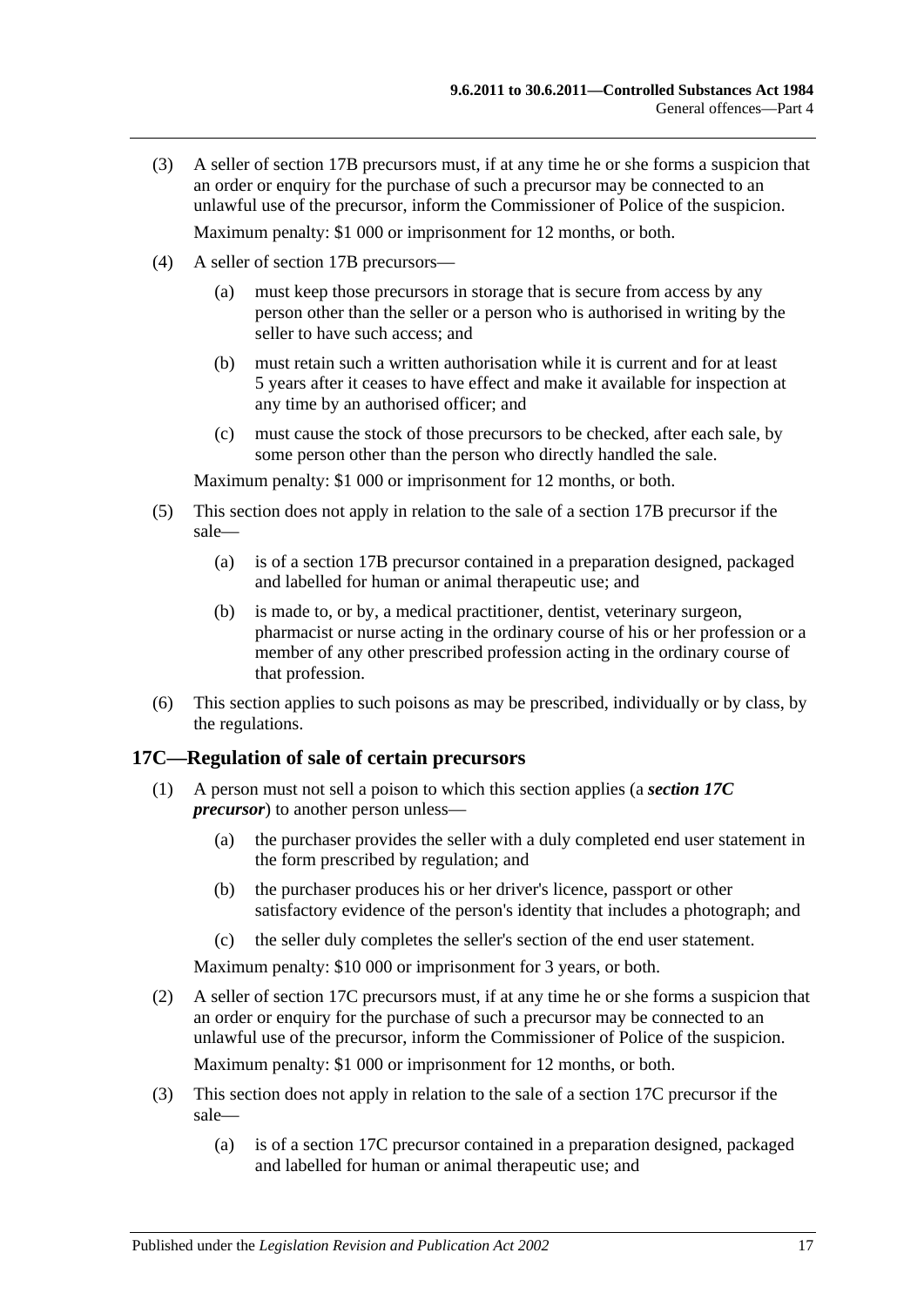(3) A seller of section 17B precursors must, if at any time he or she forms a suspicion that an order or enquiry for the purchase of such a precursor may be connected to an unlawful use of the precursor, inform the Commissioner of Police of the suspicion.

Maximum penalty: $1 000 or imprisonment for 12 months, or both.

(4) A seller of section 17B precursors—

(a) must keep those precursors in storage that is secure from access by any person other than the seller or a person who is authorised in writing by the seller to have such access; and

(b) must retain such a written authorisation while it is current and for at least 5 years after it ceases to have effect and make it available for inspection at any time by an authorised officer; and

(c) must cause the stock of those precursors to be checked, after each sale, by some person other than the person who directly handled the sale.

Maximum penalty: $1 000 or imprisonment for 12 months, or both.

(5) This section does not apply in relation to the sale of a section 17B precursor if the sale—

(a) is of a section 17B precursor contained in a preparation designed, packaged and labelled for human or animal therapeutic use; and

(b) is made to, or by, a medical practitioner, dentist, veterinary surgeon, pharmacist or nurse acting in the ordinary course of his or her profession or a member of any other prescribed profession acting in the ordinary course of that profession.

(6) This section applies to such poisons as may be prescribed, individually or by class, by the regulations.

## 17C—Regulation of sale of certain precursors

(1) A person must not sell a poison to which this section applies (a ***section 17C precursor***) to another person unless—

(a) the purchaser provides the seller with a duly completed end user statement in the form prescribed by regulation; and

(b) the purchaser produces his or her driver's licence, passport or other satisfactory evidence of the person's identity that includes a photograph; and

(c) the seller duly completes the seller's section of the end user statement.

Maximum penalty: $10 000 or imprisonment for 3 years, or both.

(2) A seller of section 17C precursors must, if at any time he or she forms a suspicion that an order or enquiry for the purchase of such a precursor may be connected to an unlawful use of the precursor, inform the Commissioner of Police of the suspicion.

Maximum penalty: $1 000 or imprisonment for 12 months, or both.

(3) This section does not apply in relation to the sale of a section 17C precursor if the sale—

(a) is of a section 17C precursor contained in a preparation designed, packaged and labelled for human or animal therapeutic use; and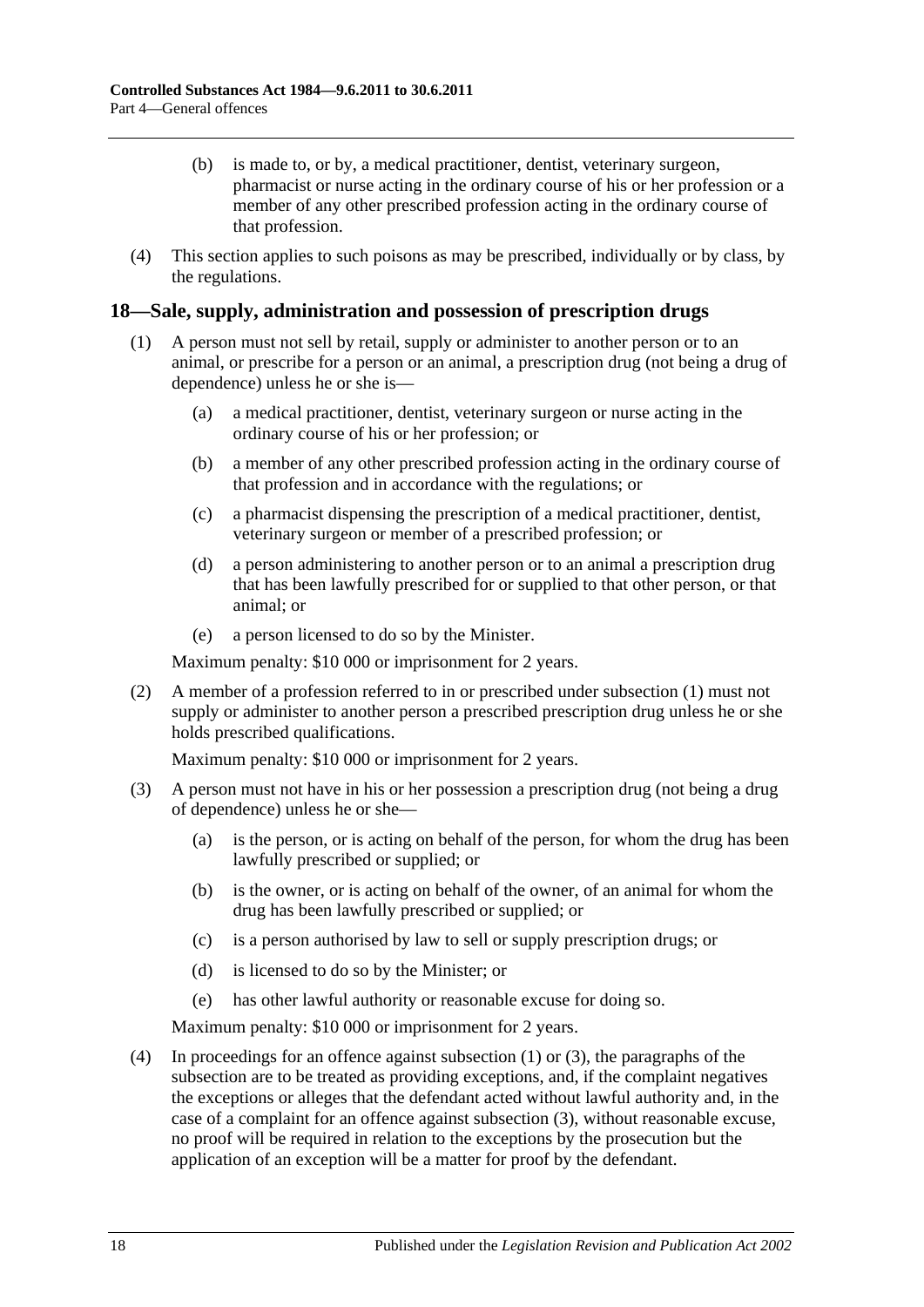(b) is made to, or by, a medical practitioner, dentist, veterinary surgeon, pharmacist or nurse acting in the ordinary course of his or her profession or a member of any other prescribed profession acting in the ordinary course of that profession.

(4) This section applies to such poisons as may be prescribed, individually or by class, by the regulations.

## 18—Sale, supply, administration and possession of prescription drugs

(1) A person must not sell by retail, supply or administer to another person or to an animal, or prescribe for a person or an animal, a prescription drug (not being a drug of dependence) unless he or she is—

(a) a medical practitioner, dentist, veterinary surgeon or nurse acting in the ordinary course of his or her profession; or

(b) a member of any other prescribed profession acting in the ordinary course of that profession and in accordance with the regulations; or

(c) a pharmacist dispensing the prescription of a medical practitioner, dentist, veterinary surgeon or member of a prescribed profession; or

(d) a person administering to another person or to an animal a prescription drug that has been lawfully prescribed for or supplied to that other person, or that animal; or

(e) a person licensed to do so by the Minister.

Maximum penalty: $10 000 or imprisonment for 2 years.

(2) A member of a profession referred to in or prescribed under subsection (1) must not supply or administer to another person a prescribed prescription drug unless he or she holds prescribed qualifications.

Maximum penalty: $10 000 or imprisonment for 2 years.

(3) A person must not have in his or her possession a prescription drug (not being a drug of dependence) unless he or she—

(a) is the person, or is acting on behalf of the person, for whom the drug has been lawfully prescribed or supplied; or

(b) is the owner, or is acting on behalf of the owner, of an animal for whom the drug has been lawfully prescribed or supplied; or

(c) is a person authorised by law to sell or supply prescription drugs; or

(d) is licensed to do so by the Minister; or

(e) has other lawful authority or reasonable excuse for doing so.

Maximum penalty: $10 000 or imprisonment for 2 years.

(4) In proceedings for an offence against subsection (1) or (3), the paragraphs of the subsection are to be treated as providing exceptions, and, if the complaint negatives the exceptions or alleges that the defendant acted without lawful authority and, in the case of a complaint for an offence against subsection (3), without reasonable excuse, no proof will be required in relation to the exceptions by the prosecution but the application of an exception will be a matter for proof by the defendant.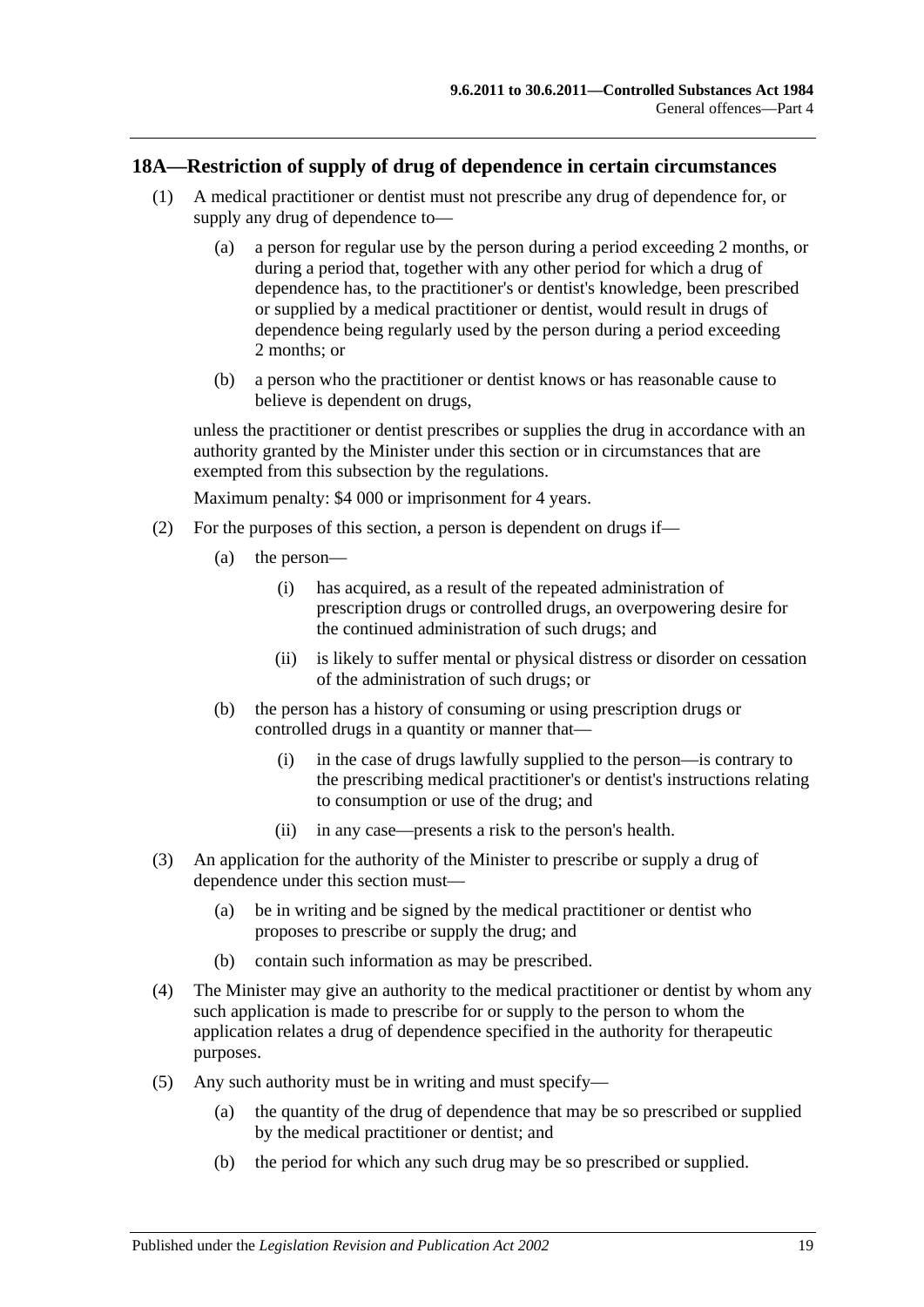## 18A—Restriction of supply of drug of dependence in certain circumstances

(1) A medical practitioner or dentist must not prescribe any drug of dependence for, or supply any drug of dependence to—

(a) a person for regular use by the person during a period exceeding 2 months, or during a period that, together with any other period for which a drug of dependence has, to the practitioner's or dentist's knowledge, been prescribed or supplied by a medical practitioner or dentist, would result in drugs of dependence being regularly used by the person during a period exceeding 2 months; or

(b) a person who the practitioner or dentist knows or has reasonable cause to believe is dependent on drugs,

unless the practitioner or dentist prescribes or supplies the drug in accordance with an authority granted by the Minister under this section or in circumstances that are exempted from this subsection by the regulations.

Maximum penalty: $4 000 or imprisonment for 4 years.

(2) For the purposes of this section, a person is dependent on drugs if—

(a) the person—

(i) has acquired, as a result of the repeated administration of prescription drugs or controlled drugs, an overpowering desire for the continued administration of such drugs; and

(ii) is likely to suffer mental or physical distress or disorder on cessation of the administration of such drugs; or

(b) the person has a history of consuming or using prescription drugs or controlled drugs in a quantity or manner that—

(i) in the case of drugs lawfully supplied to the person—is contrary to the prescribing medical practitioner's or dentist's instructions relating to consumption or use of the drug; and

(ii) in any case—presents a risk to the person's health.

(3) An application for the authority of the Minister to prescribe or supply a drug of dependence under this section must—

(a) be in writing and be signed by the medical practitioner or dentist who proposes to prescribe or supply the drug; and

(b) contain such information as may be prescribed.

(4) The Minister may give an authority to the medical practitioner or dentist by whom any such application is made to prescribe for or supply to the person to whom the application relates a drug of dependence specified in the authority for therapeutic purposes.

(5) Any such authority must be in writing and must specify—

(a) the quantity of the drug of dependence that may be so prescribed or supplied by the medical practitioner or dentist; and

(b) the period for which any such drug may be so prescribed or supplied.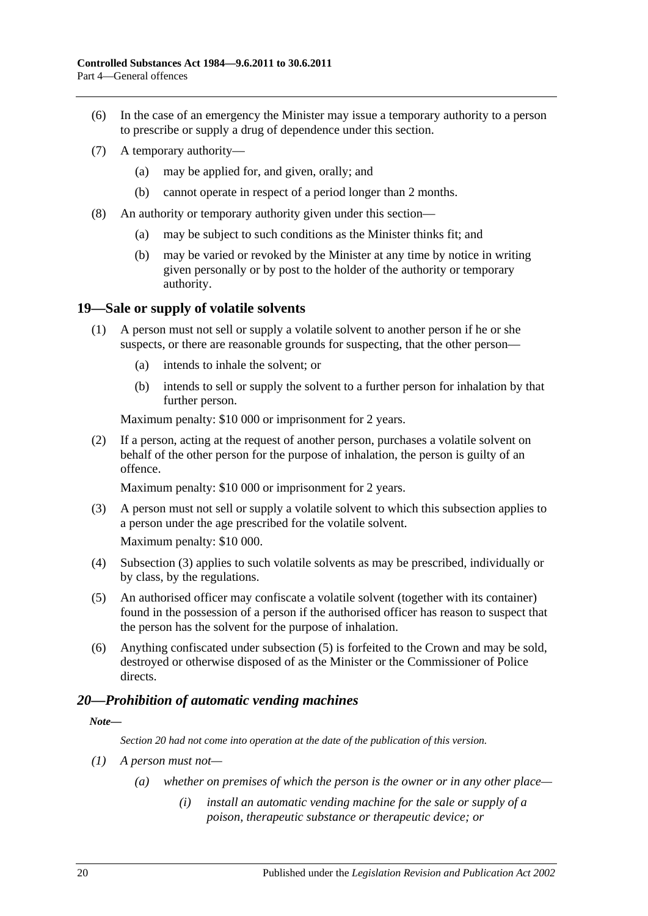(6) In the case of an emergency the Minister may issue a temporary authority to a person to prescribe or supply a drug of dependence under this section.

(7) A temporary authority—

(a) may be applied for, and given, orally; and

(b) cannot operate in respect of a period longer than 2 months.

(8) An authority or temporary authority given under this section—

(a) may be subject to such conditions as the Minister thinks fit; and

(b) may be varied or revoked by the Minister at any time by notice in writing given personally or by post to the holder of the authority or temporary authority.

## 19—Sale or supply of volatile solvents

(1) A person must not sell or supply a volatile solvent to another person if he or she suspects, or there are reasonable grounds for suspecting, that the other person—

(a) intends to inhale the solvent; or

(b) intends to sell or supply the solvent to a further person for inhalation by that further person.

Maximum penalty: $10 000 or imprisonment for 2 years.

(2) If a person, acting at the request of another person, purchases a volatile solvent on behalf of the other person for the purpose of inhalation, the person is guilty of an offence.

Maximum penalty: $10 000 or imprisonment for 2 years.

(3) A person must not sell or supply a volatile solvent to which this subsection applies to a person under the age prescribed for the volatile solvent.

Maximum penalty: $10 000.

(4) Subsection (3) applies to such volatile solvents as may be prescribed, individually or by class, by the regulations.

(5) An authorised officer may confiscate a volatile solvent (together with its container) found in the possession of a person if the authorised officer has reason to suspect that the person has the solvent for the purpose of inhalation.

(6) Anything confiscated under subsection (5) is forfeited to the Crown and may be sold, destroyed or otherwise disposed of as the Minister or the Commissioner of Police directs.

## *20—Prohibition of automatic vending machines*

***Note—***

*Section 20 had not come into operation at the date of the publication of this version.*

*(1) A person must not—*

*(a) whether on premises of which the person is the owner or in any other place—*

*(i) install an automatic vending machine for the sale or supply of a poison, therapeutic substance or therapeutic device; or*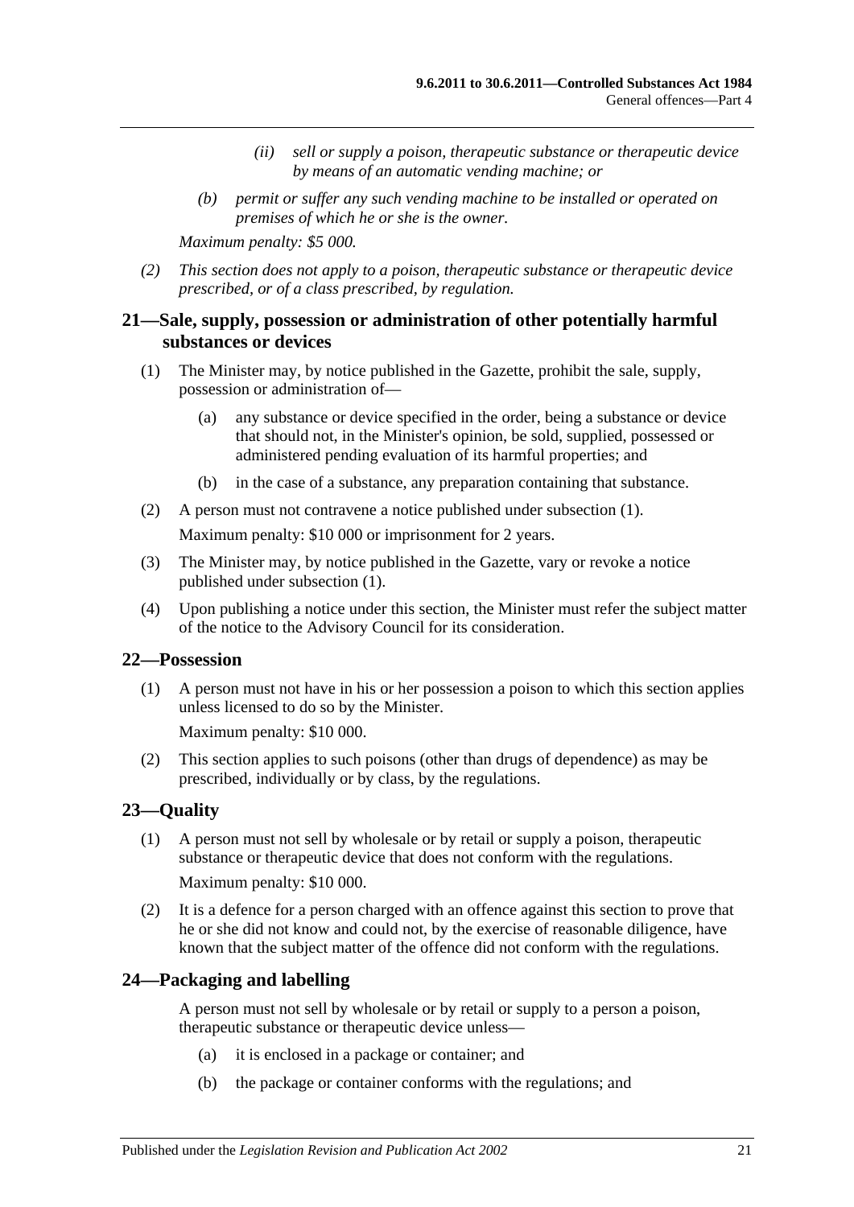(ii) *sell or supply a poison, therapeutic substance or therapeutic device by means of an automatic vending machine; or*

(b) *permit or suffer any such vending machine to be installed or operated on premises of which he or she is the owner.*

*Maximum penalty: $5 000.*

(2) *This section does not apply to a poison, therapeutic substance or therapeutic device prescribed, or of a class prescribed, by regulation.*

## 21—Sale, supply, possession or administration of other potentially harmful substances or devices

(1) The Minister may, by notice published in the Gazette, prohibit the sale, supply, possession or administration of—

(a) any substance or device specified in the order, being a substance or device that should not, in the Minister's opinion, be sold, supplied, possessed or administered pending evaluation of its harmful properties; and

(b) in the case of a substance, any preparation containing that substance.

(2) A person must not contravene a notice published under subsection (1).

Maximum penalty: $10 000 or imprisonment for 2 years.

(3) The Minister may, by notice published in the Gazette, vary or revoke a notice published under subsection (1).

(4) Upon publishing a notice under this section, the Minister must refer the subject matter of the notice to the Advisory Council for its consideration.

## 22—Possession

(1) A person must not have in his or her possession a poison to which this section applies unless licensed to do so by the Minister.

Maximum penalty: $10 000.

(2) This section applies to such poisons (other than drugs of dependence) as may be prescribed, individually or by class, by the regulations.

## 23—Quality

(1) A person must not sell by wholesale or by retail or supply a poison, therapeutic substance or therapeutic device that does not conform with the regulations.

Maximum penalty: $10 000.

(2) It is a defence for a person charged with an offence against this section to prove that he or she did not know and could not, by the exercise of reasonable diligence, have known that the subject matter of the offence did not conform with the regulations.

## 24—Packaging and labelling

A person must not sell by wholesale or by retail or supply to a person a poison, therapeutic substance or therapeutic device unless—

(a) it is enclosed in a package or container; and

(b) the package or container conforms with the regulations; and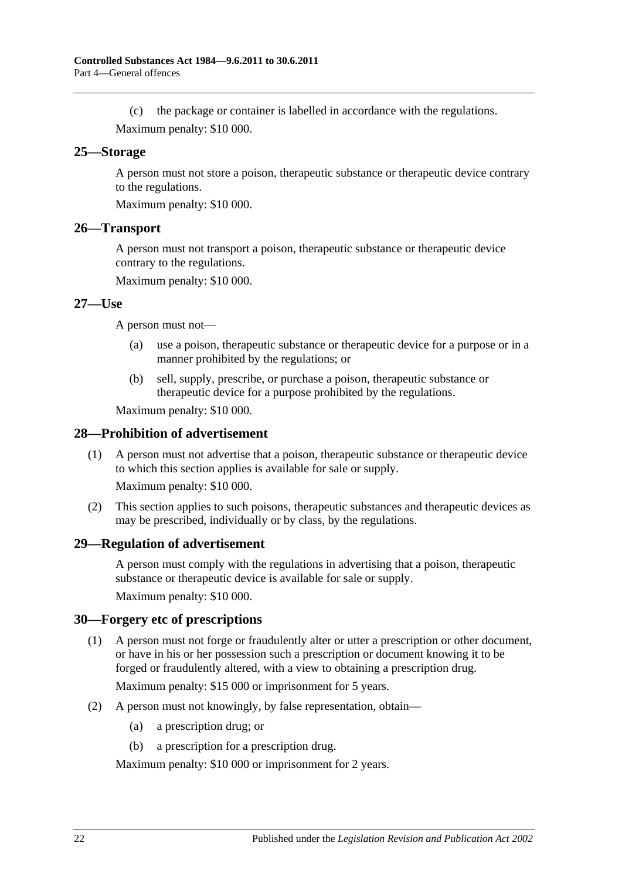(c) the package or container is labelled in accordance with the regulations.

Maximum penalty: $10 000.

## 25—Storage

A person must not store a poison, therapeutic substance or therapeutic device contrary to the regulations.

Maximum penalty: $10 000.

## 26—Transport

A person must not transport a poison, therapeutic substance or therapeutic device contrary to the regulations.

Maximum penalty: $10 000.

## 27—Use

A person must not—

(a) use a poison, therapeutic substance or therapeutic device for a purpose or in a manner prohibited by the regulations; or

(b) sell, supply, prescribe, or purchase a poison, therapeutic substance or therapeutic device for a purpose prohibited by the regulations.

Maximum penalty: $10 000.

## 28—Prohibition of advertisement

(1) A person must not advertise that a poison, therapeutic substance or therapeutic device to which this section applies is available for sale or supply.

Maximum penalty: $10 000.

(2) This section applies to such poisons, therapeutic substances and therapeutic devices as may be prescribed, individually or by class, by the regulations.

## 29—Regulation of advertisement

A person must comply with the regulations in advertising that a poison, therapeutic substance or therapeutic device is available for sale or supply.

Maximum penalty: $10 000.

## 30—Forgery etc of prescriptions

(1) A person must not forge or fraudulently alter or utter a prescription or other document, or have in his or her possession such a prescription or document knowing it to be forged or fraudulently altered, with a view to obtaining a prescription drug.

Maximum penalty: $15 000 or imprisonment for 5 years.

(2) A person must not knowingly, by false representation, obtain—

(a) a prescription drug; or

(b) a prescription for a prescription drug.

Maximum penalty: $10 000 or imprisonment for 2 years.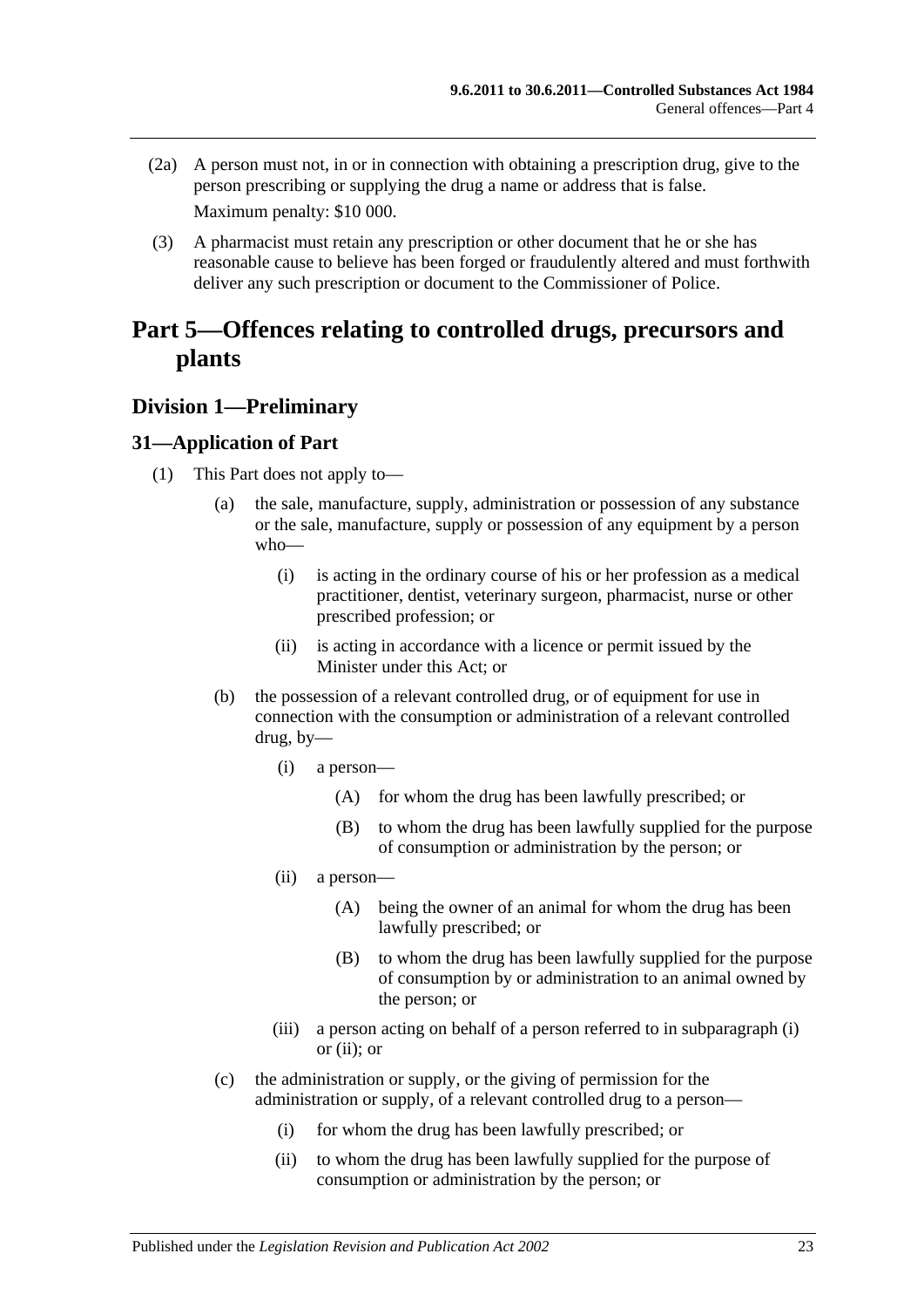(2a) A person must not, in or in connection with obtaining a prescription drug, give to the person prescribing or supplying the drug a name or address that is false.

Maximum penalty: $10 000.

(3) A pharmacist must retain any prescription or other document that he or she has reasonable cause to believe has been forged or fraudulently altered and must forthwith deliver any such prescription or document to the Commissioner of Police.

# Part 5—Offences relating to controlled drugs, precursors and plants

## Division 1—Preliminary

### 31—Application of Part

(1) This Part does not apply to—

(a) the sale, manufacture, supply, administration or possession of any substance or the sale, manufacture, supply or possession of any equipment by a person who—

(i) is acting in the ordinary course of his or her profession as a medical practitioner, dentist, veterinary surgeon, pharmacist, nurse or other prescribed profession; or

(ii) is acting in accordance with a licence or permit issued by the Minister under this Act; or

(b) the possession of a relevant controlled drug, or of equipment for use in connection with the consumption or administration of a relevant controlled drug, by—

(i) a person—

(A) for whom the drug has been lawfully prescribed; or

(B) to whom the drug has been lawfully supplied for the purpose of consumption or administration by the person; or

(ii) a person—

(A) being the owner of an animal for whom the drug has been lawfully prescribed; or

(B) to whom the drug has been lawfully supplied for the purpose of consumption by or administration to an animal owned by the person; or

(iii) a person acting on behalf of a person referred to in subparagraph (i) or (ii); or

(c) the administration or supply, or the giving of permission for the administration or supply, of a relevant controlled drug to a person—

(i) for whom the drug has been lawfully prescribed; or

(ii) to whom the drug has been lawfully supplied for the purpose of consumption or administration by the person; or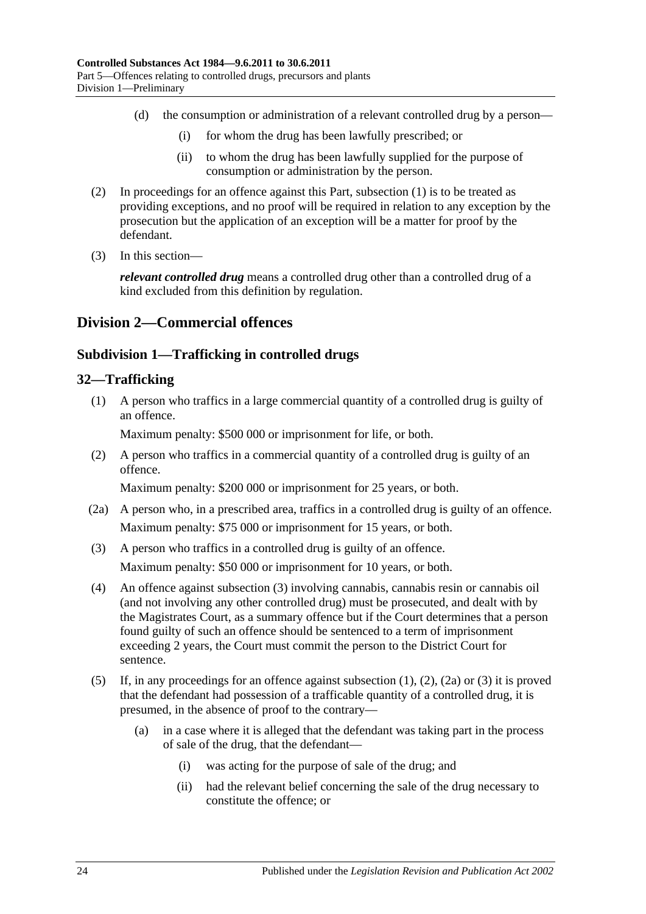(d) the consumption or administration of a relevant controlled drug by a person—

(i) for whom the drug has been lawfully prescribed; or

(ii) to whom the drug has been lawfully supplied for the purpose of consumption or administration by the person.

(2) In proceedings for an offence against this Part, subsection (1) is to be treated as providing exceptions, and no proof will be required in relation to any exception by the prosecution but the application of an exception will be a matter for proof by the defendant.

(3) In this section—

***relevant controlled drug*** means a controlled drug other than a controlled drug of a kind excluded from this definition by regulation.

## Division 2—Commercial offences

### Subdivision 1—Trafficking in controlled drugs

### 32—Trafficking

(1) A person who traffics in a large commercial quantity of a controlled drug is guilty of an offence.

Maximum penalty: $500 000 or imprisonment for life, or both.

(2) A person who traffics in a commercial quantity of a controlled drug is guilty of an offence.

Maximum penalty: $200 000 or imprisonment for 25 years, or both.

(2a) A person who, in a prescribed area, traffics in a controlled drug is guilty of an offence.

Maximum penalty: $75 000 or imprisonment for 15 years, or both.

(3) A person who traffics in a controlled drug is guilty of an offence.

Maximum penalty: $50 000 or imprisonment for 10 years, or both.

(4) An offence against subsection (3) involving cannabis, cannabis resin or cannabis oil (and not involving any other controlled drug) must be prosecuted, and dealt with by the Magistrates Court, as a summary offence but if the Court determines that a person found guilty of such an offence should be sentenced to a term of imprisonment exceeding 2 years, the Court must commit the person to the District Court for sentence.

(5) If, in any proceedings for an offence against subsection (1), (2), (2a) or (3) it is proved that the defendant had possession of a trafficable quantity of a controlled drug, it is presumed, in the absence of proof to the contrary—

(a) in a case where it is alleged that the defendant was taking part in the process of sale of the drug, that the defendant—

(i) was acting for the purpose of sale of the drug; and

(ii) had the relevant belief concerning the sale of the drug necessary to constitute the offence; or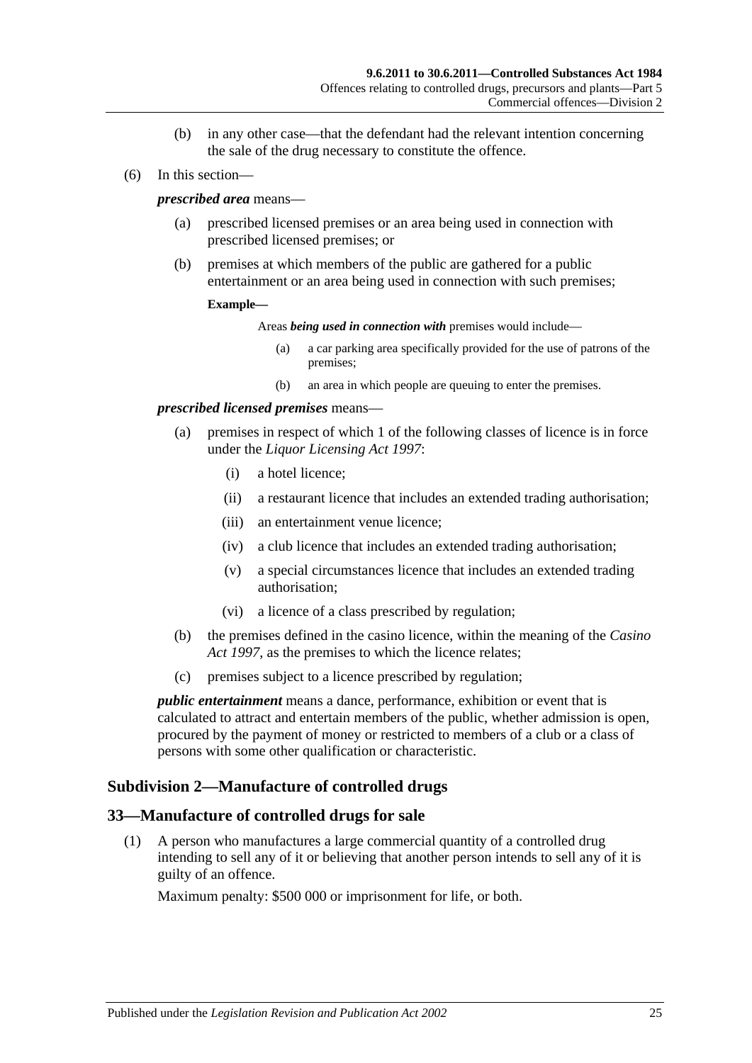(b) in any other case—that the defendant had the relevant intention concerning the sale of the drug necessary to constitute the offence.

(6) In this section—

***prescribed area*** means—

(a) prescribed licensed premises or an area being used in connection with prescribed licensed premises; or

(b) premises at which members of the public are gathered for a public entertainment or an area being used in connection with such premises;

**Example—**

Areas ***being used in connection with*** premises would include—

(a) a car parking area specifically provided for the use of patrons of the premises;

(b) an area in which people are queuing to enter the premises.

***prescribed licensed premises*** means—

(a) premises in respect of which 1 of the following classes of licence is in force under the *Liquor Licensing Act 1997*:

(i) a hotel licence;

(ii) a restaurant licence that includes an extended trading authorisation;

(iii) an entertainment venue licence;

(iv) a club licence that includes an extended trading authorisation;

(v) a special circumstances licence that includes an extended trading authorisation;

(vi) a licence of a class prescribed by regulation;

(b) the premises defined in the casino licence, within the meaning of the *Casino Act 1997*, as the premises to which the licence relates;

(c) premises subject to a licence prescribed by regulation;

***public entertainment*** means a dance, performance, exhibition or event that is calculated to attract and entertain members of the public, whether admission is open, procured by the payment of money or restricted to members of a club or a class of persons with some other qualification or characteristic.

### Subdivision 2—Manufacture of controlled drugs

## 33—Manufacture of controlled drugs for sale

(1) A person who manufactures a large commercial quantity of a controlled drug intending to sell any of it or believing that another person intends to sell any of it is guilty of an offence.

Maximum penalty: $500 000 or imprisonment for life, or both.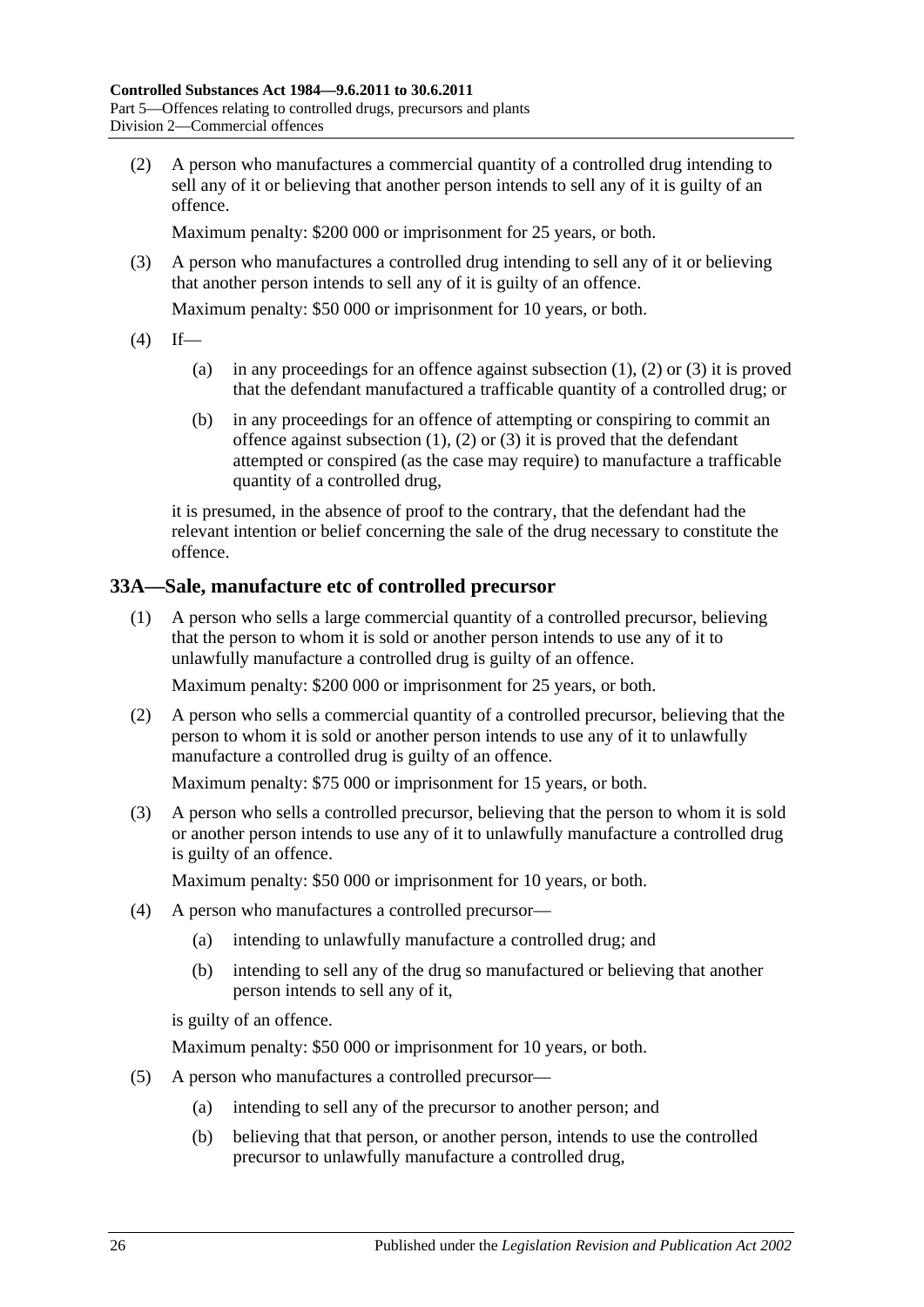(2) A person who manufactures a commercial quantity of a controlled drug intending to sell any of it or believing that another person intends to sell any of it is guilty of an offence.

Maximum penalty: $200 000 or imprisonment for 25 years, or both.

(3) A person who manufactures a controlled drug intending to sell any of it or believing that another person intends to sell any of it is guilty of an offence.

Maximum penalty: $50 000 or imprisonment for 10 years, or both.

(4) If—

(a) in any proceedings for an offence against subsection (1), (2) or (3) it is proved that the defendant manufactured a trafficable quantity of a controlled drug; or

(b) in any proceedings for an offence of attempting or conspiring to commit an offence against subsection (1), (2) or (3) it is proved that the defendant attempted or conspired (as the case may require) to manufacture a trafficable quantity of a controlled drug,

it is presumed, in the absence of proof to the contrary, that the defendant had the relevant intention or belief concerning the sale of the drug necessary to constitute the offence.

## 33A—Sale, manufacture etc of controlled precursor

(1) A person who sells a large commercial quantity of a controlled precursor, believing that the person to whom it is sold or another person intends to use any of it to unlawfully manufacture a controlled drug is guilty of an offence.

Maximum penalty: $200 000 or imprisonment for 25 years, or both.

(2) A person who sells a commercial quantity of a controlled precursor, believing that the person to whom it is sold or another person intends to use any of it to unlawfully manufacture a controlled drug is guilty of an offence.

Maximum penalty: $75 000 or imprisonment for 15 years, or both.

(3) A person who sells a controlled precursor, believing that the person to whom it is sold or another person intends to use any of it to unlawfully manufacture a controlled drug is guilty of an offence.

Maximum penalty: $50 000 or imprisonment for 10 years, or both.

(4) A person who manufactures a controlled precursor—

(a) intending to unlawfully manufacture a controlled drug; and

(b) intending to sell any of the drug so manufactured or believing that another person intends to sell any of it,

is guilty of an offence.

Maximum penalty: $50 000 or imprisonment for 10 years, or both.

(5) A person who manufactures a controlled precursor—

(a) intending to sell any of the precursor to another person; and

(b) believing that that person, or another person, intends to use the controlled precursor to unlawfully manufacture a controlled drug,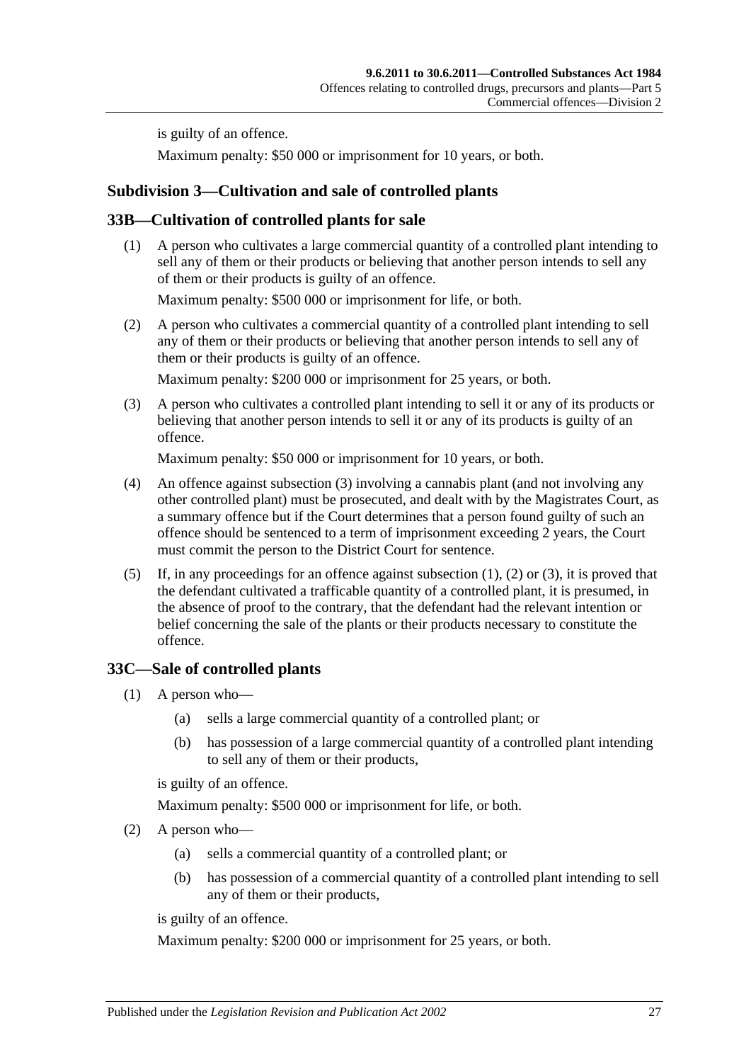is guilty of an offence.

Maximum penalty: $50 000 or imprisonment for 10 years, or both.

## Subdivision 3—Cultivation and sale of controlled plants

### 33B—Cultivation of controlled plants for sale

(1) A person who cultivates a large commercial quantity of a controlled plant intending to sell any of them or their products or believing that another person intends to sell any of them or their products is guilty of an offence.

Maximum penalty: $500 000 or imprisonment for life, or both.

(2) A person who cultivates a commercial quantity of a controlled plant intending to sell any of them or their products or believing that another person intends to sell any of them or their products is guilty of an offence.

Maximum penalty: $200 000 or imprisonment for 25 years, or both.

(3) A person who cultivates a controlled plant intending to sell it or any of its products or believing that another person intends to sell it or any of its products is guilty of an offence.

Maximum penalty: $50 000 or imprisonment for 10 years, or both.

(4) An offence against subsection (3) involving a cannabis plant (and not involving any other controlled plant) must be prosecuted, and dealt with by the Magistrates Court, as a summary offence but if the Court determines that a person found guilty of such an offence should be sentenced to a term of imprisonment exceeding 2 years, the Court must commit the person to the District Court for sentence.

(5) If, in any proceedings for an offence against subsection (1), (2) or (3), it is proved that the defendant cultivated a trafficable quantity of a controlled plant, it is presumed, in the absence of proof to the contrary, that the defendant had the relevant intention or belief concerning the sale of the plants or their products necessary to constitute the offence.

### 33C—Sale of controlled plants

(1) A person who—

(a) sells a large commercial quantity of a controlled plant; or

(b) has possession of a large commercial quantity of a controlled plant intending to sell any of them or their products,

is guilty of an offence.

Maximum penalty: $500 000 or imprisonment for life, or both.

(2) A person who—

(a) sells a commercial quantity of a controlled plant; or

(b) has possession of a commercial quantity of a controlled plant intending to sell any of them or their products,

is guilty of an offence.

Maximum penalty: $200 000 or imprisonment for 25 years, or both.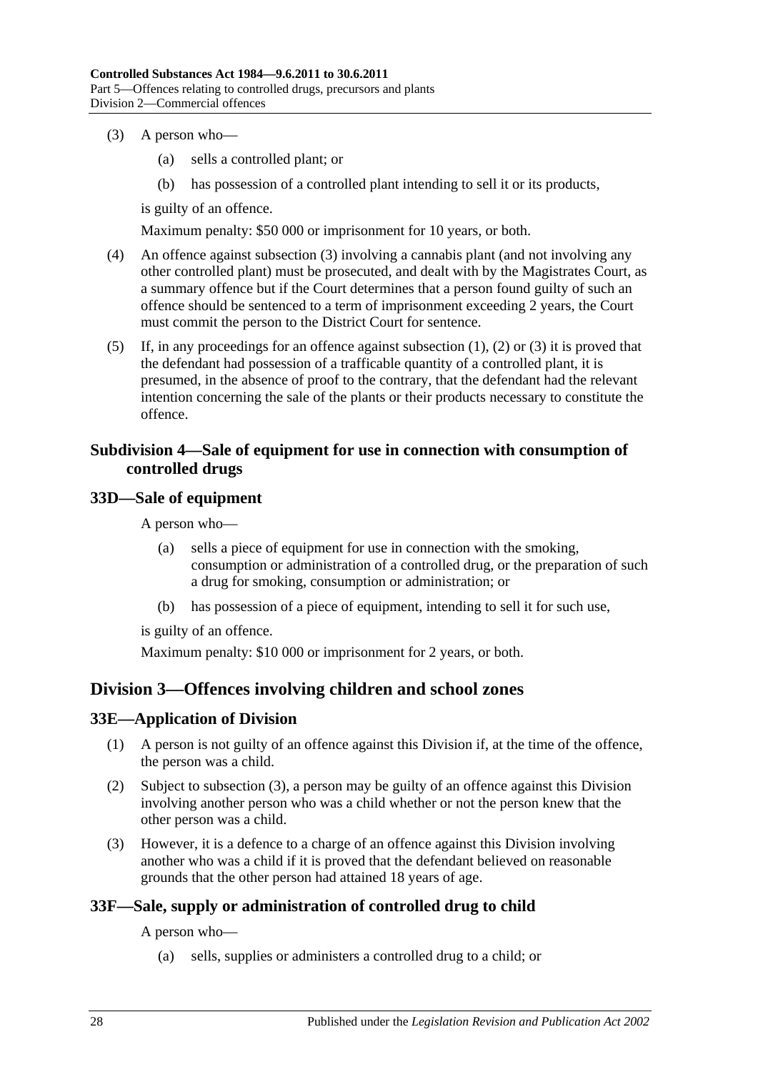(3) A person who—

(a) sells a controlled plant; or

(b) has possession of a controlled plant intending to sell it or its products,

is guilty of an offence.

Maximum penalty: $50 000 or imprisonment for 10 years, or both.

(4) An offence against subsection (3) involving a cannabis plant (and not involving any other controlled plant) must be prosecuted, and dealt with by the Magistrates Court, as a summary offence but if the Court determines that a person found guilty of such an offence should be sentenced to a term of imprisonment exceeding 2 years, the Court must commit the person to the District Court for sentence.

(5) If, in any proceedings for an offence against subsection (1), (2) or (3) it is proved that the defendant had possession of a trafficable quantity of a controlled plant, it is presumed, in the absence of proof to the contrary, that the defendant had the relevant intention concerning the sale of the plants or their products necessary to constitute the offence.

### Subdivision 4—Sale of equipment for use in connection with consumption of controlled drugs

### 33D—Sale of equipment

A person who—

(a) sells a piece of equipment for use in connection with the smoking, consumption or administration of a controlled drug, or the preparation of such a drug for smoking, consumption or administration; or

(b) has possession of a piece of equipment, intending to sell it for such use,

is guilty of an offence.

Maximum penalty: $10 000 or imprisonment for 2 years, or both.

## Division 3—Offences involving children and school zones

### 33E—Application of Division

(1) A person is not guilty of an offence against this Division if, at the time of the offence, the person was a child.

(2) Subject to subsection (3), a person may be guilty of an offence against this Division involving another person who was a child whether or not the person knew that the other person was a child.

(3) However, it is a defence to a charge of an offence against this Division involving another who was a child if it is proved that the defendant believed on reasonable grounds that the other person had attained 18 years of age.

### 33F—Sale, supply or administration of controlled drug to child

A person who—

(a) sells, supplies or administers a controlled drug to a child; or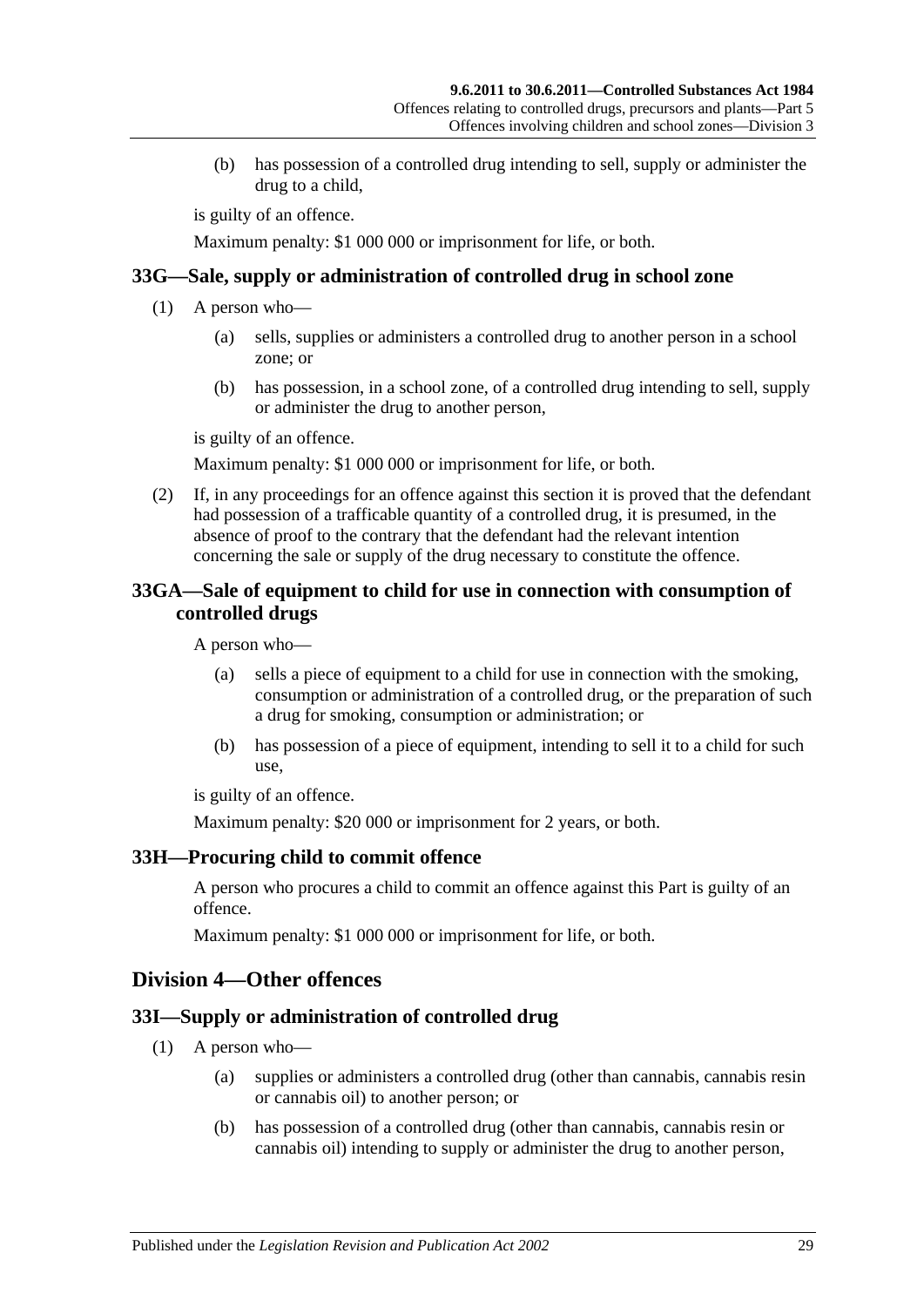(b) has possession of a controlled drug intending to sell, supply or administer the drug to a child,

is guilty of an offence.

Maximum penalty: $1 000 000 or imprisonment for life, or both.

## 33G—Sale, supply or administration of controlled drug in school zone

(1) A person who—

(a) sells, supplies or administers a controlled drug to another person in a school zone; or

(b) has possession, in a school zone, of a controlled drug intending to sell, supply or administer the drug to another person,

is guilty of an offence.

Maximum penalty: $1 000 000 or imprisonment for life, or both.

(2) If, in any proceedings for an offence against this section it is proved that the defendant had possession of a trafficable quantity of a controlled drug, it is presumed, in the absence of proof to the contrary that the defendant had the relevant intention concerning the sale or supply of the drug necessary to constitute the offence.

## 33GA—Sale of equipment to child for use in connection with consumption of controlled drugs

A person who—

(a) sells a piece of equipment to a child for use in connection with the smoking, consumption or administration of a controlled drug, or the preparation of such a drug for smoking, consumption or administration; or

(b) has possession of a piece of equipment, intending to sell it to a child for such use,

is guilty of an offence.

Maximum penalty: $20 000 or imprisonment for 2 years, or both.

## 33H—Procuring child to commit offence

A person who procures a child to commit an offence against this Part is guilty of an offence.

Maximum penalty: $1 000 000 or imprisonment for life, or both.

# Division 4—Other offences

## 33I—Supply or administration of controlled drug

(1) A person who—

(a) supplies or administers a controlled drug (other than cannabis, cannabis resin or cannabis oil) to another person; or

(b) has possession of a controlled drug (other than cannabis, cannabis resin or cannabis oil) intending to supply or administer the drug to another person,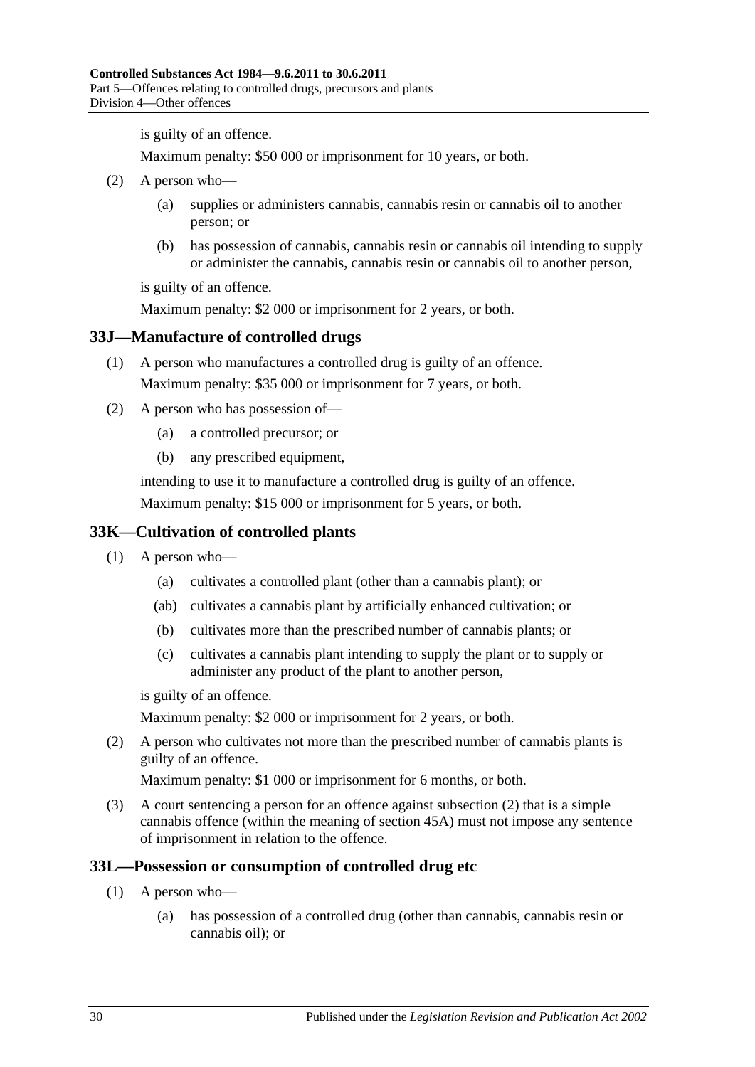is guilty of an offence.

Maximum penalty: $50 000 or imprisonment for 10 years, or both.

(2) A person who—

(a) supplies or administers cannabis, cannabis resin or cannabis oil to another person; or

(b) has possession of cannabis, cannabis resin or cannabis oil intending to supply or administer the cannabis, cannabis resin or cannabis oil to another person,

is guilty of an offence.

Maximum penalty: $2 000 or imprisonment for 2 years, or both.

## 33J—Manufacture of controlled drugs

(1) A person who manufactures a controlled drug is guilty of an offence.

Maximum penalty: $35 000 or imprisonment for 7 years, or both.

(2) A person who has possession of—

(a) a controlled precursor; or

(b) any prescribed equipment,

intending to use it to manufacture a controlled drug is guilty of an offence.

Maximum penalty: $15 000 or imprisonment for 5 years, or both.

## 33K—Cultivation of controlled plants

(1) A person who—

(a) cultivates a controlled plant (other than a cannabis plant); or

(ab) cultivates a cannabis plant by artificially enhanced cultivation; or

(b) cultivates more than the prescribed number of cannabis plants; or

(c) cultivates a cannabis plant intending to supply the plant or to supply or administer any product of the plant to another person,

is guilty of an offence.

Maximum penalty: $2 000 or imprisonment for 2 years, or both.

(2) A person who cultivates not more than the prescribed number of cannabis plants is guilty of an offence.

Maximum penalty: $1 000 or imprisonment for 6 months, or both.

(3) A court sentencing a person for an offence against subsection (2) that is a simple cannabis offence (within the meaning of section 45A) must not impose any sentence of imprisonment in relation to the offence.

## 33L—Possession or consumption of controlled drug etc

(1) A person who—

(a) has possession of a controlled drug (other than cannabis, cannabis resin or cannabis oil); or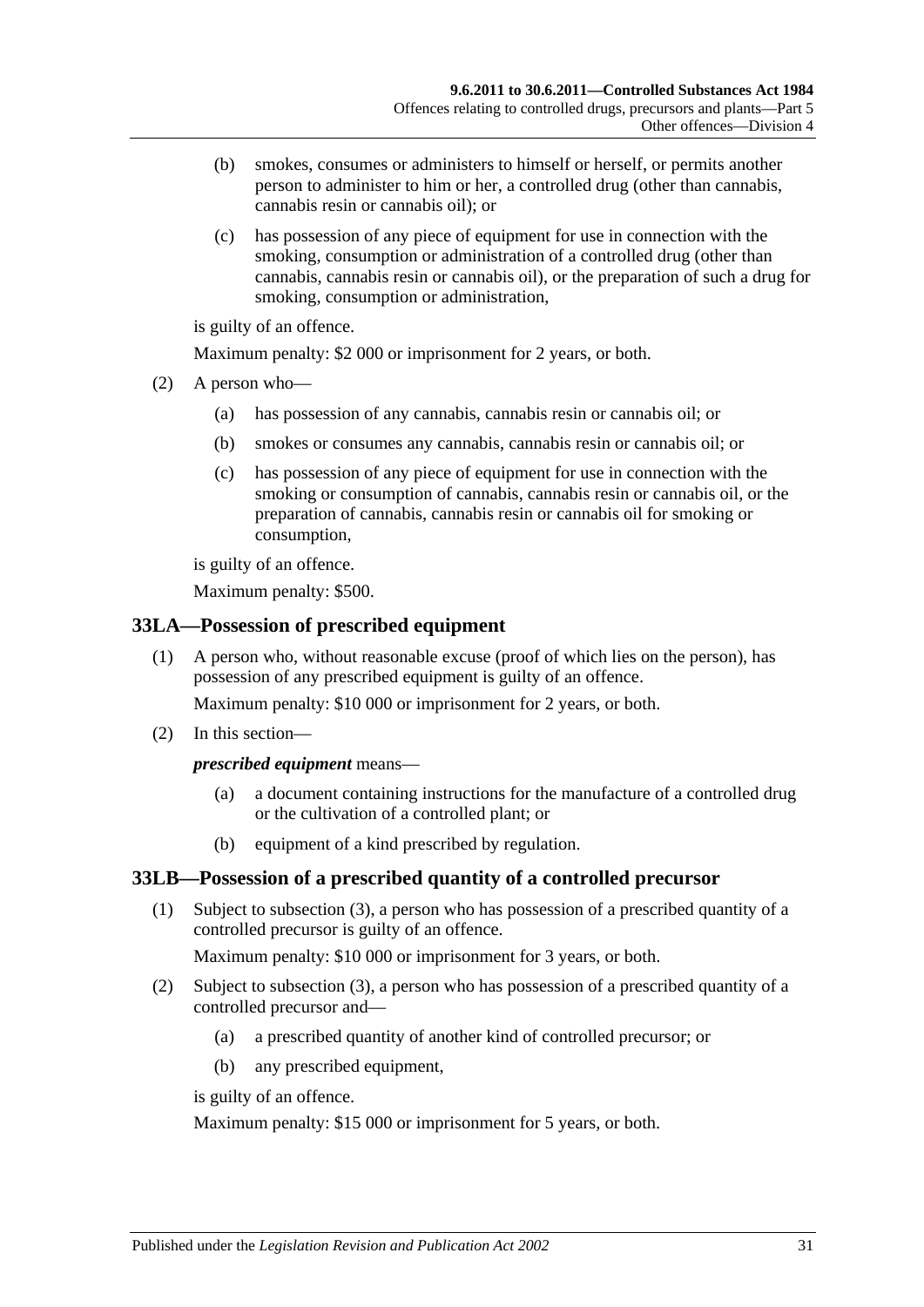(b) smokes, consumes or administers to himself or herself, or permits another person to administer to him or her, a controlled drug (other than cannabis, cannabis resin or cannabis oil); or

(c) has possession of any piece of equipment for use in connection with the smoking, consumption or administration of a controlled drug (other than cannabis, cannabis resin or cannabis oil), or the preparation of such a drug for smoking, consumption or administration,

is guilty of an offence.

Maximum penalty: $2 000 or imprisonment for 2 years, or both.

(2) A person who—

(a) has possession of any cannabis, cannabis resin or cannabis oil; or

(b) smokes or consumes any cannabis, cannabis resin or cannabis oil; or

(c) has possession of any piece of equipment for use in connection with the smoking or consumption of cannabis, cannabis resin or cannabis oil, or the preparation of cannabis, cannabis resin or cannabis oil for smoking or consumption,

is guilty of an offence.

Maximum penalty: $500.

## 33LA—Possession of prescribed equipment

(1) A person who, without reasonable excuse (proof of which lies on the person), has possession of any prescribed equipment is guilty of an offence.

Maximum penalty: $10 000 or imprisonment for 2 years, or both.

(2) In this section—

***prescribed equipment*** means—

(a) a document containing instructions for the manufacture of a controlled drug or the cultivation of a controlled plant; or

(b) equipment of a kind prescribed by regulation.

## 33LB—Possession of a prescribed quantity of a controlled precursor

(1) Subject to subsection (3), a person who has possession of a prescribed quantity of a controlled precursor is guilty of an offence.

Maximum penalty: $10 000 or imprisonment for 3 years, or both.

(2) Subject to subsection (3), a person who has possession of a prescribed quantity of a controlled precursor and—

(a) a prescribed quantity of another kind of controlled precursor; or

(b) any prescribed equipment,

is guilty of an offence.

Maximum penalty: $15 000 or imprisonment for 5 years, or both.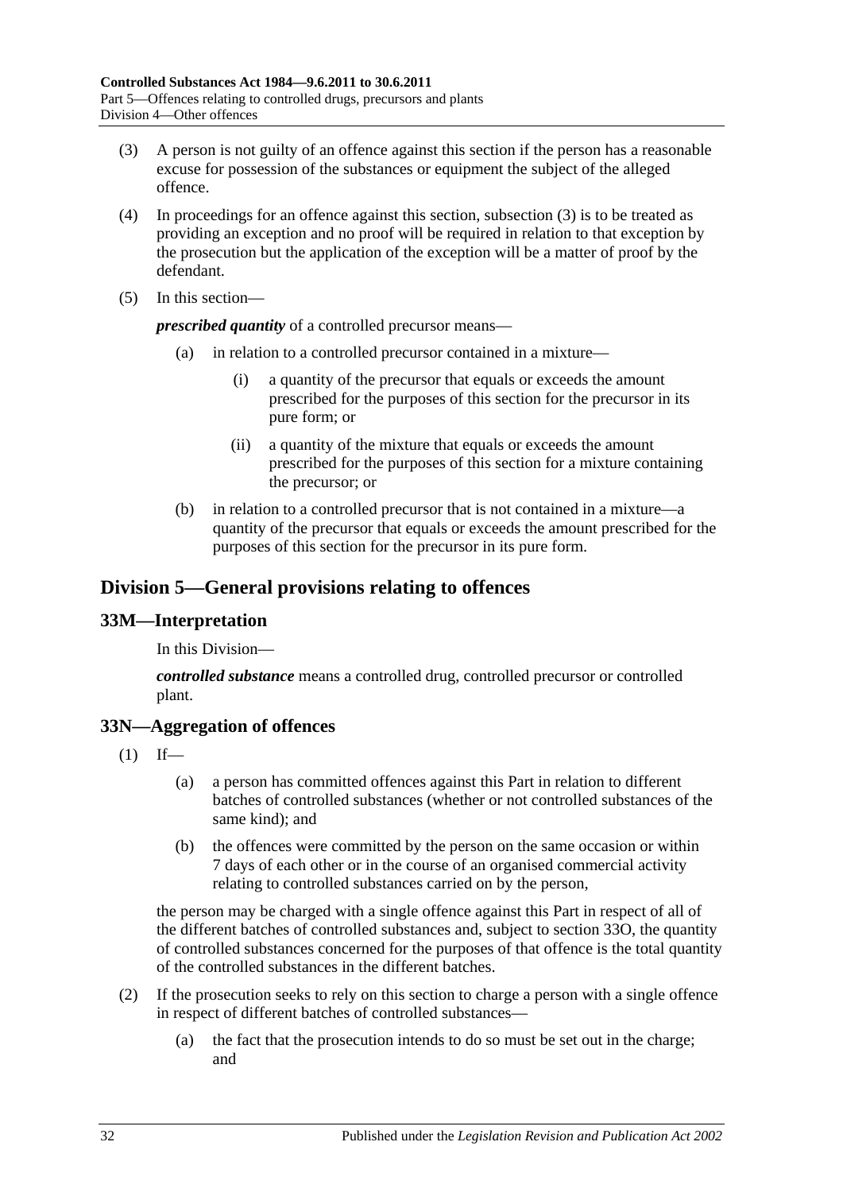(3) A person is not guilty of an offence against this section if the person has a reasonable excuse for possession of the substances or equipment the subject of the alleged offence.

(4) In proceedings for an offence against this section, subsection (3) is to be treated as providing an exception and no proof will be required in relation to that exception by the prosecution but the application of the exception will be a matter of proof by the defendant.

(5) In this section—

***prescribed quantity*** of a controlled precursor means—

(a) in relation to a controlled precursor contained in a mixture—

(i) a quantity of the precursor that equals or exceeds the amount prescribed for the purposes of this section for the precursor in its pure form; or

(ii) a quantity of the mixture that equals or exceeds the amount prescribed for the purposes of this section for a mixture containing the precursor; or

(b) in relation to a controlled precursor that is not contained in a mixture—a quantity of the precursor that equals or exceeds the amount prescribed for the purposes of this section for the precursor in its pure form.

## Division 5—General provisions relating to offences

### 33M—Interpretation

In this Division—

***controlled substance*** means a controlled drug, controlled precursor or controlled plant.

### 33N—Aggregation of offences

(1) If—

(a) a person has committed offences against this Part in relation to different batches of controlled substances (whether or not controlled substances of the same kind); and

(b) the offences were committed by the person on the same occasion or within 7 days of each other or in the course of an organised commercial activity relating to controlled substances carried on by the person,

the person may be charged with a single offence against this Part in respect of all of the different batches of controlled substances and, subject to section 33O, the quantity of controlled substances concerned for the purposes of that offence is the total quantity of the controlled substances in the different batches.

(2) If the prosecution seeks to rely on this section to charge a person with a single offence in respect of different batches of controlled substances—

(a) the fact that the prosecution intends to do so must be set out in the charge; and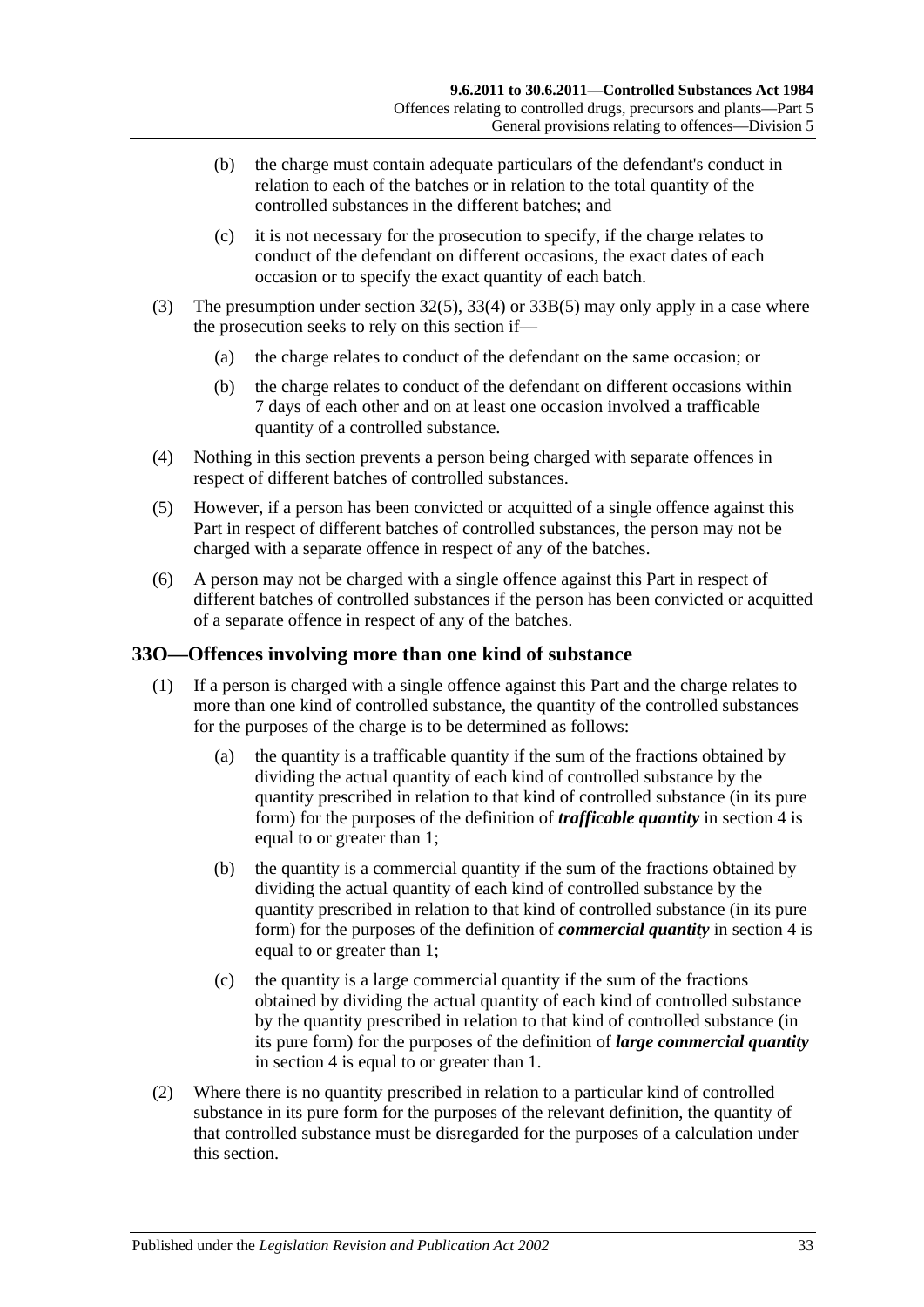(b) the charge must contain adequate particulars of the defendant's conduct in relation to each of the batches or in relation to the total quantity of the controlled substances in the different batches; and

(c) it is not necessary for the prosecution to specify, if the charge relates to conduct of the defendant on different occasions, the exact dates of each occasion or to specify the exact quantity of each batch.

(3) The presumption under section 32(5), 33(4) or 33B(5) may only apply in a case where the prosecution seeks to rely on this section if—

(a) the charge relates to conduct of the defendant on the same occasion; or

(b) the charge relates to conduct of the defendant on different occasions within 7 days of each other and on at least one occasion involved a trafficable quantity of a controlled substance.

(4) Nothing in this section prevents a person being charged with separate offences in respect of different batches of controlled substances.

(5) However, if a person has been convicted or acquitted of a single offence against this Part in respect of different batches of controlled substances, the person may not be charged with a separate offence in respect of any of the batches.

(6) A person may not be charged with a single offence against this Part in respect of different batches of controlled substances if the person has been convicted or acquitted of a separate offence in respect of any of the batches.

## 33O—Offences involving more than one kind of substance

(1) If a person is charged with a single offence against this Part and the charge relates to more than one kind of controlled substance, the quantity of the controlled substances for the purposes of the charge is to be determined as follows:

(a) the quantity is a trafficable quantity if the sum of the fractions obtained by dividing the actual quantity of each kind of controlled substance by the quantity prescribed in relation to that kind of controlled substance (in its pure form) for the purposes of the definition of ***trafficable quantity*** in section 4 is equal to or greater than 1;

(b) the quantity is a commercial quantity if the sum of the fractions obtained by dividing the actual quantity of each kind of controlled substance by the quantity prescribed in relation to that kind of controlled substance (in its pure form) for the purposes of the definition of ***commercial quantity*** in section 4 is equal to or greater than 1;

(c) the quantity is a large commercial quantity if the sum of the fractions obtained by dividing the actual quantity of each kind of controlled substance by the quantity prescribed in relation to that kind of controlled substance (in its pure form) for the purposes of the definition of ***large commercial quantity*** in section 4 is equal to or greater than 1.

(2) Where there is no quantity prescribed in relation to a particular kind of controlled substance in its pure form for the purposes of the relevant definition, the quantity of that controlled substance must be disregarded for the purposes of a calculation under this section.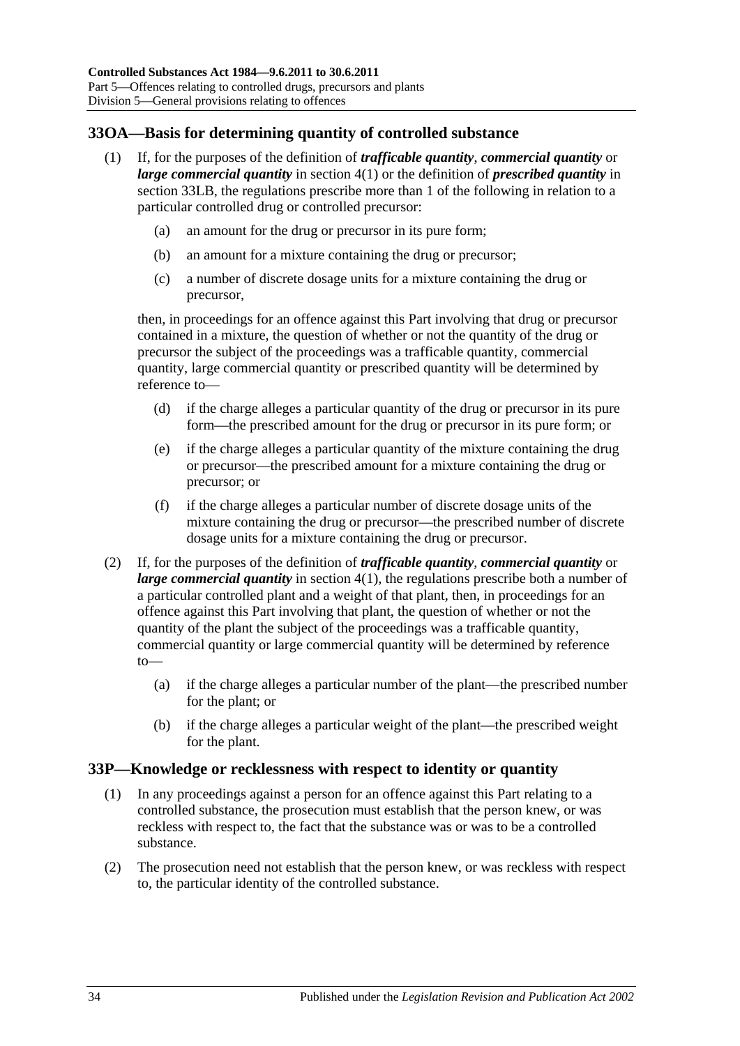## 33OA—Basis for determining quantity of controlled substance

(1) If, for the purposes of the definition of ***trafficable quantity***, ***commercial quantity*** or ***large commercial quantity*** in section 4(1) or the definition of ***prescribed quantity*** in section 33LB, the regulations prescribe more than 1 of the following in relation to a particular controlled drug or controlled precursor:

(a) an amount for the drug or precursor in its pure form;

(b) an amount for a mixture containing the drug or precursor;

(c) a number of discrete dosage units for a mixture containing the drug or precursor,

then, in proceedings for an offence against this Part involving that drug or precursor contained in a mixture, the question of whether or not the quantity of the drug or precursor the subject of the proceedings was a trafficable quantity, commercial quantity, large commercial quantity or prescribed quantity will be determined by reference to—

(d) if the charge alleges a particular quantity of the drug or precursor in its pure form—the prescribed amount for the drug or precursor in its pure form; or

(e) if the charge alleges a particular quantity of the mixture containing the drug or precursor—the prescribed amount for a mixture containing the drug or precursor; or

(f) if the charge alleges a particular number of discrete dosage units of the mixture containing the drug or precursor—the prescribed number of discrete dosage units for a mixture containing the drug or precursor.

(2) If, for the purposes of the definition of ***trafficable quantity***, ***commercial quantity*** or ***large commercial quantity*** in section 4(1), the regulations prescribe both a number of a particular controlled plant and a weight of that plant, then, in proceedings for an offence against this Part involving that plant, the question of whether or not the quantity of the plant the subject of the proceedings was a trafficable quantity, commercial quantity or large commercial quantity will be determined by reference to—

(a) if the charge alleges a particular number of the plant—the prescribed number for the plant; or

(b) if the charge alleges a particular weight of the plant—the prescribed weight for the plant.

## 33P—Knowledge or recklessness with respect to identity or quantity

(1) In any proceedings against a person for an offence against this Part relating to a controlled substance, the prosecution must establish that the person knew, or was reckless with respect to, the fact that the substance was or was to be a controlled substance.

(2) The prosecution need not establish that the person knew, or was reckless with respect to, the particular identity of the controlled substance.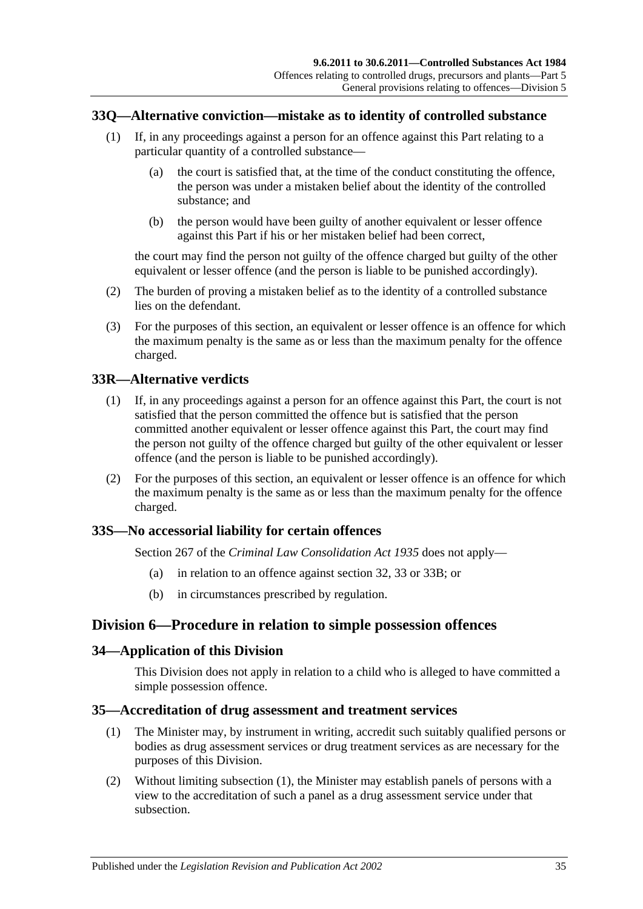## 33Q—Alternative conviction—mistake as to identity of controlled substance

(1) If, in any proceedings against a person for an offence against this Part relating to a particular quantity of a controlled substance—

(a) the court is satisfied that, at the time of the conduct constituting the offence, the person was under a mistaken belief about the identity of the controlled substance; and

(b) the person would have been guilty of another equivalent or lesser offence against this Part if his or her mistaken belief had been correct,

the court may find the person not guilty of the offence charged but guilty of the other equivalent or lesser offence (and the person is liable to be punished accordingly).

(2) The burden of proving a mistaken belief as to the identity of a controlled substance lies on the defendant.

(3) For the purposes of this section, an equivalent or lesser offence is an offence for which the maximum penalty is the same as or less than the maximum penalty for the offence charged.

## 33R—Alternative verdicts

(1) If, in any proceedings against a person for an offence against this Part, the court is not satisfied that the person committed the offence but is satisfied that the person committed another equivalent or lesser offence against this Part, the court may find the person not guilty of the offence charged but guilty of the other equivalent or lesser offence (and the person is liable to be punished accordingly).

(2) For the purposes of this section, an equivalent or lesser offence is an offence for which the maximum penalty is the same as or less than the maximum penalty for the offence charged.

## 33S—No accessorial liability for certain offences

Section 267 of the *Criminal Law Consolidation Act 1935* does not apply—

(a) in relation to an offence against section 32, 33 or 33B; or

(b) in circumstances prescribed by regulation.

# Division 6—Procedure in relation to simple possession offences

## 34—Application of this Division

This Division does not apply in relation to a child who is alleged to have committed a simple possession offence.

## 35—Accreditation of drug assessment and treatment services

(1) The Minister may, by instrument in writing, accredit such suitably qualified persons or bodies as drug assessment services or drug treatment services as are necessary for the purposes of this Division.

(2) Without limiting subsection (1), the Minister may establish panels of persons with a view to the accreditation of such a panel as a drug assessment service under that subsection.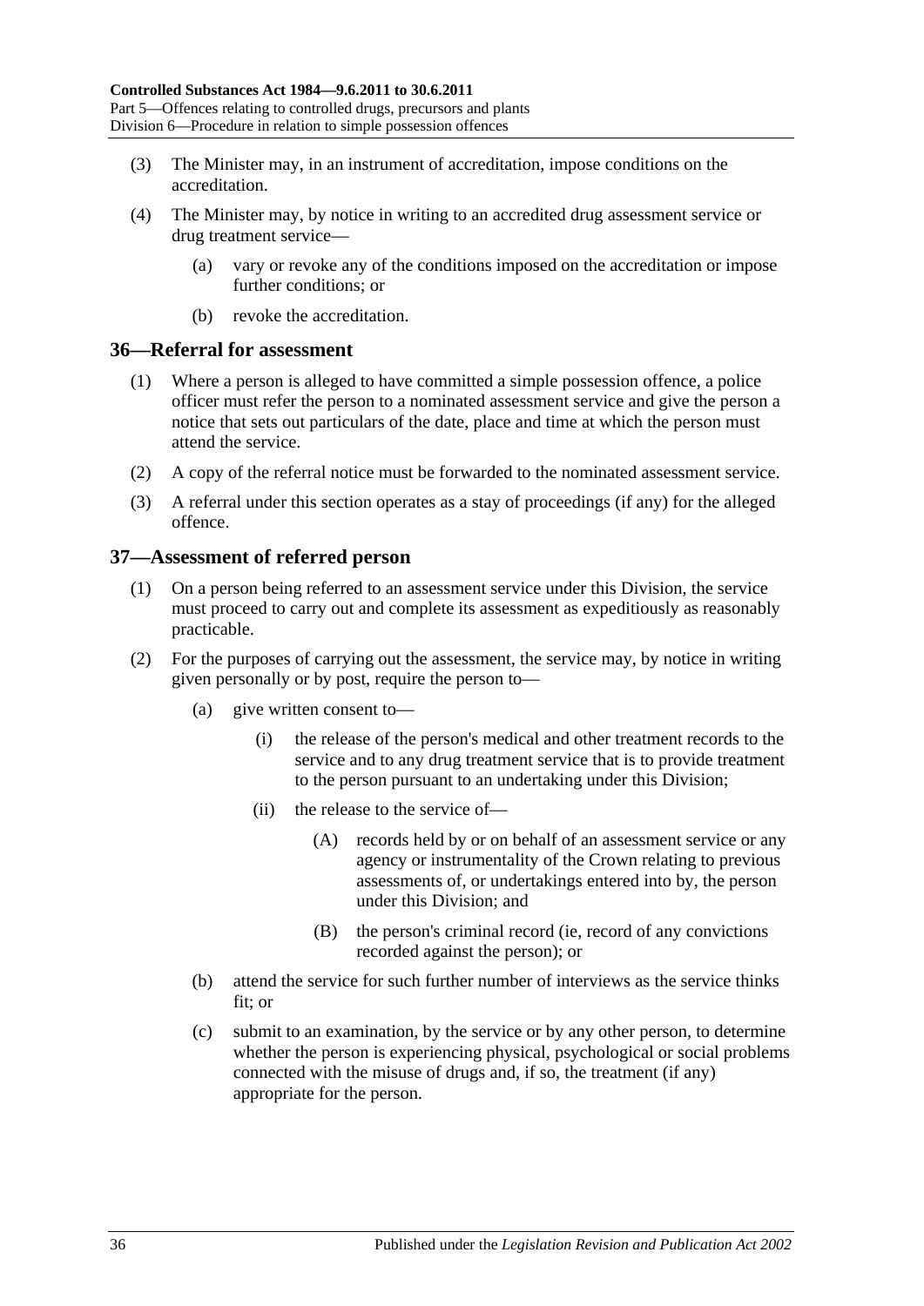(3) The Minister may, in an instrument of accreditation, impose conditions on the accreditation.

(4) The Minister may, by notice in writing to an accredited drug assessment service or drug treatment service—

(a) vary or revoke any of the conditions imposed on the accreditation or impose further conditions; or

(b) revoke the accreditation.

## 36—Referral for assessment

(1) Where a person is alleged to have committed a simple possession offence, a police officer must refer the person to a nominated assessment service and give the person a notice that sets out particulars of the date, place and time at which the person must attend the service.

(2) A copy of the referral notice must be forwarded to the nominated assessment service.

(3) A referral under this section operates as a stay of proceedings (if any) for the alleged offence.

## 37—Assessment of referred person

(1) On a person being referred to an assessment service under this Division, the service must proceed to carry out and complete its assessment as expeditiously as reasonably practicable.

(2) For the purposes of carrying out the assessment, the service may, by notice in writing given personally or by post, require the person to—

(a) give written consent to—

(i) the release of the person's medical and other treatment records to the service and to any drug treatment service that is to provide treatment to the person pursuant to an undertaking under this Division;

(ii) the release to the service of—

(A) records held by or on behalf of an assessment service or any agency or instrumentality of the Crown relating to previous assessments of, or undertakings entered into by, the person under this Division; and

(B) the person's criminal record (ie, record of any convictions recorded against the person); or

(b) attend the service for such further number of interviews as the service thinks fit; or

(c) submit to an examination, by the service or by any other person, to determine whether the person is experiencing physical, psychological or social problems connected with the misuse of drugs and, if so, the treatment (if any) appropriate for the person.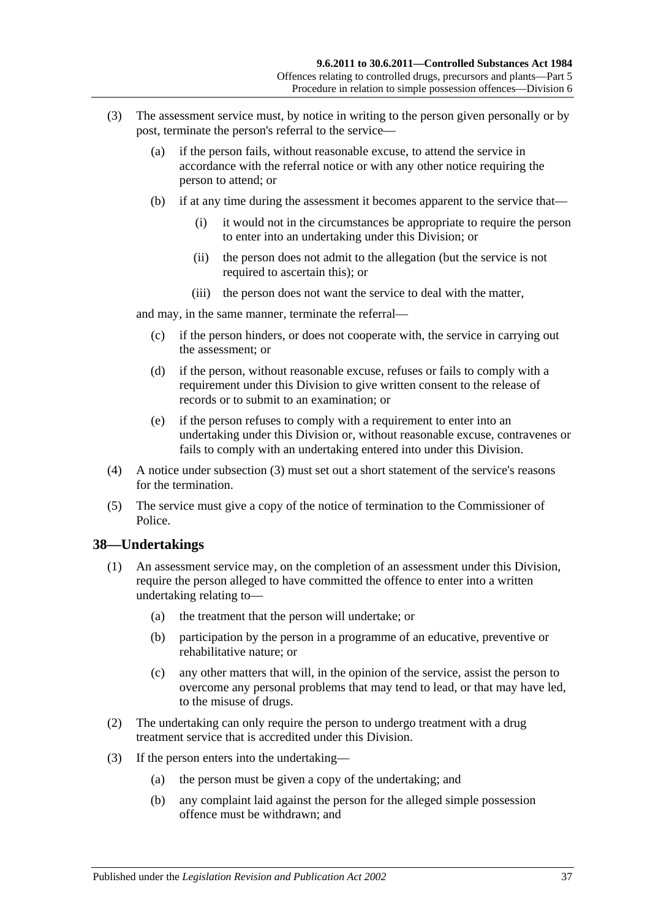(3) The assessment service must, by notice in writing to the person given personally or by post, terminate the person's referral to the service—

(a) if the person fails, without reasonable excuse, to attend the service in accordance with the referral notice or with any other notice requiring the person to attend; or

(b) if at any time during the assessment it becomes apparent to the service that—

(i) it would not in the circumstances be appropriate to require the person to enter into an undertaking under this Division; or

(ii) the person does not admit to the allegation (but the service is not required to ascertain this); or

(iii) the person does not want the service to deal with the matter,

and may, in the same manner, terminate the referral—

(c) if the person hinders, or does not cooperate with, the service in carrying out the assessment; or

(d) if the person, without reasonable excuse, refuses or fails to comply with a requirement under this Division to give written consent to the release of records or to submit to an examination; or

(e) if the person refuses to comply with a requirement to enter into an undertaking under this Division or, without reasonable excuse, contravenes or fails to comply with an undertaking entered into under this Division.

(4) A notice under subsection (3) must set out a short statement of the service's reasons for the termination.

(5) The service must give a copy of the notice of termination to the Commissioner of Police.

## 38—Undertakings

(1) An assessment service may, on the completion of an assessment under this Division, require the person alleged to have committed the offence to enter into a written undertaking relating to—

(a) the treatment that the person will undertake; or

(b) participation by the person in a programme of an educative, preventive or rehabilitative nature; or

(c) any other matters that will, in the opinion of the service, assist the person to overcome any personal problems that may tend to lead, or that may have led, to the misuse of drugs.

(2) The undertaking can only require the person to undergo treatment with a drug treatment service that is accredited under this Division.

(3) If the person enters into the undertaking—

(a) the person must be given a copy of the undertaking; and

(b) any complaint laid against the person for the alleged simple possession offence must be withdrawn; and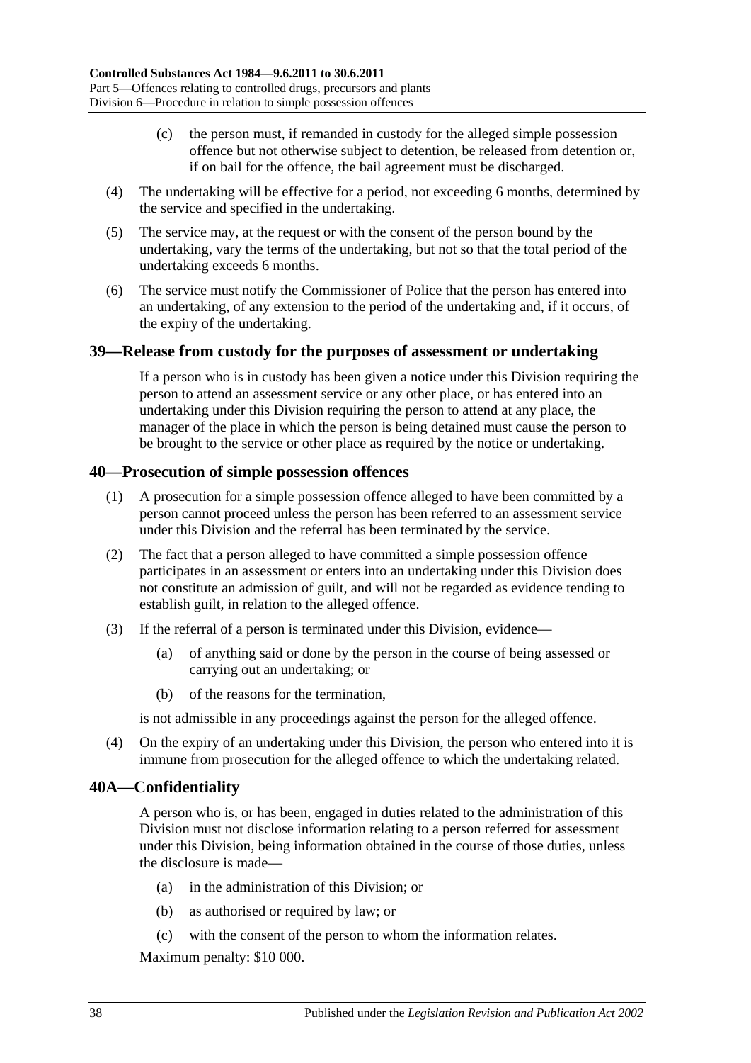(c) the person must, if remanded in custody for the alleged simple possession offence but not otherwise subject to detention, be released from detention or, if on bail for the offence, the bail agreement must be discharged.

(4) The undertaking will be effective for a period, not exceeding 6 months, determined by the service and specified in the undertaking.

(5) The service may, at the request or with the consent of the person bound by the undertaking, vary the terms of the undertaking, but not so that the total period of the undertaking exceeds 6 months.

(6) The service must notify the Commissioner of Police that the person has entered into an undertaking, of any extension to the period of the undertaking and, if it occurs, of the expiry of the undertaking.

## 39—Release from custody for the purposes of assessment or undertaking

If a person who is in custody has been given a notice under this Division requiring the person to attend an assessment service or any other place, or has entered into an undertaking under this Division requiring the person to attend at any place, the manager of the place in which the person is being detained must cause the person to be brought to the service or other place as required by the notice or undertaking.

## 40—Prosecution of simple possession offences

(1) A prosecution for a simple possession offence alleged to have been committed by a person cannot proceed unless the person has been referred to an assessment service under this Division and the referral has been terminated by the service.

(2) The fact that a person alleged to have committed a simple possession offence participates in an assessment or enters into an undertaking under this Division does not constitute an admission of guilt, and will not be regarded as evidence tending to establish guilt, in relation to the alleged offence.

(3) If the referral of a person is terminated under this Division, evidence—

(a) of anything said or done by the person in the course of being assessed or carrying out an undertaking; or

(b) of the reasons for the termination,

is not admissible in any proceedings against the person for the alleged offence.

(4) On the expiry of an undertaking under this Division, the person who entered into it is immune from prosecution for the alleged offence to which the undertaking related.

## 40A—Confidentiality

A person who is, or has been, engaged in duties related to the administration of this Division must not disclose information relating to a person referred for assessment under this Division, being information obtained in the course of those duties, unless the disclosure is made—

(a) in the administration of this Division; or

(b) as authorised or required by law; or

(c) with the consent of the person to whom the information relates.

Maximum penalty: $10 000.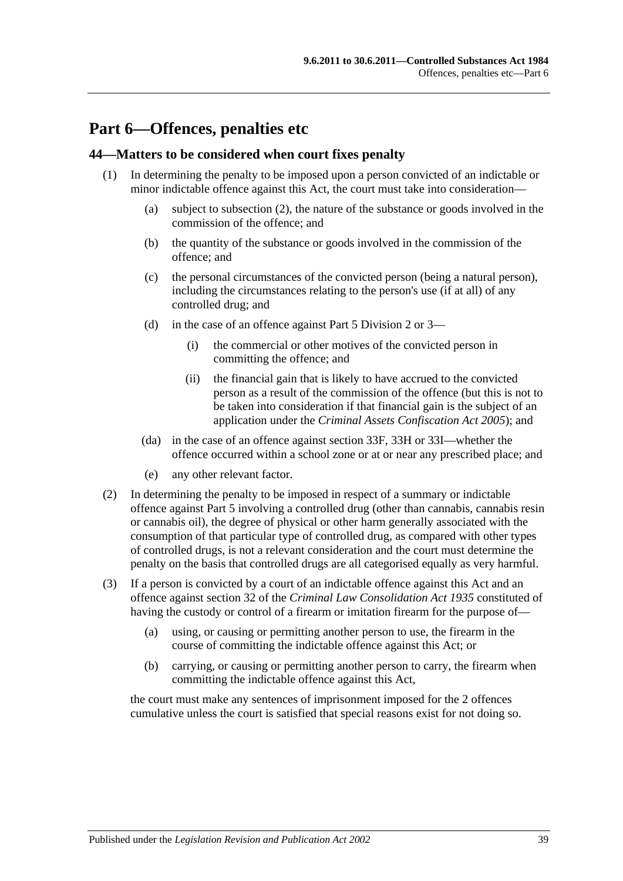# Part 6—Offences, penalties etc

## 44—Matters to be considered when court fixes penalty

(1) In determining the penalty to be imposed upon a person convicted of an indictable or minor indictable offence against this Act, the court must take into consideration—

(a) subject to subsection (2), the nature of the substance or goods involved in the commission of the offence; and

(b) the quantity of the substance or goods involved in the commission of the offence; and

(c) the personal circumstances of the convicted person (being a natural person), including the circumstances relating to the person's use (if at all) of any controlled drug; and

(d) in the case of an offence against Part 5 Division 2 or 3—

(i) the commercial or other motives of the convicted person in committing the offence; and

(ii) the financial gain that is likely to have accrued to the convicted person as a result of the commission of the offence (but this is not to be taken into consideration if that financial gain is the subject of an application under the *Criminal Assets Confiscation Act 2005*); and

(da) in the case of an offence against section 33F, 33H or 33I—whether the offence occurred within a school zone or at or near any prescribed place; and

(e) any other relevant factor.

(2) In determining the penalty to be imposed in respect of a summary or indictable offence against Part 5 involving a controlled drug (other than cannabis, cannabis resin or cannabis oil), the degree of physical or other harm generally associated with the consumption of that particular type of controlled drug, as compared with other types of controlled drugs, is not a relevant consideration and the court must determine the penalty on the basis that controlled drugs are all categorised equally as very harmful.

(3) If a person is convicted by a court of an indictable offence against this Act and an offence against section 32 of the *Criminal Law Consolidation Act 1935* constituted of having the custody or control of a firearm or imitation firearm for the purpose of—

(a) using, or causing or permitting another person to use, the firearm in the course of committing the indictable offence against this Act; or

(b) carrying, or causing or permitting another person to carry, the firearm when committing the indictable offence against this Act,

the court must make any sentences of imprisonment imposed for the 2 offences cumulative unless the court is satisfied that special reasons exist for not doing so.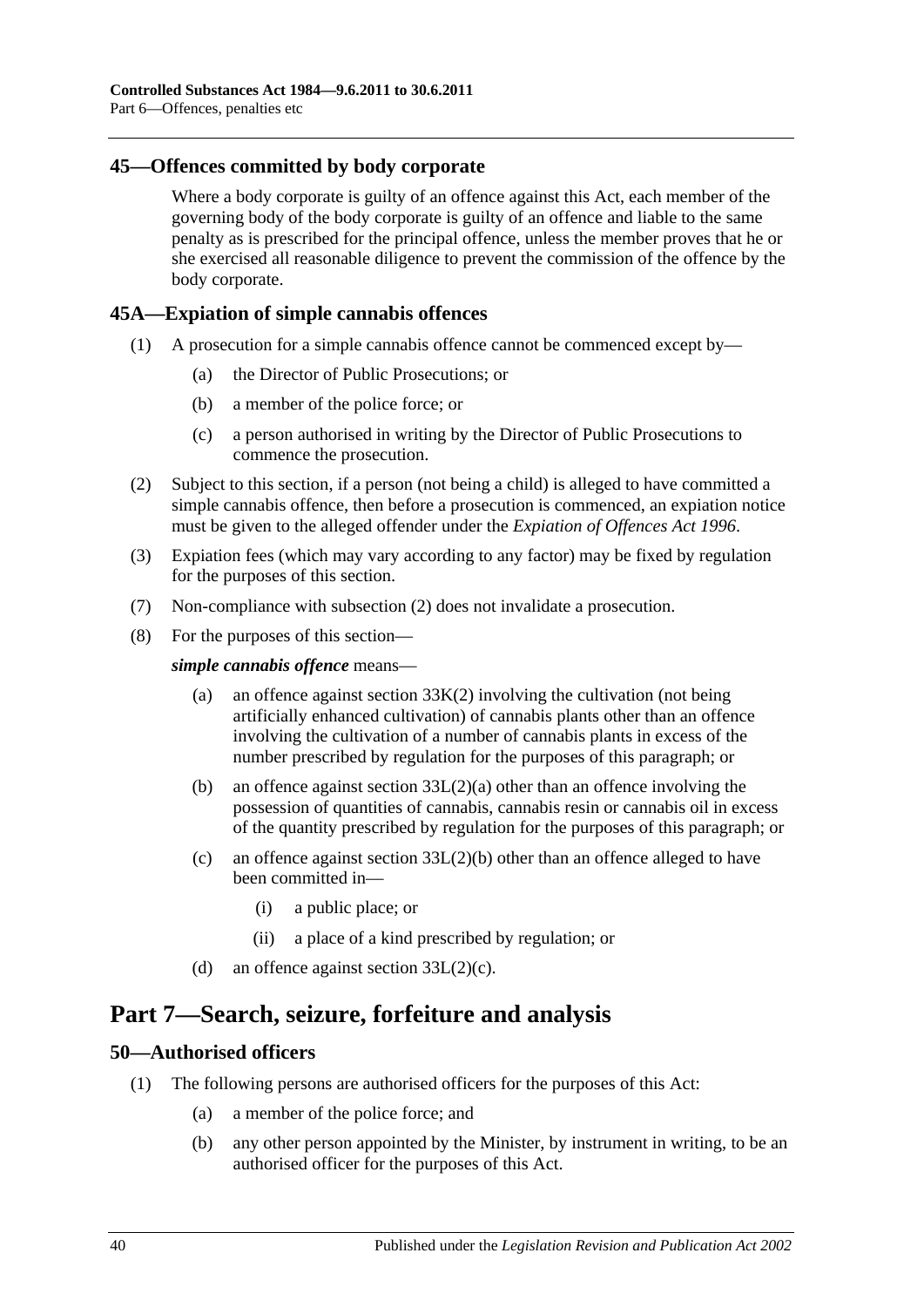## 45—Offences committed by body corporate

Where a body corporate is guilty of an offence against this Act, each member of the governing body of the body corporate is guilty of an offence and liable to the same penalty as is prescribed for the principal offence, unless the member proves that he or she exercised all reasonable diligence to prevent the commission of the offence by the body corporate.

## 45A—Expiation of simple cannabis offences

(1) A prosecution for a simple cannabis offence cannot be commenced except by—

(a) the Director of Public Prosecutions; or

(b) a member of the police force; or

(c) a person authorised in writing by the Director of Public Prosecutions to commence the prosecution.

(2) Subject to this section, if a person (not being a child) is alleged to have committed a simple cannabis offence, then before a prosecution is commenced, an expiation notice must be given to the alleged offender under the *Expiation of Offences Act 1996*.

(3) Expiation fees (which may vary according to any factor) may be fixed by regulation for the purposes of this section.

(7) Non-compliance with subsection (2) does not invalidate a prosecution.

(8) For the purposes of this section—

***simple cannabis offence*** means—

(a) an offence against section 33K(2) involving the cultivation (not being artificially enhanced cultivation) of cannabis plants other than an offence involving the cultivation of a number of cannabis plants in excess of the number prescribed by regulation for the purposes of this paragraph; or

(b) an offence against section 33L(2)(a) other than an offence involving the possession of quantities of cannabis, cannabis resin or cannabis oil in excess of the quantity prescribed by regulation for the purposes of this paragraph; or

(c) an offence against section 33L(2)(b) other than an offence alleged to have been committed in—

(i) a public place; or

(ii) a place of a kind prescribed by regulation; or

(d) an offence against section 33L(2)(c).

# Part 7—Search, seizure, forfeiture and analysis

## 50—Authorised officers

(1) The following persons are authorised officers for the purposes of this Act:

(a) a member of the police force; and

(b) any other person appointed by the Minister, by instrument in writing, to be an authorised officer for the purposes of this Act.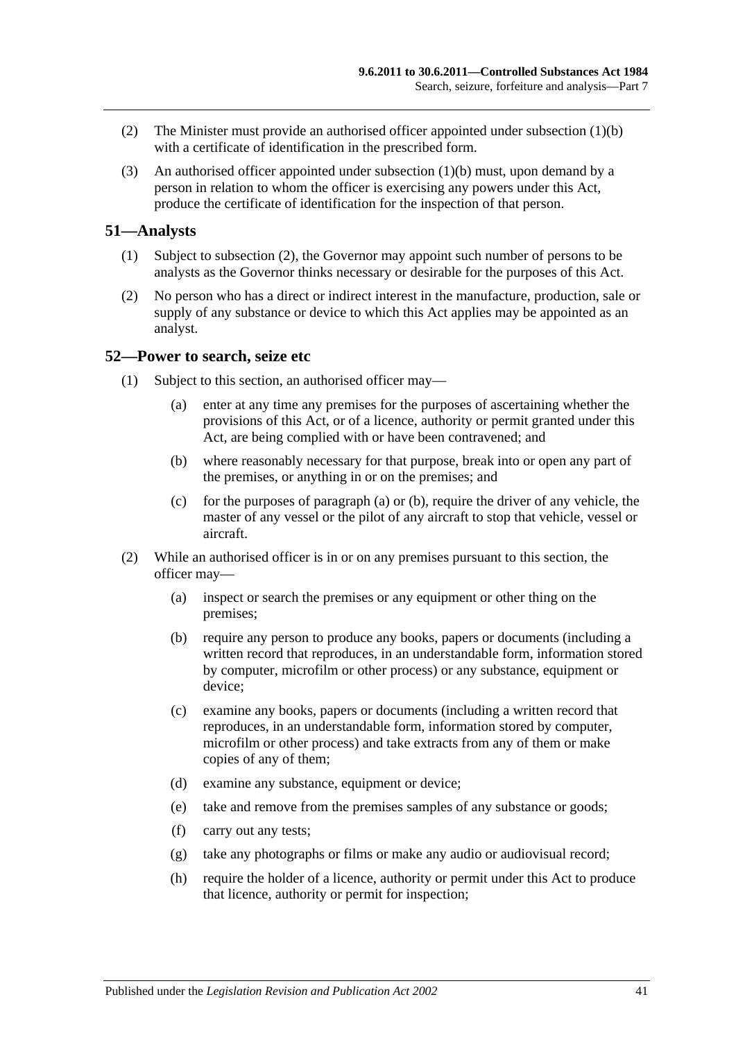(2) The Minister must provide an authorised officer appointed under subsection (1)(b) with a certificate of identification in the prescribed form.

(3) An authorised officer appointed under subsection (1)(b) must, upon demand by a person in relation to whom the officer is exercising any powers under this Act, produce the certificate of identification for the inspection of that person.

## 51—Analysts

(1) Subject to subsection (2), the Governor may appoint such number of persons to be analysts as the Governor thinks necessary or desirable for the purposes of this Act.

(2) No person who has a direct or indirect interest in the manufacture, production, sale or supply of any substance or device to which this Act applies may be appointed as an analyst.

## 52—Power to search, seize etc

(1) Subject to this section, an authorised officer may—

- (a) enter at any time any premises for the purposes of ascertaining whether the provisions of this Act, or of a licence, authority or permit granted under this Act, are being complied with or have been contravened; and
- (b) where reasonably necessary for that purpose, break into or open any part of the premises, or anything in or on the premises; and
- (c) for the purposes of paragraph (a) or (b), require the driver of any vehicle, the master of any vessel or the pilot of any aircraft to stop that vehicle, vessel or aircraft.

(2) While an authorised officer is in or on any premises pursuant to this section, the officer may—

- (a) inspect or search the premises or any equipment or other thing on the premises;
- (b) require any person to produce any books, papers or documents (including a written record that reproduces, in an understandable form, information stored by computer, microfilm or other process) or any substance, equipment or device;
- (c) examine any books, papers or documents (including a written record that reproduces, in an understandable form, information stored by computer, microfilm or other process) and take extracts from any of them or make copies of any of them;
- (d) examine any substance, equipment or device;
- (e) take and remove from the premises samples of any substance or goods;
- (f) carry out any tests;
- (g) take any photographs or films or make any audio or audiovisual record;
- (h) require the holder of a licence, authority or permit under this Act to produce that licence, authority or permit for inspection;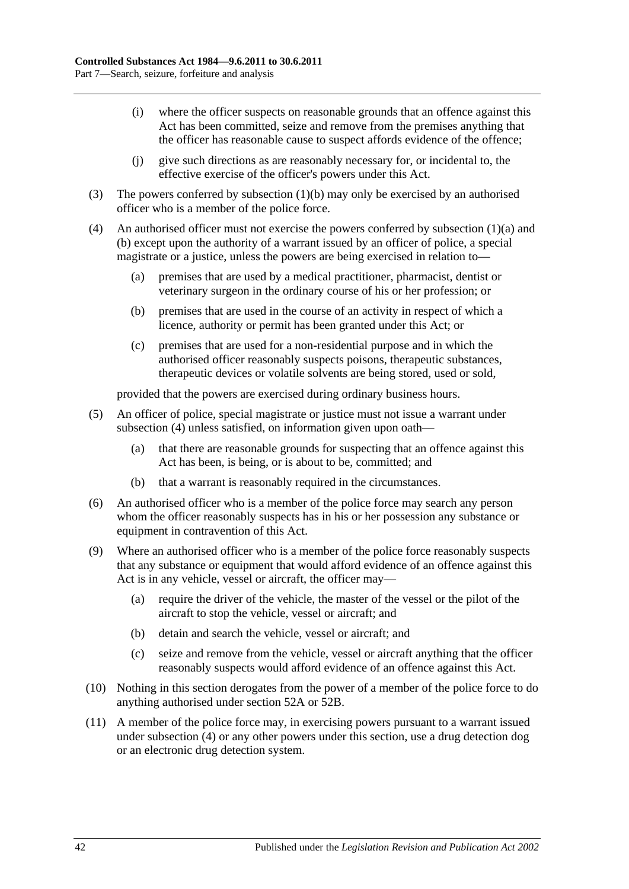(i) where the officer suspects on reasonable grounds that an offence against this Act has been committed, seize and remove from the premises anything that the officer has reasonable cause to suspect affords evidence of the offence;

(j) give such directions as are reasonably necessary for, or incidental to, the effective exercise of the officer's powers under this Act.

(3) The powers conferred by subsection (1)(b) may only be exercised by an authorised officer who is a member of the police force.

(4) An authorised officer must not exercise the powers conferred by subsection (1)(a) and (b) except upon the authority of a warrant issued by an officer of police, a special magistrate or a justice, unless the powers are being exercised in relation to—

(a) premises that are used by a medical practitioner, pharmacist, dentist or veterinary surgeon in the ordinary course of his or her profession; or

(b) premises that are used in the course of an activity in respect of which a licence, authority or permit has been granted under this Act; or

(c) premises that are used for a non-residential purpose and in which the authorised officer reasonably suspects poisons, therapeutic substances, therapeutic devices or volatile solvents are being stored, used or sold,

provided that the powers are exercised during ordinary business hours.

(5) An officer of police, special magistrate or justice must not issue a warrant under subsection (4) unless satisfied, on information given upon oath—

(a) that there are reasonable grounds for suspecting that an offence against this Act has been, is being, or is about to be, committed; and

(b) that a warrant is reasonably required in the circumstances.

(6) An authorised officer who is a member of the police force may search any person whom the officer reasonably suspects has in his or her possession any substance or equipment in contravention of this Act.

(9) Where an authorised officer who is a member of the police force reasonably suspects that any substance or equipment that would afford evidence of an offence against this Act is in any vehicle, vessel or aircraft, the officer may—

(a) require the driver of the vehicle, the master of the vessel or the pilot of the aircraft to stop the vehicle, vessel or aircraft; and

(b) detain and search the vehicle, vessel or aircraft; and

(c) seize and remove from the vehicle, vessel or aircraft anything that the officer reasonably suspects would afford evidence of an offence against this Act.

(10) Nothing in this section derogates from the power of a member of the police force to do anything authorised under section 52A or 52B.

(11) A member of the police force may, in exercising powers pursuant to a warrant issued under subsection (4) or any other powers under this section, use a drug detection dog or an electronic drug detection system.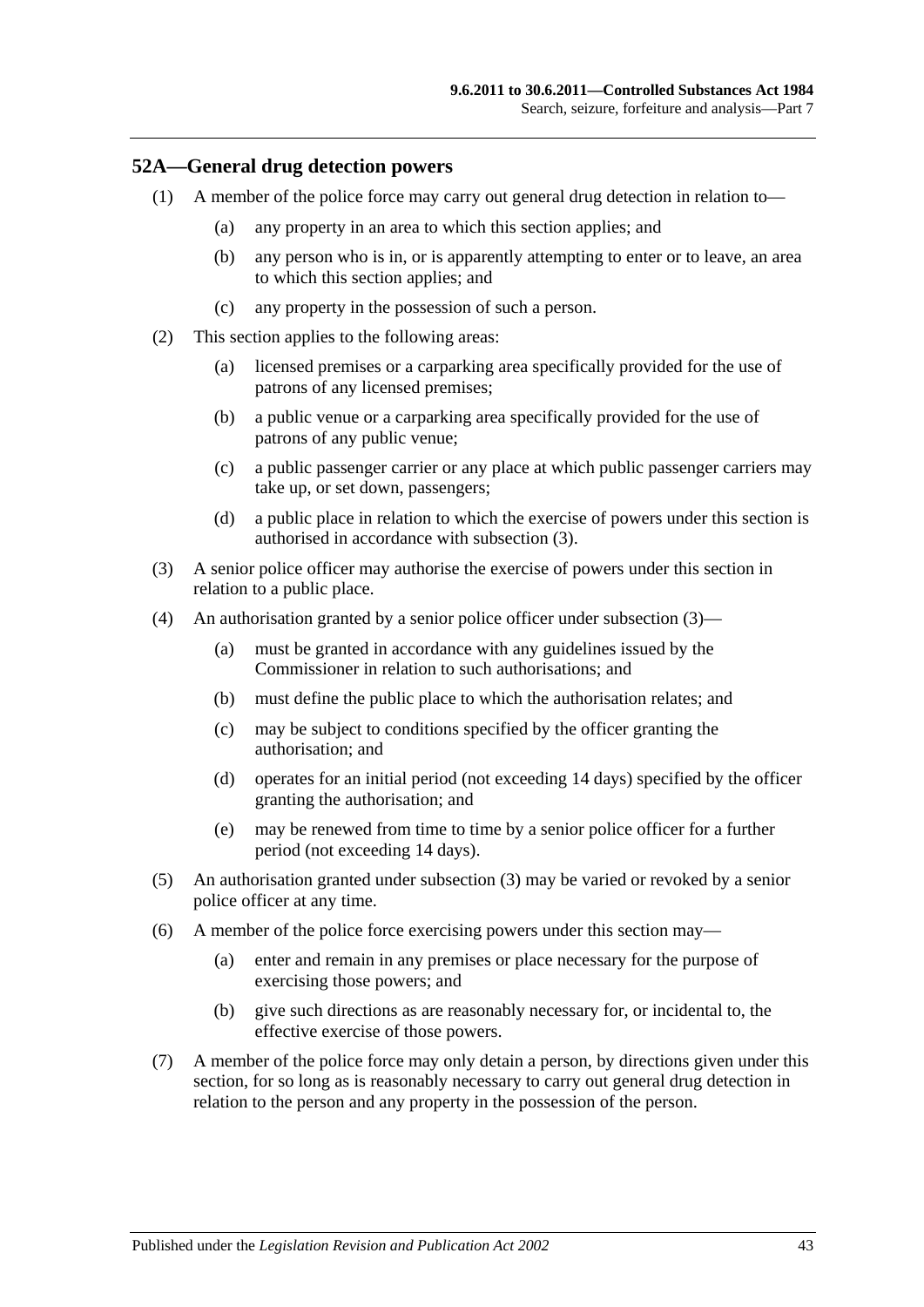## 52A—General drug detection powers

(1) A member of the police force may carry out general drug detection in relation to—

  (a) any property in an area to which this section applies; and

  (b) any person who is in, or is apparently attempting to enter or to leave, an area to which this section applies; and

  (c) any property in the possession of such a person.

(2) This section applies to the following areas:

  (a) licensed premises or a carparking area specifically provided for the use of patrons of any licensed premises;

  (b) a public venue or a carparking area specifically provided for the use of patrons of any public venue;

  (c) a public passenger carrier or any place at which public passenger carriers may take up, or set down, passengers;

  (d) a public place in relation to which the exercise of powers under this section is authorised in accordance with subsection (3).

(3) A senior police officer may authorise the exercise of powers under this section in relation to a public place.

(4) An authorisation granted by a senior police officer under subsection (3)—

  (a) must be granted in accordance with any guidelines issued by the Commissioner in relation to such authorisations; and

  (b) must define the public place to which the authorisation relates; and

  (c) may be subject to conditions specified by the officer granting the authorisation; and

  (d) operates for an initial period (not exceeding 14 days) specified by the officer granting the authorisation; and

  (e) may be renewed from time to time by a senior police officer for a further period (not exceeding 14 days).

(5) An authorisation granted under subsection (3) may be varied or revoked by a senior police officer at any time.

(6) A member of the police force exercising powers under this section may—

  (a) enter and remain in any premises or place necessary for the purpose of exercising those powers; and

  (b) give such directions as are reasonably necessary for, or incidental to, the effective exercise of those powers.

(7) A member of the police force may only detain a person, by directions given under this section, for so long as is reasonably necessary to carry out general drug detection in relation to the person and any property in the possession of the person.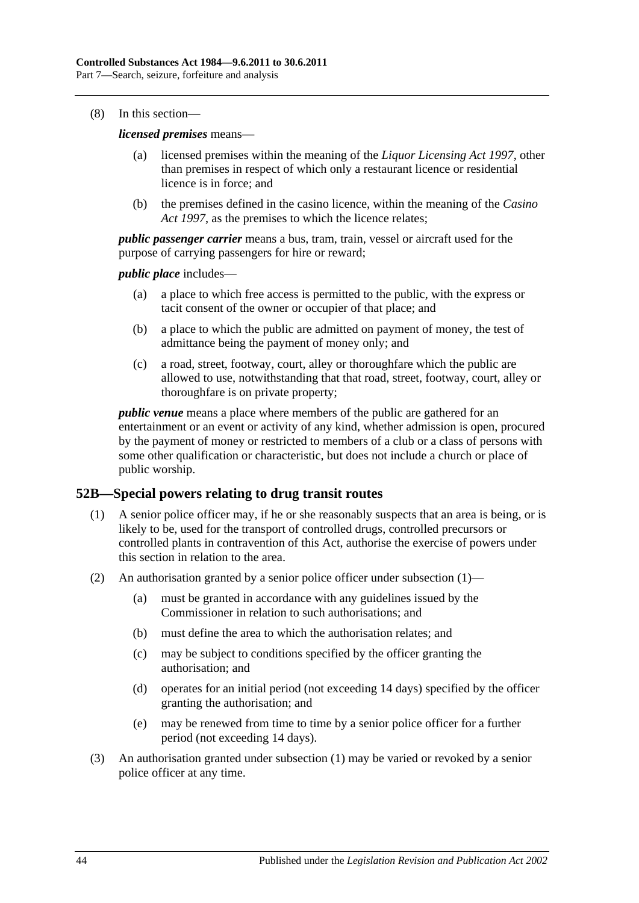(8) In this section—

***licensed premises*** means—

- (a) licensed premises within the meaning of the *Liquor Licensing Act 1997*, other than premises in respect of which only a restaurant licence or residential licence is in force; and
- (b) the premises defined in the casino licence, within the meaning of the *Casino Act 1997*, as the premises to which the licence relates;

***public passenger carrier*** means a bus, tram, train, vessel or aircraft used for the purpose of carrying passengers for hire or reward;

***public place*** includes—

- (a) a place to which free access is permitted to the public, with the express or tacit consent of the owner or occupier of that place; and
- (b) a place to which the public are admitted on payment of money, the test of admittance being the payment of money only; and
- (c) a road, street, footway, court, alley or thoroughfare which the public are allowed to use, notwithstanding that that road, street, footway, court, alley or thoroughfare is on private property;

***public venue*** means a place where members of the public are gathered for an entertainment or an event or activity of any kind, whether admission is open, procured by the payment of money or restricted to members of a club or a class of persons with some other qualification or characteristic, but does not include a church or place of public worship.

## 52B—Special powers relating to drug transit routes

(1) A senior police officer may, if he or she reasonably suspects that an area is being, or is likely to be, used for the transport of controlled drugs, controlled precursors or controlled plants in contravention of this Act, authorise the exercise of powers under this section in relation to the area.

(2) An authorisation granted by a senior police officer under subsection (1)—

- (a) must be granted in accordance with any guidelines issued by the Commissioner in relation to such authorisations; and
- (b) must define the area to which the authorisation relates; and
- (c) may be subject to conditions specified by the officer granting the authorisation; and
- (d) operates for an initial period (not exceeding 14 days) specified by the officer granting the authorisation; and
- (e) may be renewed from time to time by a senior police officer for a further period (not exceeding 14 days).

(3) An authorisation granted under subsection (1) may be varied or revoked by a senior police officer at any time.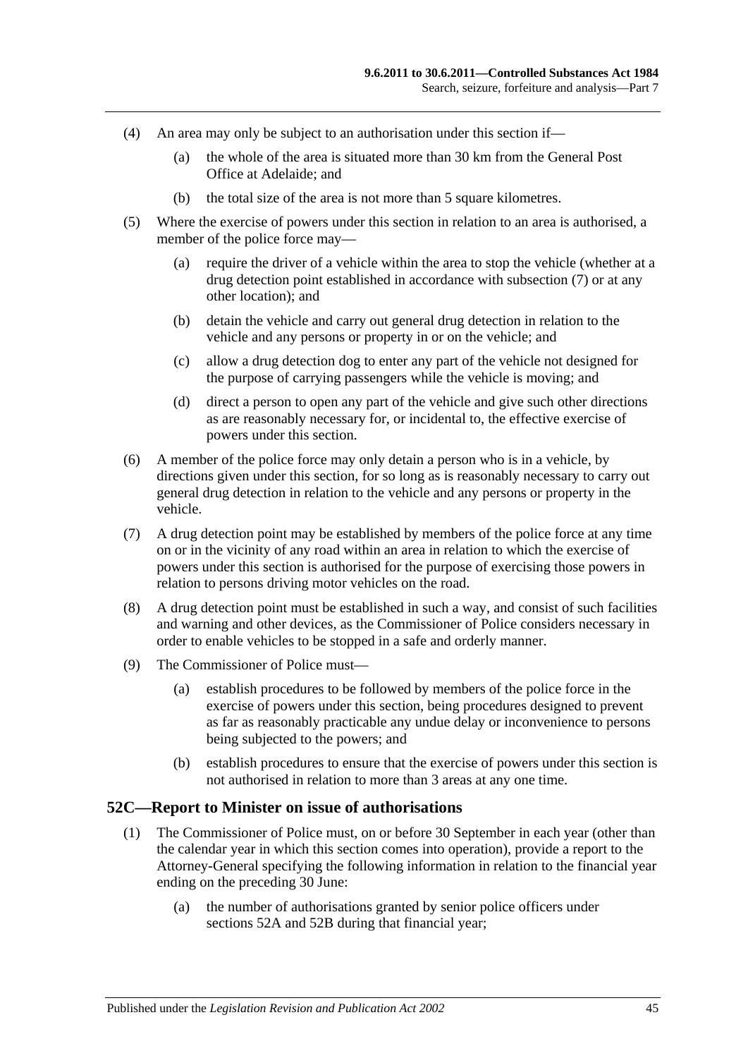(4) An area may only be subject to an authorisation under this section if—

(a) the whole of the area is situated more than 30 km from the General Post Office at Adelaide; and

(b) the total size of the area is not more than 5 square kilometres.

(5) Where the exercise of powers under this section in relation to an area is authorised, a member of the police force may—

(a) require the driver of a vehicle within the area to stop the vehicle (whether at a drug detection point established in accordance with subsection (7) or at any other location); and

(b) detain the vehicle and carry out general drug detection in relation to the vehicle and any persons or property in or on the vehicle; and

(c) allow a drug detection dog to enter any part of the vehicle not designed for the purpose of carrying passengers while the vehicle is moving; and

(d) direct a person to open any part of the vehicle and give such other directions as are reasonably necessary for, or incidental to, the effective exercise of powers under this section.

(6) A member of the police force may only detain a person who is in a vehicle, by directions given under this section, for so long as is reasonably necessary to carry out general drug detection in relation to the vehicle and any persons or property in the vehicle.

(7) A drug detection point may be established by members of the police force at any time on or in the vicinity of any road within an area in relation to which the exercise of powers under this section is authorised for the purpose of exercising those powers in relation to persons driving motor vehicles on the road.

(8) A drug detection point must be established in such a way, and consist of such facilities and warning and other devices, as the Commissioner of Police considers necessary in order to enable vehicles to be stopped in a safe and orderly manner.

(9) The Commissioner of Police must—

(a) establish procedures to be followed by members of the police force in the exercise of powers under this section, being procedures designed to prevent as far as reasonably practicable any undue delay or inconvenience to persons being subjected to the powers; and

(b) establish procedures to ensure that the exercise of powers under this section is not authorised in relation to more than 3 areas at any one time.

## 52C—Report to Minister on issue of authorisations

(1) The Commissioner of Police must, on or before 30 September in each year (other than the calendar year in which this section comes into operation), provide a report to the Attorney-General specifying the following information in relation to the financial year ending on the preceding 30 June:

(a) the number of authorisations granted by senior police officers under sections 52A and 52B during that financial year;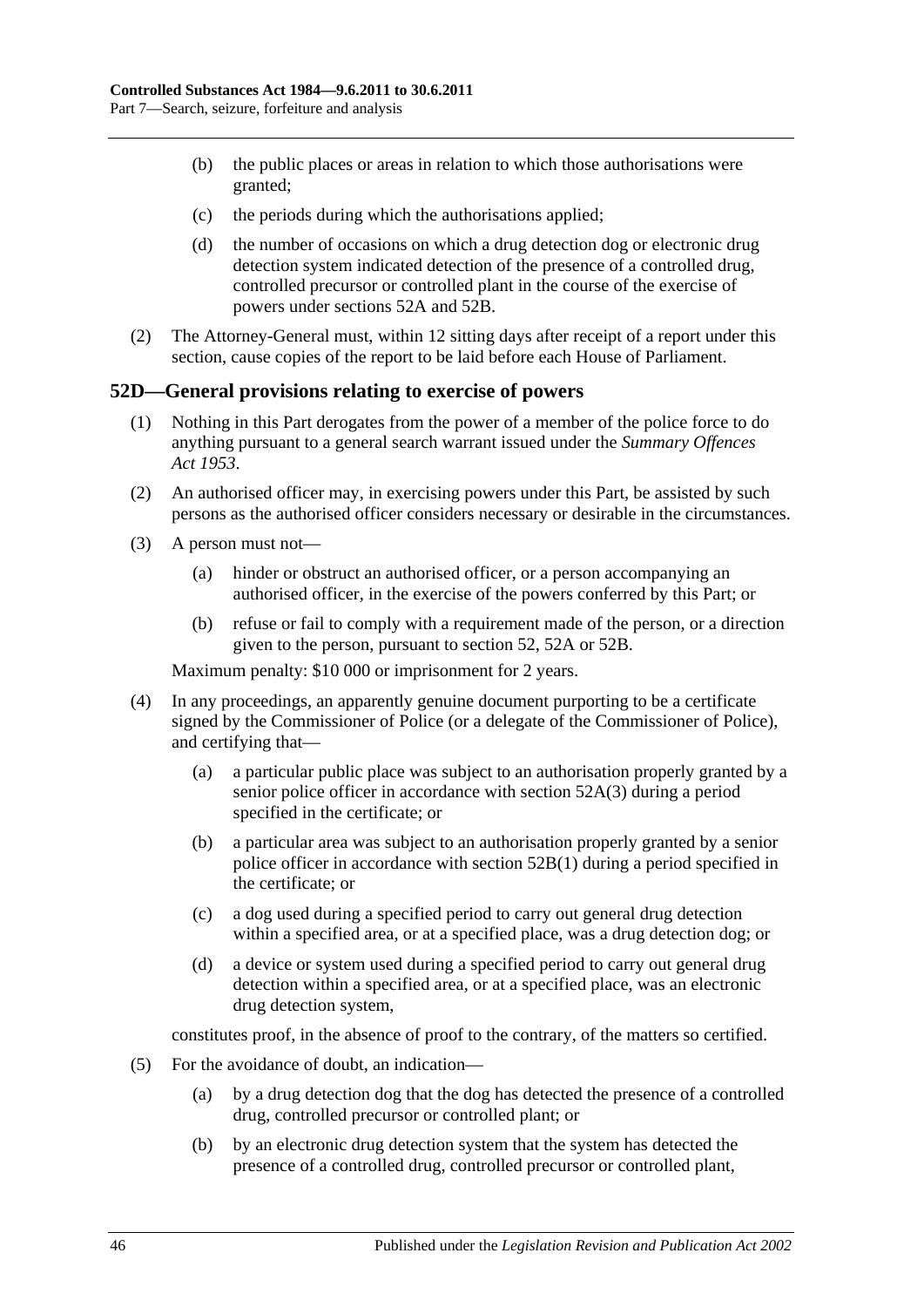(b) the public places or areas in relation to which those authorisations were granted;

(c) the periods during which the authorisations applied;

(d) the number of occasions on which a drug detection dog or electronic drug detection system indicated detection of the presence of a controlled drug, controlled precursor or controlled plant in the course of the exercise of powers under sections 52A and 52B.

(2) The Attorney-General must, within 12 sitting days after receipt of a report under this section, cause copies of the report to be laid before each House of Parliament.

## 52D—General provisions relating to exercise of powers

(1) Nothing in this Part derogates from the power of a member of the police force to do anything pursuant to a general search warrant issued under the *Summary Offences Act 1953*.

(2) An authorised officer may, in exercising powers under this Part, be assisted by such persons as the authorised officer considers necessary or desirable in the circumstances.

(3) A person must not—

(a) hinder or obstruct an authorised officer, or a person accompanying an authorised officer, in the exercise of the powers conferred by this Part; or

(b) refuse or fail to comply with a requirement made of the person, or a direction given to the person, pursuant to section 52, 52A or 52B.

Maximum penalty: $10 000 or imprisonment for 2 years.

(4) In any proceedings, an apparently genuine document purporting to be a certificate signed by the Commissioner of Police (or a delegate of the Commissioner of Police), and certifying that—

(a) a particular public place was subject to an authorisation properly granted by a senior police officer in accordance with section 52A(3) during a period specified in the certificate; or

(b) a particular area was subject to an authorisation properly granted by a senior police officer in accordance with section 52B(1) during a period specified in the certificate; or

(c) a dog used during a specified period to carry out general drug detection within a specified area, or at a specified place, was a drug detection dog; or

(d) a device or system used during a specified period to carry out general drug detection within a specified area, or at a specified place, was an electronic drug detection system,

constitutes proof, in the absence of proof to the contrary, of the matters so certified.

(5) For the avoidance of doubt, an indication—

(a) by a drug detection dog that the dog has detected the presence of a controlled drug, controlled precursor or controlled plant; or

(b) by an electronic drug detection system that the system has detected the presence of a controlled drug, controlled precursor or controlled plant,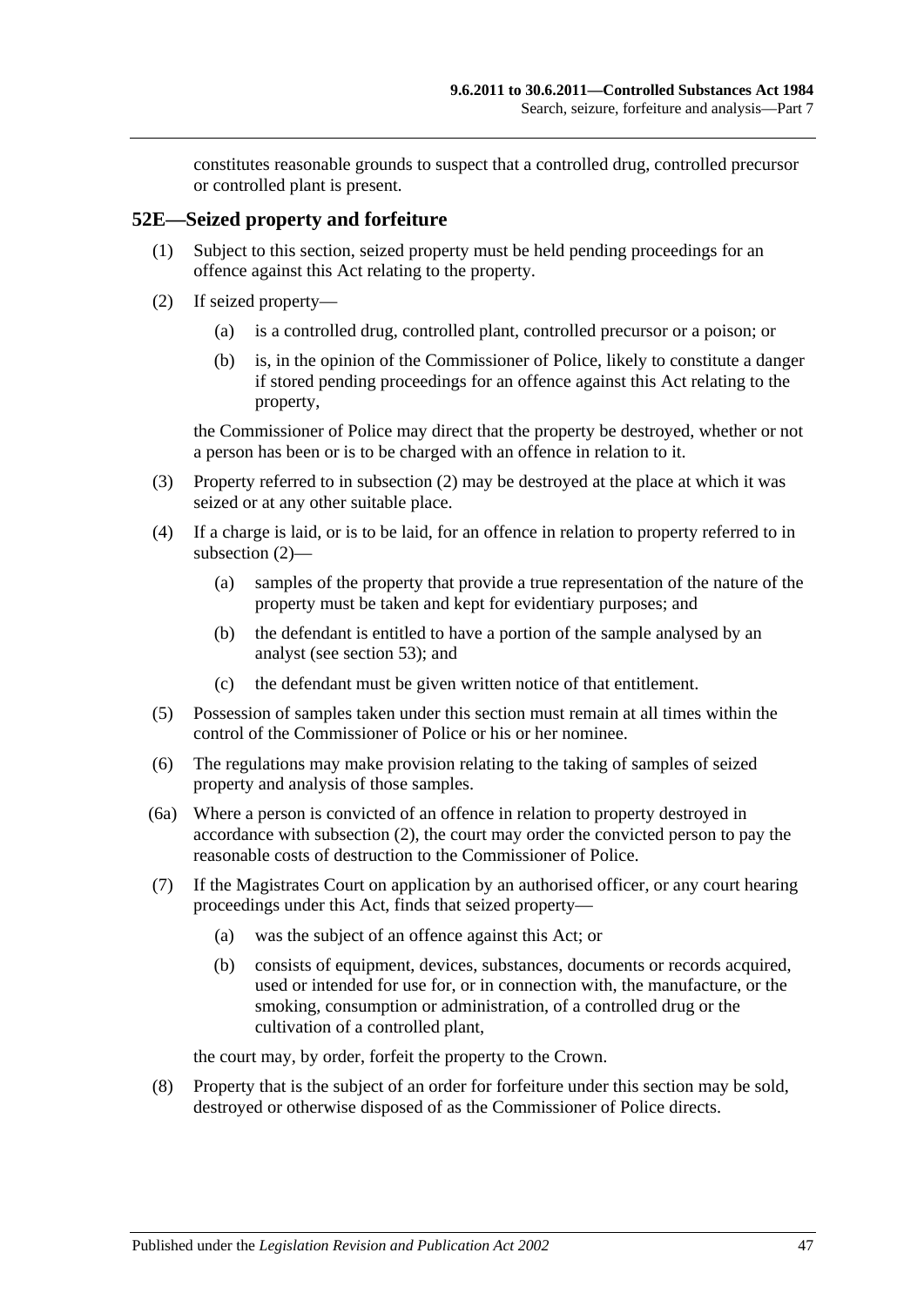constitutes reasonable grounds to suspect that a controlled drug, controlled precursor or controlled plant is present.

## 52E—Seized property and forfeiture

(1) Subject to this section, seized property must be held pending proceedings for an offence against this Act relating to the property.

(2) If seized property—

(a) is a controlled drug, controlled plant, controlled precursor or a poison; or

(b) is, in the opinion of the Commissioner of Police, likely to constitute a danger if stored pending proceedings for an offence against this Act relating to the property,

the Commissioner of Police may direct that the property be destroyed, whether or not a person has been or is to be charged with an offence in relation to it.

(3) Property referred to in subsection (2) may be destroyed at the place at which it was seized or at any other suitable place.

(4) If a charge is laid, or is to be laid, for an offence in relation to property referred to in subsection (2)—

(a) samples of the property that provide a true representation of the nature of the property must be taken and kept for evidentiary purposes; and

(b) the defendant is entitled to have a portion of the sample analysed by an analyst (see section 53); and

(c) the defendant must be given written notice of that entitlement.

(5) Possession of samples taken under this section must remain at all times within the control of the Commissioner of Police or his or her nominee.

(6) The regulations may make provision relating to the taking of samples of seized property and analysis of those samples.

(6a) Where a person is convicted of an offence in relation to property destroyed in accordance with subsection (2), the court may order the convicted person to pay the reasonable costs of destruction to the Commissioner of Police.

(7) If the Magistrates Court on application by an authorised officer, or any court hearing proceedings under this Act, finds that seized property—

(a) was the subject of an offence against this Act; or

(b) consists of equipment, devices, substances, documents or records acquired, used or intended for use for, or in connection with, the manufacture, or the smoking, consumption or administration, of a controlled drug or the cultivation of a controlled plant,

the court may, by order, forfeit the property to the Crown.

(8) Property that is the subject of an order for forfeiture under this section may be sold, destroyed or otherwise disposed of as the Commissioner of Police directs.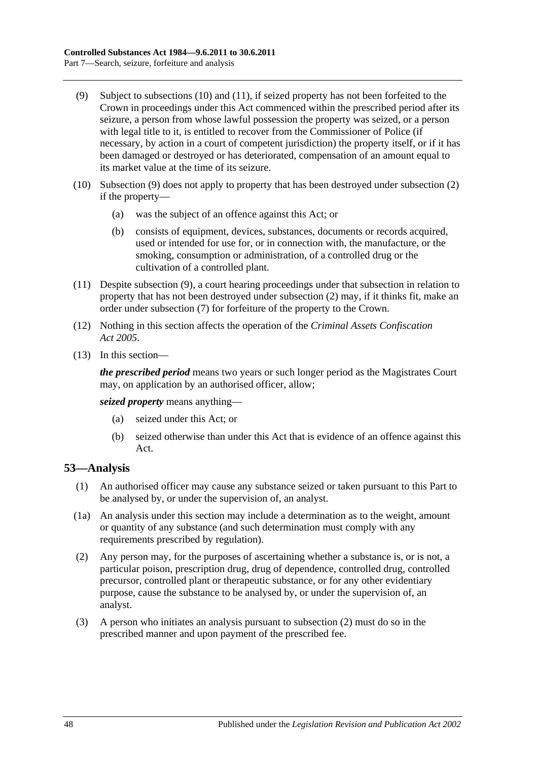(9) Subject to subsections (10) and (11), if seized property has not been forfeited to the Crown in proceedings under this Act commenced within the prescribed period after its seizure, a person from whose lawful possession the property was seized, or a person with legal title to it, is entitled to recover from the Commissioner of Police (if necessary, by action in a court of competent jurisdiction) the property itself, or if it has been damaged or destroyed or has deteriorated, compensation of an amount equal to its market value at the time of its seizure.

(10) Subsection (9) does not apply to property that has been destroyed under subsection (2) if the property—

(a) was the subject of an offence against this Act; or

(b) consists of equipment, devices, substances, documents or records acquired, used or intended for use for, or in connection with, the manufacture, or the smoking, consumption or administration, of a controlled drug or the cultivation of a controlled plant.

(11) Despite subsection (9), a court hearing proceedings under that subsection in relation to property that has not been destroyed under subsection (2) may, if it thinks fit, make an order under subsection (7) for forfeiture of the property to the Crown.

(12) Nothing in this section affects the operation of the *Criminal Assets Confiscation Act 2005*.

(13) In this section—

***the prescribed period*** means two years or such longer period as the Magistrates Court may, on application by an authorised officer, allow;

***seized property*** means anything—

(a) seized under this Act; or

(b) seized otherwise than under this Act that is evidence of an offence against this Act.

## 53—Analysis

(1) An authorised officer may cause any substance seized or taken pursuant to this Part to be analysed by, or under the supervision of, an analyst.

(1a) An analysis under this section may include a determination as to the weight, amount or quantity of any substance (and such determination must comply with any requirements prescribed by regulation).

(2) Any person may, for the purposes of ascertaining whether a substance is, or is not, a particular poison, prescription drug, drug of dependence, controlled drug, controlled precursor, controlled plant or therapeutic substance, or for any other evidentiary purpose, cause the substance to be analysed by, or under the supervision of, an analyst.

(3) A person who initiates an analysis pursuant to subsection (2) must do so in the prescribed manner and upon payment of the prescribed fee.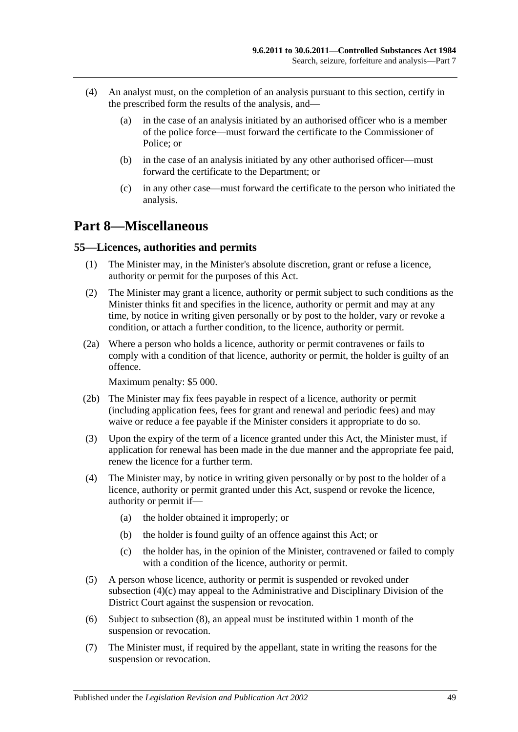(4) An analyst must, on the completion of an analysis pursuant to this section, certify in the prescribed form the results of the analysis, and—

- (a) in the case of an analysis initiated by an authorised officer who is a member of the police force—must forward the certificate to the Commissioner of Police; or
- (b) in the case of an analysis initiated by any other authorised officer—must forward the certificate to the Department; or
- (c) in any other case—must forward the certificate to the person who initiated the analysis.

# Part 8—Miscellaneous

## 55—Licences, authorities and permits

(1) The Minister may, in the Minister's absolute discretion, grant or refuse a licence, authority or permit for the purposes of this Act.

(2) The Minister may grant a licence, authority or permit subject to such conditions as the Minister thinks fit and specifies in the licence, authority or permit and may at any time, by notice in writing given personally or by post to the holder, vary or revoke a condition, or attach a further condition, to the licence, authority or permit.

(2a) Where a person who holds a licence, authority or permit contravenes or fails to comply with a condition of that licence, authority or permit, the holder is guilty of an offence.

Maximum penalty: $5 000.

(2b) The Minister may fix fees payable in respect of a licence, authority or permit (including application fees, fees for grant and renewal and periodic fees) and may waive or reduce a fee payable if the Minister considers it appropriate to do so.

(3) Upon the expiry of the term of a licence granted under this Act, the Minister must, if application for renewal has been made in the due manner and the appropriate fee paid, renew the licence for a further term.

(4) The Minister may, by notice in writing given personally or by post to the holder of a licence, authority or permit granted under this Act, suspend or revoke the licence, authority or permit if—

- (a) the holder obtained it improperly; or
- (b) the holder is found guilty of an offence against this Act; or
- (c) the holder has, in the opinion of the Minister, contravened or failed to comply with a condition of the licence, authority or permit.

(5) A person whose licence, authority or permit is suspended or revoked under subsection (4)(c) may appeal to the Administrative and Disciplinary Division of the District Court against the suspension or revocation.

(6) Subject to subsection (8), an appeal must be instituted within 1 month of the suspension or revocation.

(7) The Minister must, if required by the appellant, state in writing the reasons for the suspension or revocation.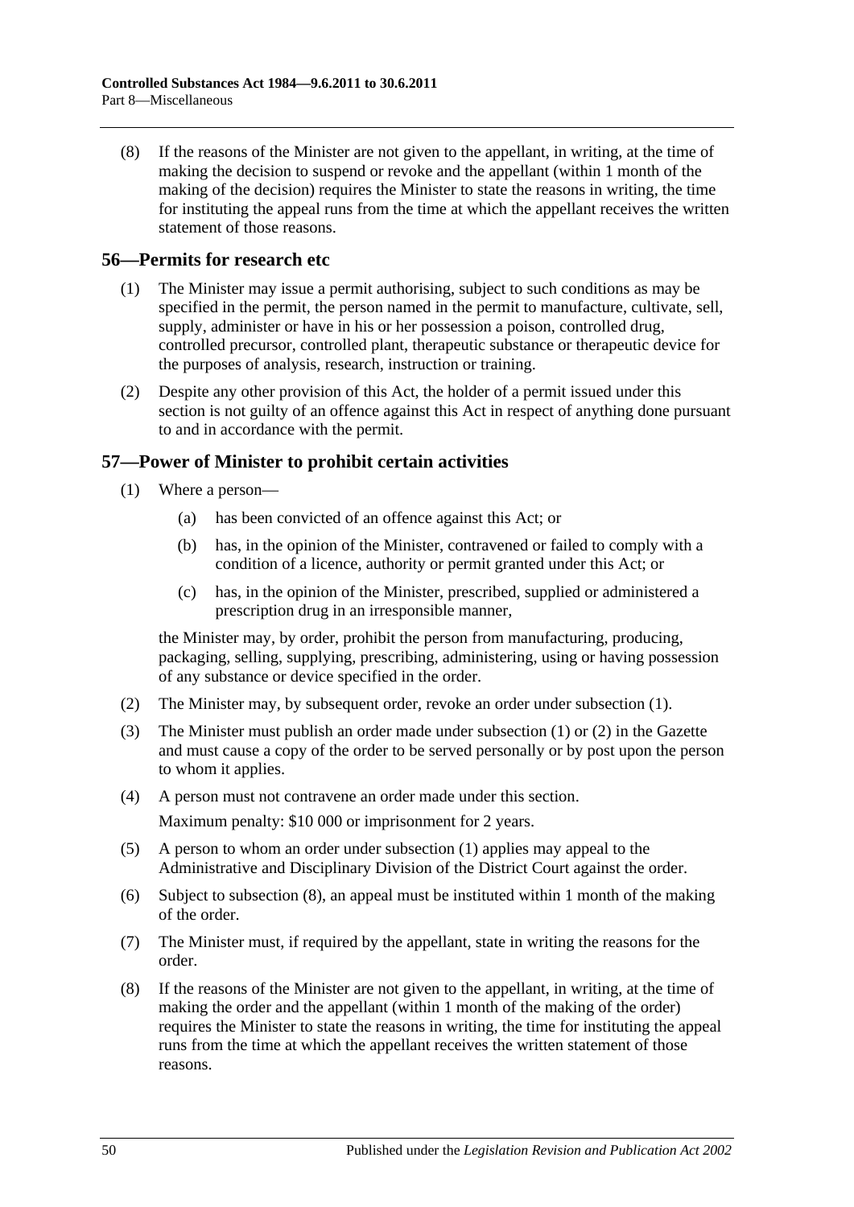(8) If the reasons of the Minister are not given to the appellant, in writing, at the time of making the decision to suspend or revoke and the appellant (within 1 month of the making of the decision) requires the Minister to state the reasons in writing, the time for instituting the appeal runs from the time at which the appellant receives the written statement of those reasons.

## 56—Permits for research etc

(1) The Minister may issue a permit authorising, subject to such conditions as may be specified in the permit, the person named in the permit to manufacture, cultivate, sell, supply, administer or have in his or her possession a poison, controlled drug, controlled precursor, controlled plant, therapeutic substance or therapeutic device for the purposes of analysis, research, instruction or training.

(2) Despite any other provision of this Act, the holder of a permit issued under this section is not guilty of an offence against this Act in respect of anything done pursuant to and in accordance with the permit.

## 57—Power of Minister to prohibit certain activities

(1) Where a person—

(a) has been convicted of an offence against this Act; or

(b) has, in the opinion of the Minister, contravened or failed to comply with a condition of a licence, authority or permit granted under this Act; or

(c) has, in the opinion of the Minister, prescribed, supplied or administered a prescription drug in an irresponsible manner,

the Minister may, by order, prohibit the person from manufacturing, producing, packaging, selling, supplying, prescribing, administering, using or having possession of any substance or device specified in the order.

(2) The Minister may, by subsequent order, revoke an order under subsection (1).

(3) The Minister must publish an order made under subsection (1) or (2) in the Gazette and must cause a copy of the order to be served personally or by post upon the person to whom it applies.

(4) A person must not contravene an order made under this section.

Maximum penalty: $10 000 or imprisonment for 2 years.

(5) A person to whom an order under subsection (1) applies may appeal to the Administrative and Disciplinary Division of the District Court against the order.

(6) Subject to subsection (8), an appeal must be instituted within 1 month of the making of the order.

(7) The Minister must, if required by the appellant, state in writing the reasons for the order.

(8) If the reasons of the Minister are not given to the appellant, in writing, at the time of making the order and the appellant (within 1 month of the making of the order) requires the Minister to state the reasons in writing, the time for instituting the appeal runs from the time at which the appellant receives the written statement of those reasons.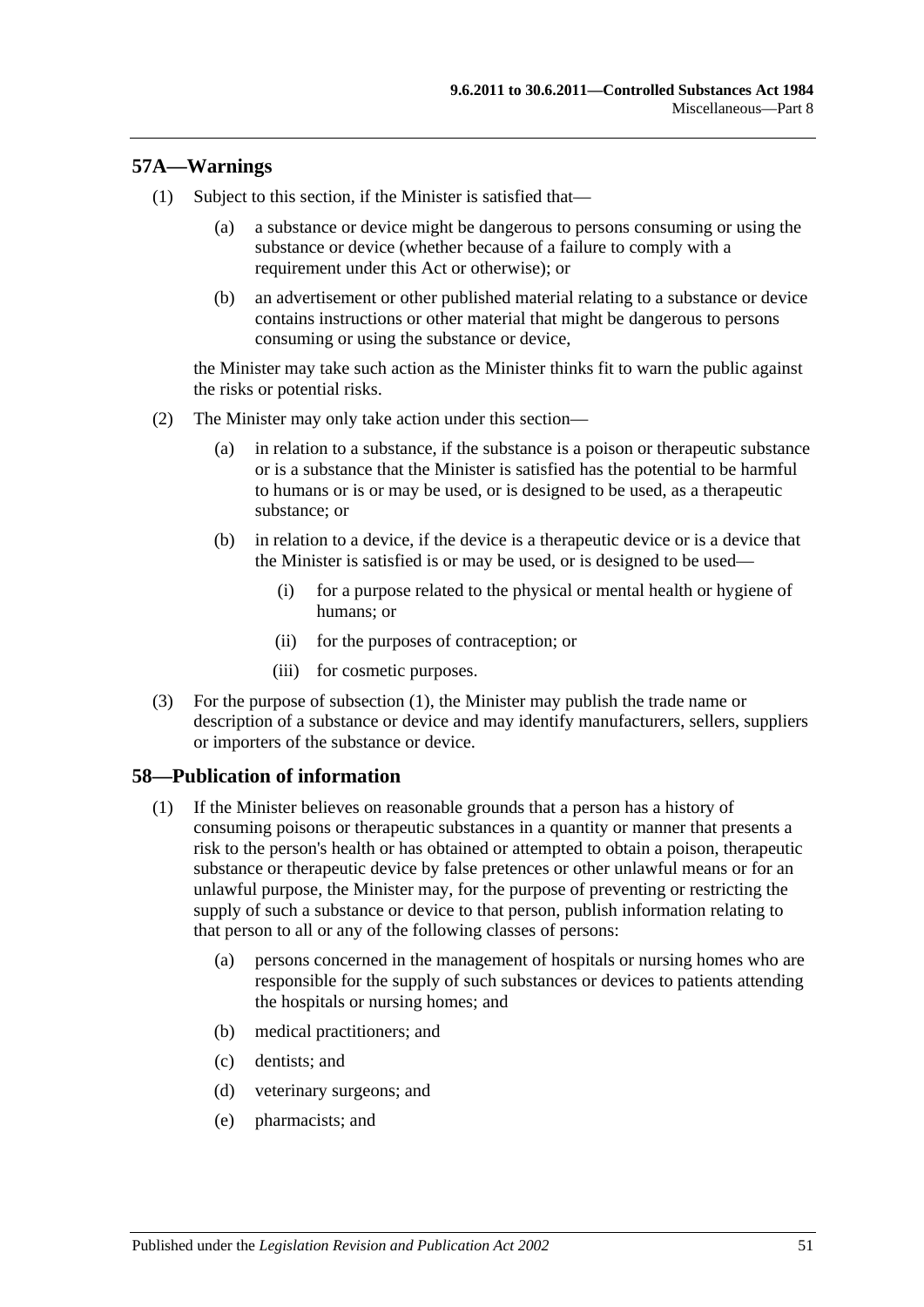## 57A—Warnings

(1) Subject to this section, if the Minister is satisfied that—

(a) a substance or device might be dangerous to persons consuming or using the substance or device (whether because of a failure to comply with a requirement under this Act or otherwise); or

(b) an advertisement or other published material relating to a substance or device contains instructions or other material that might be dangerous to persons consuming or using the substance or device,

the Minister may take such action as the Minister thinks fit to warn the public against the risks or potential risks.

(2) The Minister may only take action under this section—

(a) in relation to a substance, if the substance is a poison or therapeutic substance or is a substance that the Minister is satisfied has the potential to be harmful to humans or is or may be used, or is designed to be used, as a therapeutic substance; or

(b) in relation to a device, if the device is a therapeutic device or is a device that the Minister is satisfied is or may be used, or is designed to be used—

(i) for a purpose related to the physical or mental health or hygiene of humans; or

(ii) for the purposes of contraception; or

(iii) for cosmetic purposes.

(3) For the purpose of subsection (1), the Minister may publish the trade name or description of a substance or device and may identify manufacturers, sellers, suppliers or importers of the substance or device.

## 58—Publication of information

(1) If the Minister believes on reasonable grounds that a person has a history of consuming poisons or therapeutic substances in a quantity or manner that presents a risk to the person's health or has obtained or attempted to obtain a poison, therapeutic substance or therapeutic device by false pretences or other unlawful means or for an unlawful purpose, the Minister may, for the purpose of preventing or restricting the supply of such a substance or device to that person, publish information relating to that person to all or any of the following classes of persons:

(a) persons concerned in the management of hospitals or nursing homes who are responsible for the supply of such substances or devices to patients attending the hospitals or nursing homes; and

(b) medical practitioners; and

(c) dentists; and

(d) veterinary surgeons; and

(e) pharmacists; and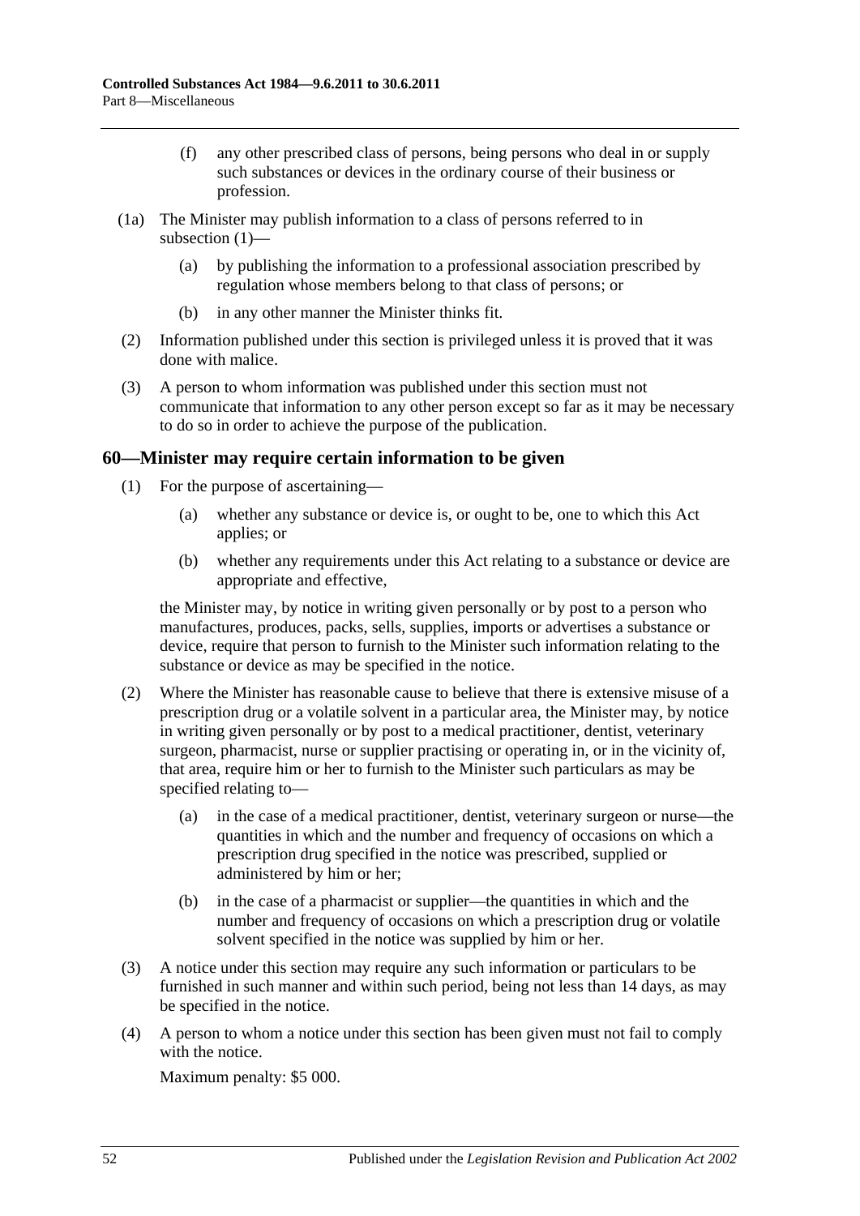(f) any other prescribed class of persons, being persons who deal in or supply such substances or devices in the ordinary course of their business or profession.

(1a) The Minister may publish information to a class of persons referred to in subsection (1)—

(a) by publishing the information to a professional association prescribed by regulation whose members belong to that class of persons; or

(b) in any other manner the Minister thinks fit.

(2) Information published under this section is privileged unless it is proved that it was done with malice.

(3) A person to whom information was published under this section must not communicate that information to any other person except so far as it may be necessary to do so in order to achieve the purpose of the publication.

## 60—Minister may require certain information to be given

(1) For the purpose of ascertaining—

(a) whether any substance or device is, or ought to be, one to which this Act applies; or

(b) whether any requirements under this Act relating to a substance or device are appropriate and effective,

the Minister may, by notice in writing given personally or by post to a person who manufactures, produces, packs, sells, supplies, imports or advertises a substance or device, require that person to furnish to the Minister such information relating to the substance or device as may be specified in the notice.

(2) Where the Minister has reasonable cause to believe that there is extensive misuse of a prescription drug or a volatile solvent in a particular area, the Minister may, by notice in writing given personally or by post to a medical practitioner, dentist, veterinary surgeon, pharmacist, nurse or supplier practising or operating in, or in the vicinity of, that area, require him or her to furnish to the Minister such particulars as may be specified relating to—

(a) in the case of a medical practitioner, dentist, veterinary surgeon or nurse—the quantities in which and the number and frequency of occasions on which a prescription drug specified in the notice was prescribed, supplied or administered by him or her;

(b) in the case of a pharmacist or supplier—the quantities in which and the number and frequency of occasions on which a prescription drug or volatile solvent specified in the notice was supplied by him or her.

(3) A notice under this section may require any such information or particulars to be furnished in such manner and within such period, being not less than 14 days, as may be specified in the notice.

(4) A person to whom a notice under this section has been given must not fail to comply with the notice.

Maximum penalty: $5 000.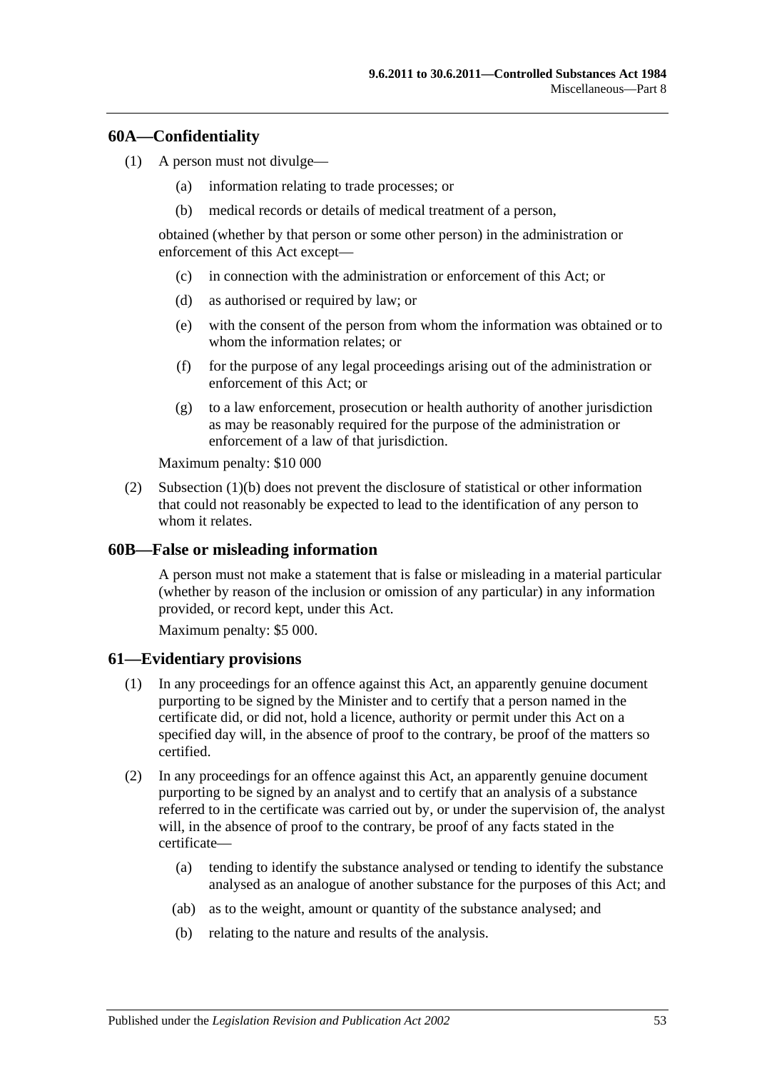## 60A—Confidentiality

(1) A person must not divulge—

(a) information relating to trade processes; or

(b) medical records or details of medical treatment of a person,

obtained (whether by that person or some other person) in the administration or enforcement of this Act except—

(c) in connection with the administration or enforcement of this Act; or

(d) as authorised or required by law; or

(e) with the consent of the person from whom the information was obtained or to whom the information relates; or

(f) for the purpose of any legal proceedings arising out of the administration or enforcement of this Act; or

(g) to a law enforcement, prosecution or health authority of another jurisdiction as may be reasonably required for the purpose of the administration or enforcement of a law of that jurisdiction.

Maximum penalty: $10 000

(2) Subsection (1)(b) does not prevent the disclosure of statistical or other information that could not reasonably be expected to lead to the identification of any person to whom it relates.

## 60B—False or misleading information

A person must not make a statement that is false or misleading in a material particular (whether by reason of the inclusion or omission of any particular) in any information provided, or record kept, under this Act.

Maximum penalty: $5 000.

## 61—Evidentiary provisions

(1) In any proceedings for an offence against this Act, an apparently genuine document purporting to be signed by the Minister and to certify that a person named in the certificate did, or did not, hold a licence, authority or permit under this Act on a specified day will, in the absence of proof to the contrary, be proof of the matters so certified.

(2) In any proceedings for an offence against this Act, an apparently genuine document purporting to be signed by an analyst and to certify that an analysis of a substance referred to in the certificate was carried out by, or under the supervision of, the analyst will, in the absence of proof to the contrary, be proof of any facts stated in the certificate—

(a) tending to identify the substance analysed or tending to identify the substance analysed as an analogue of another substance for the purposes of this Act; and

(ab) as to the weight, amount or quantity of the substance analysed; and

(b) relating to the nature and results of the analysis.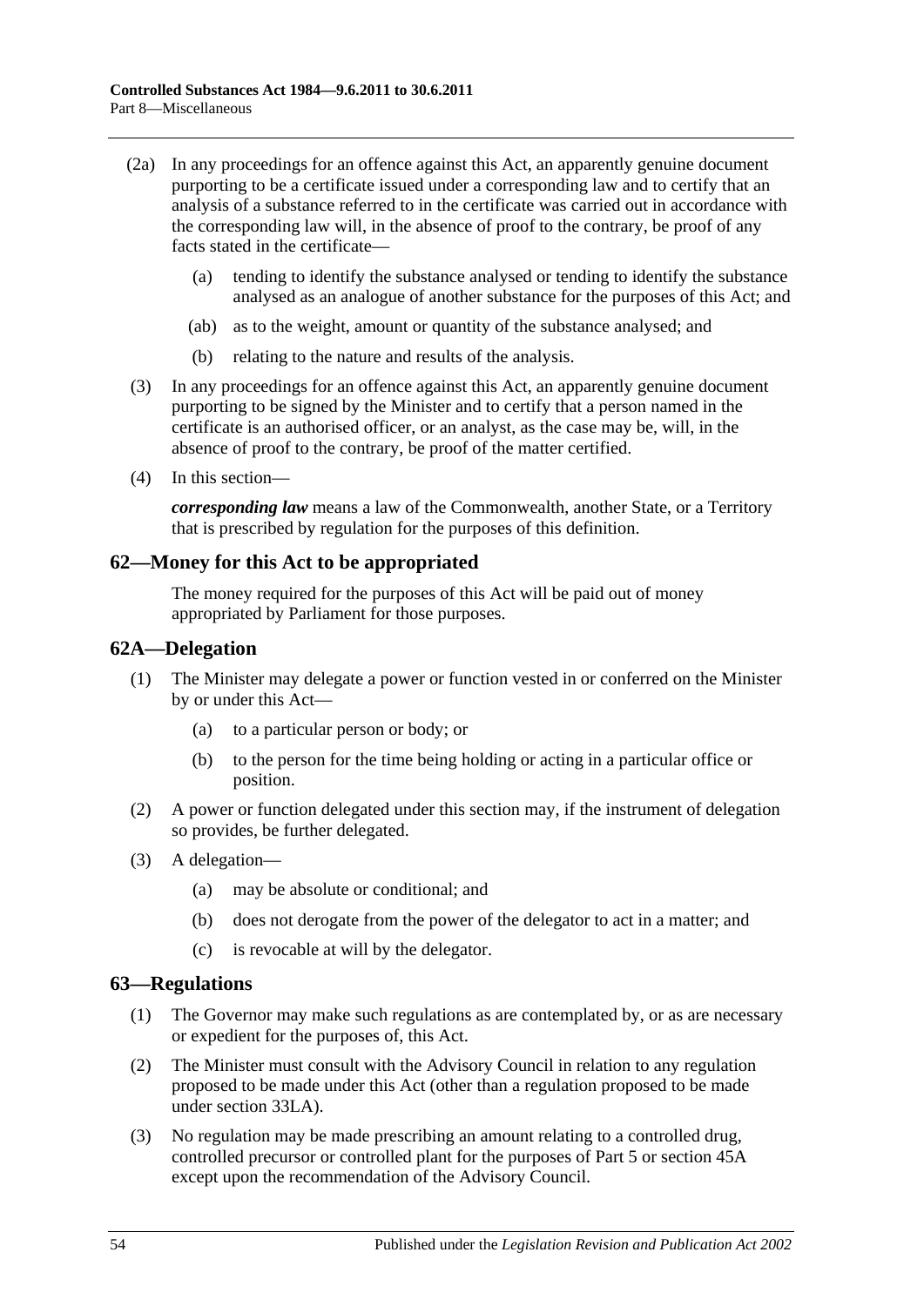(2a) In any proceedings for an offence against this Act, an apparently genuine document purporting to be a certificate issued under a corresponding law and to certify that an analysis of a substance referred to in the certificate was carried out in accordance with the corresponding law will, in the absence of proof to the contrary, be proof of any facts stated in the certificate—

(a) tending to identify the substance analysed or tending to identify the substance analysed as an analogue of another substance for the purposes of this Act; and

(ab) as to the weight, amount or quantity of the substance analysed; and

(b) relating to the nature and results of the analysis.

(3) In any proceedings for an offence against this Act, an apparently genuine document purporting to be signed by the Minister and to certify that a person named in the certificate is an authorised officer, or an analyst, as the case may be, will, in the absence of proof to the contrary, be proof of the matter certified.

(4) In this section—

***corresponding law*** means a law of the Commonwealth, another State, or a Territory that is prescribed by regulation for the purposes of this definition.

## 62—Money for this Act to be appropriated

The money required for the purposes of this Act will be paid out of money appropriated by Parliament for those purposes.

## 62A—Delegation

(1) The Minister may delegate a power or function vested in or conferred on the Minister by or under this Act—

(a) to a particular person or body; or

(b) to the person for the time being holding or acting in a particular office or position.

(2) A power or function delegated under this section may, if the instrument of delegation so provides, be further delegated.

(3) A delegation—

(a) may be absolute or conditional; and

(b) does not derogate from the power of the delegator to act in a matter; and

(c) is revocable at will by the delegator.

## 63—Regulations

(1) The Governor may make such regulations as are contemplated by, or as are necessary or expedient for the purposes of, this Act.

(2) The Minister must consult with the Advisory Council in relation to any regulation proposed to be made under this Act (other than a regulation proposed to be made under section 33LA).

(3) No regulation may be made prescribing an amount relating to a controlled drug, controlled precursor or controlled plant for the purposes of Part 5 or section 45A except upon the recommendation of the Advisory Council.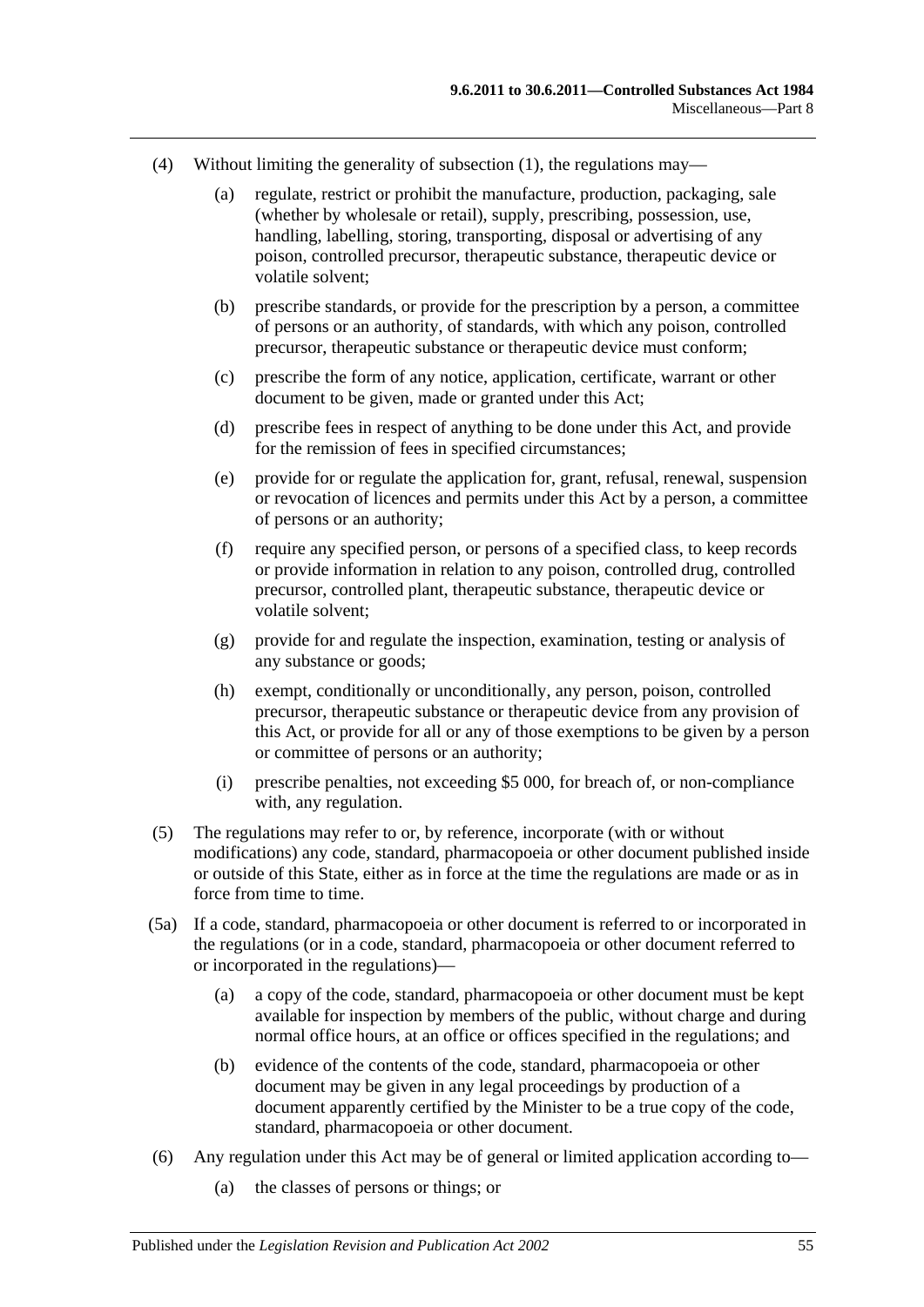(4) Without limiting the generality of subsection (1), the regulations may—

(a) regulate, restrict or prohibit the manufacture, production, packaging, sale (whether by wholesale or retail), supply, prescribing, possession, use, handling, labelling, storing, transporting, disposal or advertising of any poison, controlled precursor, therapeutic substance, therapeutic device or volatile solvent;

(b) prescribe standards, or provide for the prescription by a person, a committee of persons or an authority, of standards, with which any poison, controlled precursor, therapeutic substance or therapeutic device must conform;

(c) prescribe the form of any notice, application, certificate, warrant or other document to be given, made or granted under this Act;

(d) prescribe fees in respect of anything to be done under this Act, and provide for the remission of fees in specified circumstances;

(e) provide for or regulate the application for, grant, refusal, renewal, suspension or revocation of licences and permits under this Act by a person, a committee of persons or an authority;

(f) require any specified person, or persons of a specified class, to keep records or provide information in relation to any poison, controlled drug, controlled precursor, controlled plant, therapeutic substance, therapeutic device or volatile solvent;

(g) provide for and regulate the inspection, examination, testing or analysis of any substance or goods;

(h) exempt, conditionally or unconditionally, any person, poison, controlled precursor, therapeutic substance or therapeutic device from any provision of this Act, or provide for all or any of those exemptions to be given by a person or committee of persons or an authority;

(i) prescribe penalties, not exceeding $5 000, for breach of, or non-compliance with, any regulation.

(5) The regulations may refer to or, by reference, incorporate (with or without modifications) any code, standard, pharmacopoeia or other document published inside or outside of this State, either as in force at the time the regulations are made or as in force from time to time.

(5a) If a code, standard, pharmacopoeia or other document is referred to or incorporated in the regulations (or in a code, standard, pharmacopoeia or other document referred to or incorporated in the regulations)—

(a) a copy of the code, standard, pharmacopoeia or other document must be kept available for inspection by members of the public, without charge and during normal office hours, at an office or offices specified in the regulations; and

(b) evidence of the contents of the code, standard, pharmacopoeia or other document may be given in any legal proceedings by production of a document apparently certified by the Minister to be a true copy of the code, standard, pharmacopoeia or other document.

(6) Any regulation under this Act may be of general or limited application according to—

(a) the classes of persons or things; or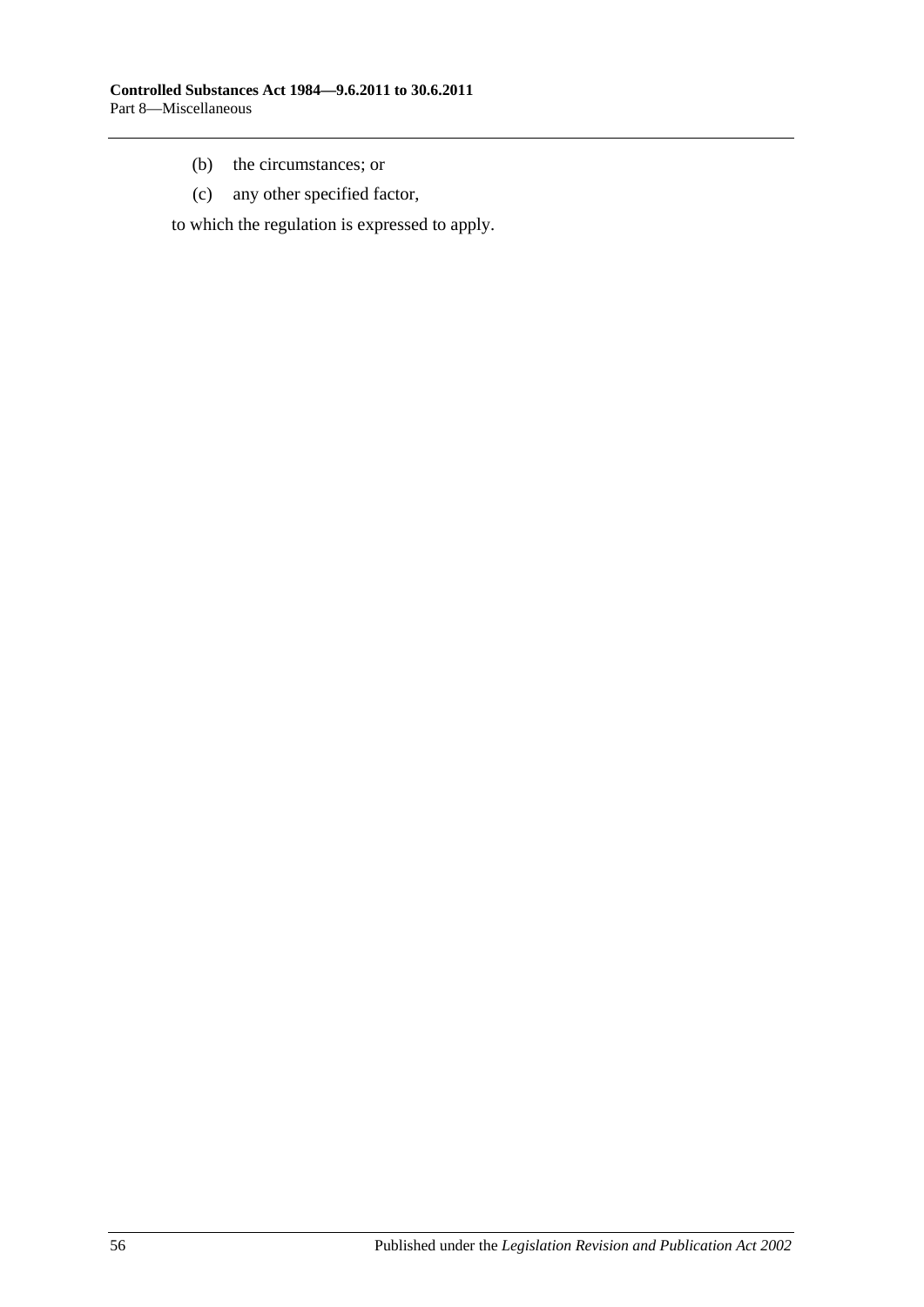(b) the circumstances; or

(c) any other specified factor,

to which the regulation is expressed to apply.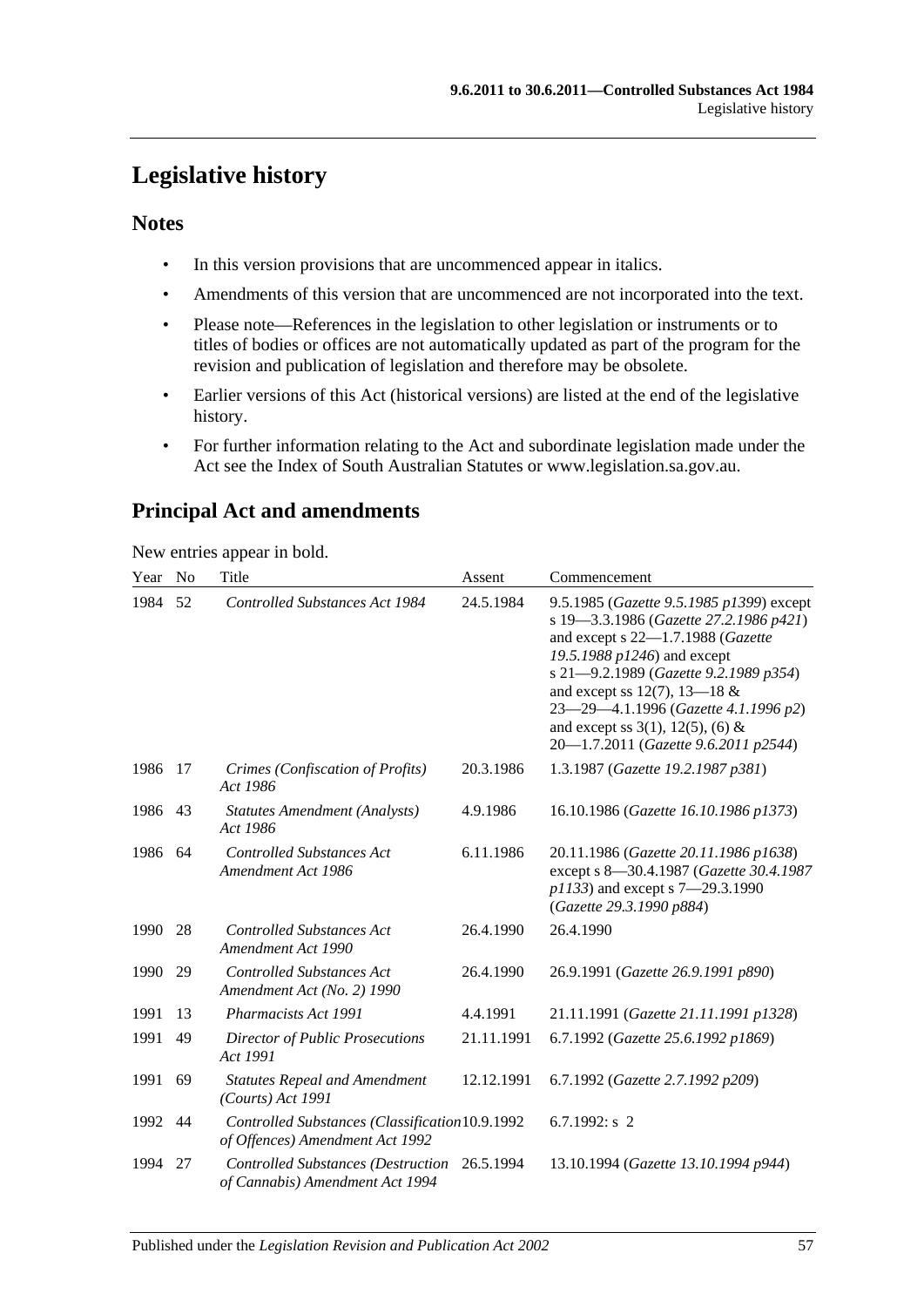# Legislative history

## Notes

- In this version provisions that are uncommenced appear in italics.
- Amendments of this version that are uncommenced are not incorporated into the text.
- Please note—References in the legislation to other legislation or instruments or to titles of bodies or offices are not automatically updated as part of the program for the revision and publication of legislation and therefore may be obsolete.
- Earlier versions of this Act (historical versions) are listed at the end of the legislative history.
- For further information relating to the Act and subordinate legislation made under the Act see the Index of South Australian Statutes or www.legislation.sa.gov.au.

## Principal Act and amendments

New entries appear in bold.

| Year | No | Title | Assent | Commencement |
|---|---|---|---|---|
| 1984 | 52 | *Controlled Substances Act 1984* | 24.5.1984 | 9.5.1985 (*Gazette 9.5.1985 p1399*) except s 19—3.3.1986 (*Gazette 27.2.1986 p421*) and except s 22—1.7.1988 (*Gazette 19.5.1988 p1246*) and except s 21—9.2.1989 (*Gazette 9.2.1989 p354*) and except ss 12(7), 13—18 & 23—29—4.1.1996 (*Gazette 4.1.1996 p2*) and except ss 3(1), 12(5), (6) & 20—1.7.2011 (*Gazette 9.6.2011 p2544*) |
| 1986 | 17 | *Crimes (Confiscation of Profits) Act 1986* | 20.3.1986 | 1.3.1987 (*Gazette 19.2.1987 p381*) |
| 1986 | 43 | *Statutes Amendment (Analysts) Act 1986* | 4.9.1986 | 16.10.1986 (*Gazette 16.10.1986 p1373*) |
| 1986 | 64 | *Controlled Substances Act Amendment Act 1986* | 6.11.1986 | 20.11.1986 (*Gazette 20.11.1986 p1638*) except s 8—30.4.1987 (*Gazette 30.4.1987 p1133*) and except s 7—29.3.1990 (*Gazette 29.3.1990 p884*) |
| 1990 | 28 | *Controlled Substances Act Amendment Act 1990* | 26.4.1990 | 26.4.1990 |
| 1990 | 29 | *Controlled Substances Act Amendment Act (No. 2) 1990* | 26.4.1990 | 26.9.1991 (*Gazette 26.9.1991 p890*) |
| 1991 | 13 | *Pharmacists Act 1991* | 4.4.1991 | 21.11.1991 (*Gazette 21.11.1991 p1328*) |
| 1991 | 49 | *Director of Public Prosecutions Act 1991* | 21.11.1991 | 6.7.1992 (*Gazette 25.6.1992 p1869*) |
| 1991 | 69 | *Statutes Repeal and Amendment (Courts) Act 1991* | 12.12.1991 | 6.7.1992 (*Gazette 2.7.1992 p209*) |
| 1992 | 44 | *Controlled Substances (Classification of Offences) Amendment Act 1992* | 10.9.1992 | 6.7.1992: s 2 |
| 1994 | 27 | *Controlled Substances (Destruction of Cannabis) Amendment Act 1994* | 26.5.1994 | 13.10.1994 (*Gazette 13.10.1994 p944*) |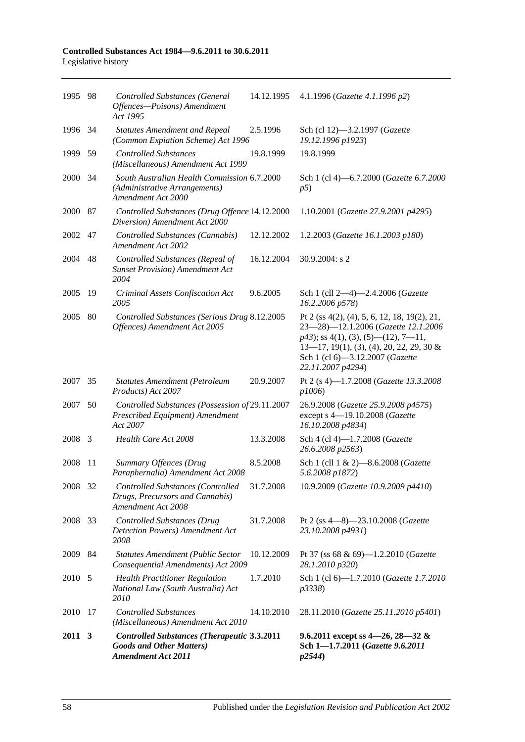| | | | | |
|---|---|---|---|---|
| 1995 | 98 | *Controlled Substances (General Offences—Poisons) Amendment Act 1995* | 14.12.1995 | 4.1.1996 (*Gazette 4.1.1996 p2*) |
| 1996 | 34 | *Statutes Amendment and Repeal (Common Expiation Scheme) Act 1996* | 2.5.1996 | Sch (cl 12)—3.2.1997 (*Gazette 19.12.1996 p1923*) |
| 1999 | 59 | *Controlled Substances (Miscellaneous) Amendment Act 1999* | 19.8.1999 | 19.8.1999 |
| 2000 | 34 | *South Australian Health Commission (Administrative Arrangements) Amendment Act 2000* | 6.7.2000 | Sch 1 (cl 4)—6.7.2000 (*Gazette 6.7.2000 p5*) |
| 2000 | 87 | *Controlled Substances (Drug Offence Diversion) Amendment Act 2000* | 14.12.2000 | 1.10.2001 (*Gazette 27.9.2001 p4295*) |
| 2002 | 47 | *Controlled Substances (Cannabis) Amendment Act 2002* | 12.12.2002 | 1.2.2003 (*Gazette 16.1.2003 p180*) |
| 2004 | 48 | *Controlled Substances (Repeal of Sunset Provision) Amendment Act 2004* | 16.12.2004 | 30.9.2004: s 2 |
| 2005 | 19 | *Criminal Assets Confiscation Act 2005* | 9.6.2005 | Sch 1 (cll 2—4)—2.4.2006 (*Gazette 16.2.2006 p578*) |
| 2005 | 80 | *Controlled Substances (Serious Drug Offences) Amendment Act 2005* | 8.12.2005 | Pt 2 (ss 4(2), (4), 5, 6, 12, 18, 19(2), 21, 23—28)—12.1.2006 (*Gazette 12.1.2006 p43*); ss 4(1), (3), (5)—(12), 7—11, 13—17, 19(1), (3), (4), 20, 22, 29, 30 & Sch 1 (cl 6)—3.12.2007 (*Gazette 22.11.2007 p4294*) |
| 2007 | 35 | *Statutes Amendment (Petroleum Products) Act 2007* | 20.9.2007 | Pt 2 (s 4)—1.7.2008 (*Gazette 13.3.2008 p1006*) |
| 2007 | 50 | *Controlled Substances (Possession of Prescribed Equipment) Amendment Act 2007* | 29.11.2007 | 26.9.2008 (*Gazette 25.9.2008 p4575*) except s 4—19.10.2008 (*Gazette 16.10.2008 p4834*) |
| 2008 | 3 | *Health Care Act 2008* | 13.3.2008 | Sch 4 (cl 4)—1.7.2008 (*Gazette 26.6.2008 p2563*) |
| 2008 | 11 | *Summary Offences (Drug Paraphernalia) Amendment Act 2008* | 8.5.2008 | Sch 1 (cll 1 & 2)—8.6.2008 (*Gazette 5.6.2008 p1872*) |
| 2008 | 32 | *Controlled Substances (Controlled Drugs, Precursors and Cannabis) Amendment Act 2008* | 31.7.2008 | 10.9.2009 (*Gazette 10.9.2009 p4410*) |
| 2008 | 33 | *Controlled Substances (Drug Detection Powers) Amendment Act 2008* | 31.7.2008 | Pt 2 (ss 4—8)—23.10.2008 (*Gazette 23.10.2008 p4931*) |
| 2009 | 84 | *Statutes Amendment (Public Sector Consequential Amendments) Act 2009* | 10.12.2009 | Pt 37 (ss 68 & 69)—1.2.2010 (*Gazette 28.1.2010 p320*) |
| 2010 | 5 | *Health Practitioner Regulation National Law (South Australia) Act 2010* | 1.7.2010 | Sch 1 (cl 6)—1.7.2010 (*Gazette 1.7.2010 p3338*) |
| 2010 | 17 | *Controlled Substances (Miscellaneous) Amendment Act 2010* | 14.10.2010 | 28.11.2010 (*Gazette 25.11.2010 p5401*) |
| **2011** | **3** | ***Controlled Substances (Therapeutic Goods and Other Matters) Amendment Act 2011*** | **3.3.2011** | **9.6.2011 except ss 4—26, 28—32 & Sch 1—1.7.2011 (*Gazette 9.6.2011 p2544*)** |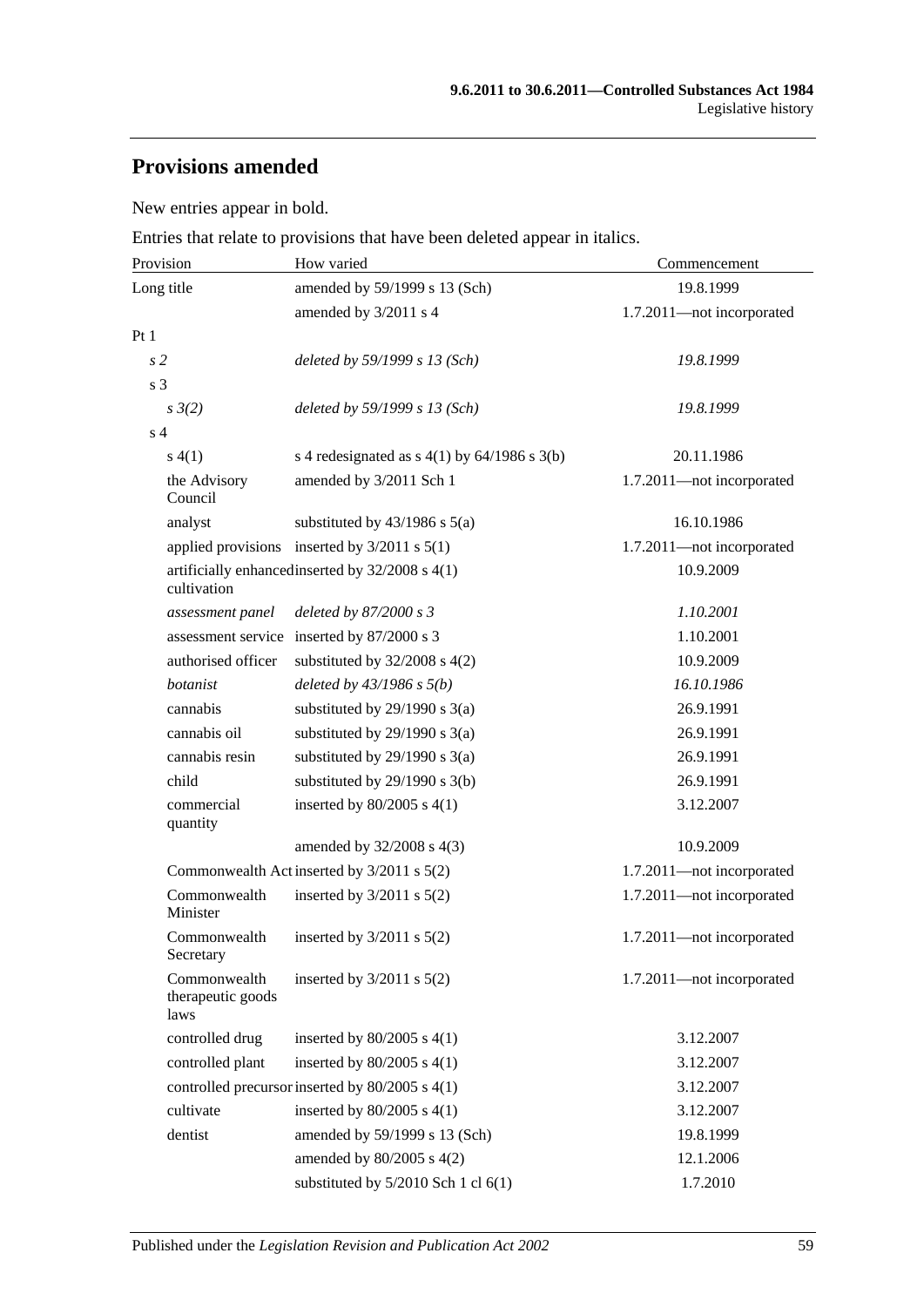## Provisions amended

New entries appear in bold.

Entries that relate to provisions that have been deleted appear in italics.

| Provision | How varied | Commencement |
|---|---|---|
| Long title | amended by 59/1999 s 13 (Sch) | 19.8.1999 |
| | amended by 3/2011 s 4 | 1.7.2011—not incorporated |
| Pt 1 | | |
| *s 2* | *deleted by 59/1999 s 13 (Sch)* | *19.8.1999* |
| s 3 | | |
| *s 3(2)* | *deleted by 59/1999 s 13 (Sch)* | *19.8.1999* |
| s 4 | | |
| s 4(1) | s 4 redesignated as s 4(1) by 64/1986 s 3(b) | 20.11.1986 |
| the Advisory Council | amended by 3/2011 Sch 1 | 1.7.2011—not incorporated |
| analyst | substituted by 43/1986 s 5(a) | 16.10.1986 |
| applied provisions | inserted by 3/2011 s 5(1) | 1.7.2011—not incorporated |
| artificially enhanced cultivation | inserted by 32/2008 s 4(1) | 10.9.2009 |
| *assessment panel* | *deleted by 87/2000 s 3* | *1.10.2001* |
| assessment service | inserted by 87/2000 s 3 | 1.10.2001 |
| authorised officer | substituted by 32/2008 s 4(2) | 10.9.2009 |
| *botanist* | *deleted by 43/1986 s 5(b)* | *16.10.1986* |
| cannabis | substituted by 29/1990 s 3(a) | 26.9.1991 |
| cannabis oil | substituted by 29/1990 s 3(a) | 26.9.1991 |
| cannabis resin | substituted by 29/1990 s 3(a) | 26.9.1991 |
| child | substituted by 29/1990 s 3(b) | 26.9.1991 |
| commercial quantity | inserted by 80/2005 s 4(1) | 3.12.2007 |
| | amended by 32/2008 s 4(3) | 10.9.2009 |
| Commonwealth Act | inserted by 3/2011 s 5(2) | 1.7.2011—not incorporated |
| Commonwealth Minister | inserted by 3/2011 s 5(2) | 1.7.2011—not incorporated |
| Commonwealth Secretary | inserted by 3/2011 s 5(2) | 1.7.2011—not incorporated |
| Commonwealth therapeutic goods laws | inserted by 3/2011 s 5(2) | 1.7.2011—not incorporated |
| controlled drug | inserted by 80/2005 s 4(1) | 3.12.2007 |
| controlled plant | inserted by 80/2005 s 4(1) | 3.12.2007 |
| controlled precursor | inserted by 80/2005 s 4(1) | 3.12.2007 |
| cultivate | inserted by 80/2005 s 4(1) | 3.12.2007 |
| dentist | amended by 59/1999 s 13 (Sch) | 19.8.1999 |
| | amended by 80/2005 s 4(2) | 12.1.2006 |
| | substituted by 5/2010 Sch 1 cl 6(1) | 1.7.2010 |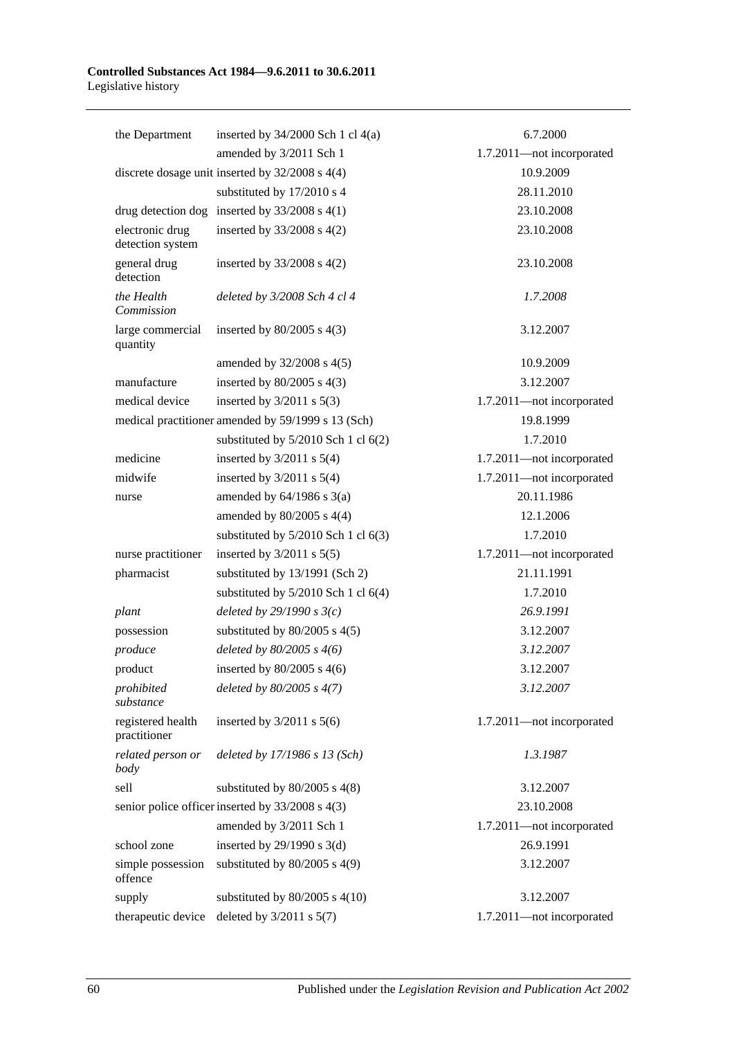| | | |
|---|---|---|
| the Department | inserted by 34/2000 Sch 1 cl 4(a) | 6.7.2000 |
| | amended by 3/2011 Sch 1 | 1.7.2011—not incorporated |
| discrete dosage unit | inserted by 32/2008 s 4(4) | 10.9.2009 |
| | substituted by 17/2010 s 4 | 28.11.2010 |
| drug detection dog | inserted by 33/2008 s 4(1) | 23.10.2008 |
| electronic drug detection system | inserted by 33/2008 s 4(2) | 23.10.2008 |
| general drug detection | inserted by 33/2008 s 4(2) | 23.10.2008 |
| *the Health Commission* | *deleted by 3/2008 Sch 4 cl 4* | *1.7.2008* |
| large commercial quantity | inserted by 80/2005 s 4(3) | 3.12.2007 |
| | amended by 32/2008 s 4(5) | 10.9.2009 |
| manufacture | inserted by 80/2005 s 4(3) | 3.12.2007 |
| medical device | inserted by 3/2011 s 5(3) | 1.7.2011—not incorporated |
| medical practitioner | amended by 59/1999 s 13 (Sch) | 19.8.1999 |
| | substituted by 5/2010 Sch 1 cl 6(2) | 1.7.2010 |
| medicine | inserted by 3/2011 s 5(4) | 1.7.2011—not incorporated |
| midwife | inserted by 3/2011 s 5(4) | 1.7.2011—not incorporated |
| nurse | amended by 64/1986 s 3(a) | 20.11.1986 |
| | amended by 80/2005 s 4(4) | 12.1.2006 |
| | substituted by 5/2010 Sch 1 cl 6(3) | 1.7.2010 |
| nurse practitioner | inserted by 3/2011 s 5(5) | 1.7.2011—not incorporated |
| pharmacist | substituted by 13/1991 (Sch 2) | 21.11.1991 |
| | substituted by 5/2010 Sch 1 cl 6(4) | 1.7.2010 |
| *plant* | *deleted by 29/1990 s 3(c)* | *26.9.1991* |
| possession | substituted by 80/2005 s 4(5) | 3.12.2007 |
| *produce* | *deleted by 80/2005 s 4(6)* | *3.12.2007* |
| product | inserted by 80/2005 s 4(6) | 3.12.2007 |
| *prohibited substance* | *deleted by 80/2005 s 4(7)* | *3.12.2007* |
| registered health practitioner | inserted by 3/2011 s 5(6) | 1.7.2011—not incorporated |
| *related person or body* | *deleted by 17/1986 s 13 (Sch)* | *1.3.1987* |
| sell | substituted by 80/2005 s 4(8) | 3.12.2007 |
| senior police officer | inserted by 33/2008 s 4(3) | 23.10.2008 |
| | amended by 3/2011 Sch 1 | 1.7.2011—not incorporated |
| school zone | inserted by 29/1990 s 3(d) | 26.9.1991 |
| simple possession offence | substituted by 80/2005 s 4(9) | 3.12.2007 |
| supply | substituted by 80/2005 s 4(10) | 3.12.2007 |
| therapeutic device | deleted by 3/2011 s 5(7) | 1.7.2011—not incorporated |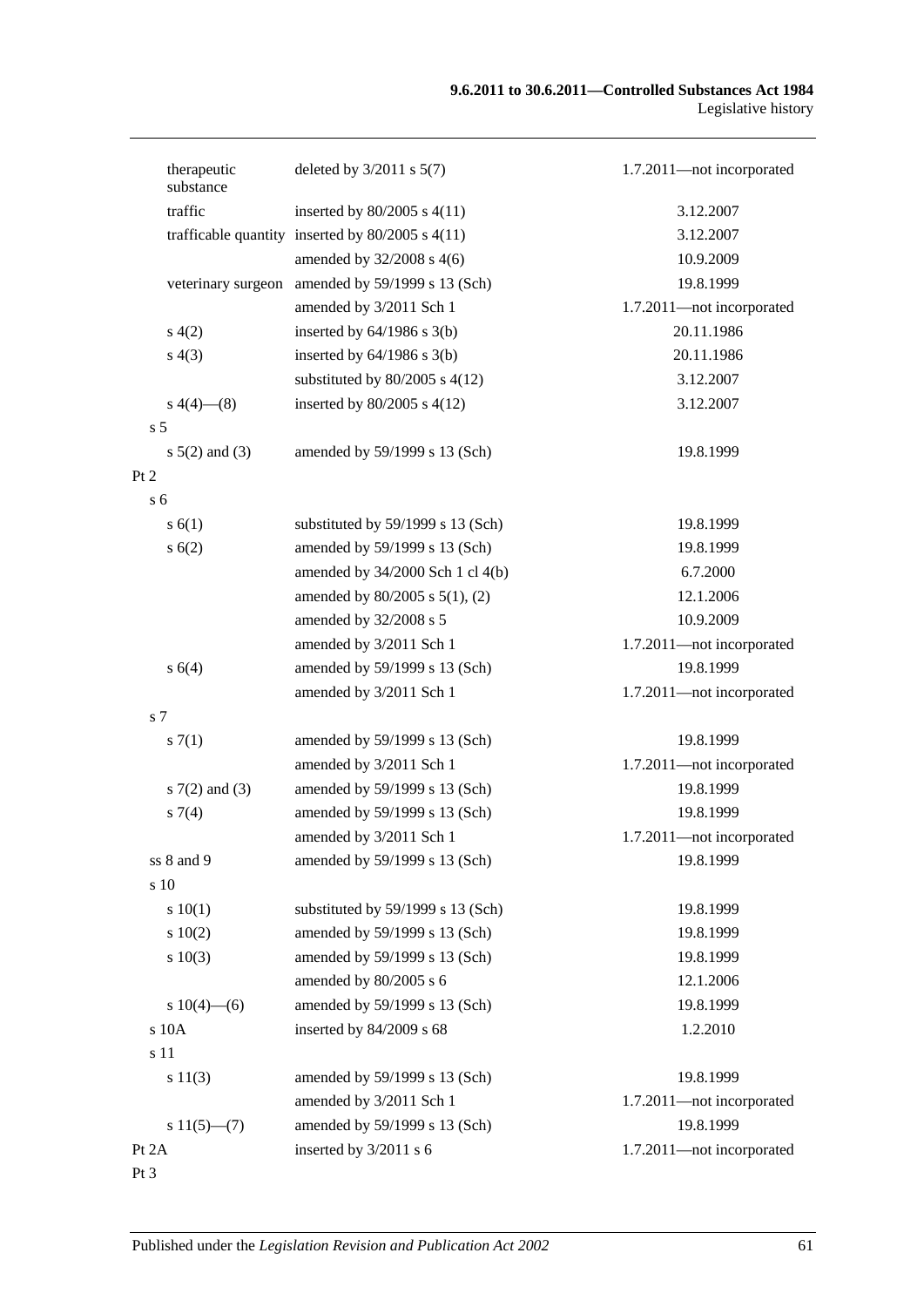| Provision | How varied | Commencement |
|---|---|---|
| therapeutic substance | deleted by 3/2011 s 5(7) | 1.7.2011—not incorporated |
| traffic | inserted by 80/2005 s 4(11) | 3.12.2007 |
| trafficable quantity | inserted by 80/2005 s 4(11) | 3.12.2007 |
| | amended by 32/2008 s 4(6) | 10.9.2009 |
| veterinary surgeon | amended by 59/1999 s 13 (Sch) | 19.8.1999 |
| | amended by 3/2011 Sch 1 | 1.7.2011—not incorporated |
| s 4(2) | inserted by 64/1986 s 3(b) | 20.11.1986 |
| s 4(3) | inserted by 64/1986 s 3(b) | 20.11.1986 |
| | substituted by 80/2005 s 4(12) | 3.12.2007 |
| s 4(4)—(8) | inserted by 80/2005 s 4(12) | 3.12.2007 |
| s 5 | | |
| s 5(2) and (3) | amended by 59/1999 s 13 (Sch) | 19.8.1999 |
| Pt 2 | | |
| s 6 | | |
| s 6(1) | substituted by 59/1999 s 13 (Sch) | 19.8.1999 |
| s 6(2) | amended by 59/1999 s 13 (Sch) | 19.8.1999 |
| | amended by 34/2000 Sch 1 cl 4(b) | 6.7.2000 |
| | amended by 80/2005 s 5(1), (2) | 12.1.2006 |
| | amended by 32/2008 s 5 | 10.9.2009 |
| | amended by 3/2011 Sch 1 | 1.7.2011—not incorporated |
| s 6(4) | amended by 59/1999 s 13 (Sch) | 19.8.1999 |
| | amended by 3/2011 Sch 1 | 1.7.2011—not incorporated |
| s 7 | | |
| s 7(1) | amended by 59/1999 s 13 (Sch) | 19.8.1999 |
| | amended by 3/2011 Sch 1 | 1.7.2011—not incorporated |
| s 7(2) and (3) | amended by 59/1999 s 13 (Sch) | 19.8.1999 |
| s 7(4) | amended by 59/1999 s 13 (Sch) | 19.8.1999 |
| | amended by 3/2011 Sch 1 | 1.7.2011—not incorporated |
| ss 8 and 9 | amended by 59/1999 s 13 (Sch) | 19.8.1999 |
| s 10 | | |
| s 10(1) | substituted by 59/1999 s 13 (Sch) | 19.8.1999 |
| s 10(2) | amended by 59/1999 s 13 (Sch) | 19.8.1999 |
| s 10(3) | amended by 59/1999 s 13 (Sch) | 19.8.1999 |
| | amended by 80/2005 s 6 | 12.1.2006 |
| s 10(4)—(6) | amended by 59/1999 s 13 (Sch) | 19.8.1999 |
| s 10A | inserted by 84/2009 s 68 | 1.2.2010 |
| s 11 | | |
| s 11(3) | amended by 59/1999 s 13 (Sch) | 19.8.1999 |
| | amended by 3/2011 Sch 1 | 1.7.2011—not incorporated |
| s 11(5)—(7) | amended by 59/1999 s 13 (Sch) | 19.8.1999 |
| Pt 2A | inserted by 3/2011 s 6 | 1.7.2011—not incorporated |
| Pt 3 | | |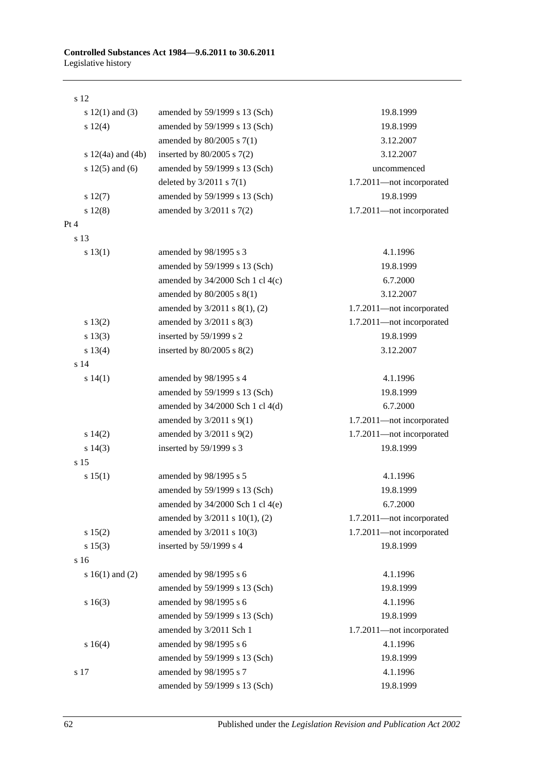| | | |
|---|---|---|
| s 12 | | |
| s 12(1) and (3) | amended by 59/1999 s 13 (Sch) | 19.8.1999 |
| s 12(4) | amended by 59/1999 s 13 (Sch) | 19.8.1999 |
| | amended by 80/2005 s 7(1) | 3.12.2007 |
| s 12(4a) and (4b) | inserted by 80/2005 s 7(2) | 3.12.2007 |
| s 12(5) and (6) | amended by 59/1999 s 13 (Sch) | uncommenced |
| | deleted by 3/2011 s 7(1) | 1.7.2011—not incorporated |
| s 12(7) | amended by 59/1999 s 13 (Sch) | 19.8.1999 |
| s 12(8) | amended by 3/2011 s 7(2) | 1.7.2011—not incorporated |
| Pt 4 | | |
| s 13 | | |
| s 13(1) | amended by 98/1995 s 3 | 4.1.1996 |
| | amended by 59/1999 s 13 (Sch) | 19.8.1999 |
| | amended by 34/2000 Sch 1 cl 4(c) | 6.7.2000 |
| | amended by 80/2005 s 8(1) | 3.12.2007 |
| | amended by 3/2011 s 8(1), (2) | 1.7.2011—not incorporated |
| s 13(2) | amended by 3/2011 s 8(3) | 1.7.2011—not incorporated |
| s 13(3) | inserted by 59/1999 s 2 | 19.8.1999 |
| s 13(4) | inserted by 80/2005 s 8(2) | 3.12.2007 |
| s 14 | | |
| s 14(1) | amended by 98/1995 s 4 | 4.1.1996 |
| | amended by 59/1999 s 13 (Sch) | 19.8.1999 |
| | amended by 34/2000 Sch 1 cl 4(d) | 6.7.2000 |
| | amended by 3/2011 s 9(1) | 1.7.2011—not incorporated |
| s 14(2) | amended by 3/2011 s 9(2) | 1.7.2011—not incorporated |
| s 14(3) | inserted by 59/1999 s 3 | 19.8.1999 |
| s 15 | | |
| s 15(1) | amended by 98/1995 s 5 | 4.1.1996 |
| | amended by 59/1999 s 13 (Sch) | 19.8.1999 |
| | amended by 34/2000 Sch 1 cl 4(e) | 6.7.2000 |
| | amended by 3/2011 s 10(1), (2) | 1.7.2011—not incorporated |
| s 15(2) | amended by 3/2011 s 10(3) | 1.7.2011—not incorporated |
| s 15(3) | inserted by 59/1999 s 4 | 19.8.1999 |
| s 16 | | |
| s 16(1) and (2) | amended by 98/1995 s 6 | 4.1.1996 |
| | amended by 59/1999 s 13 (Sch) | 19.8.1999 |
| s 16(3) | amended by 98/1995 s 6 | 4.1.1996 |
| | amended by 59/1999 s 13 (Sch) | 19.8.1999 |
| | amended by 3/2011 Sch 1 | 1.7.2011—not incorporated |
| s 16(4) | amended by 98/1995 s 6 | 4.1.1996 |
| | amended by 59/1999 s 13 (Sch) | 19.8.1999 |
| s 17 | amended by 98/1995 s 7 | 4.1.1996 |
| | amended by 59/1999 s 13 (Sch) | 19.8.1999 |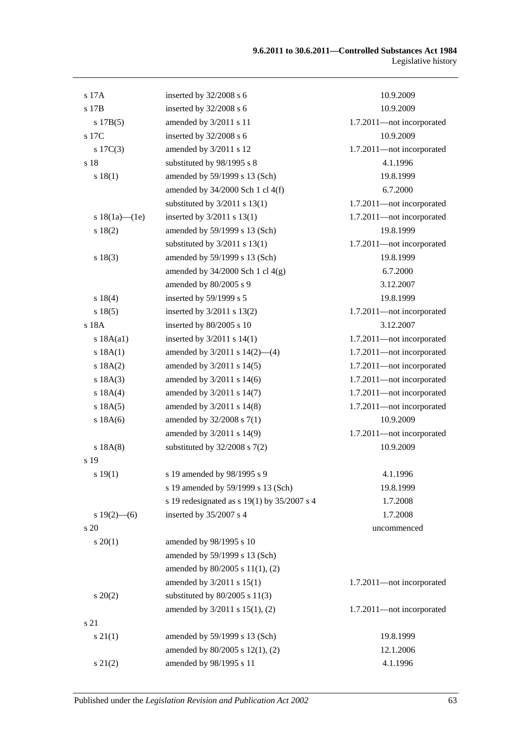| | | |
|---|---|---|
| s 17A | inserted by 32/2008 s 6 | 10.9.2009 |
| s 17B | inserted by 32/2008 s 6 | 10.9.2009 |
| s 17B(5) | amended by 3/2011 s 11 | 1.7.2011—not incorporated |
| s 17C | inserted by 32/2008 s 6 | 10.9.2009 |
| s 17C(3) | amended by 3/2011 s 12 | 1.7.2011—not incorporated |
| s 18 | substituted by 98/1995 s 8 | 4.1.1996 |
| s 18(1) | amended by 59/1999 s 13 (Sch) | 19.8.1999 |
| | amended by 34/2000 Sch 1 cl 4(f) | 6.7.2000 |
| | substituted by 3/2011 s 13(1) | 1.7.2011—not incorporated |
| s 18(1a)—(1e) | inserted by 3/2011 s 13(1) | 1.7.2011—not incorporated |
| s 18(2) | amended by 59/1999 s 13 (Sch) | 19.8.1999 |
| | substituted by 3/2011 s 13(1) | 1.7.2011—not incorporated |
| s 18(3) | amended by 59/1999 s 13 (Sch) | 19.8.1999 |
| | amended by 34/2000 Sch 1 cl 4(g) | 6.7.2000 |
| | amended by 80/2005 s 9 | 3.12.2007 |
| s 18(4) | inserted by 59/1999 s 5 | 19.8.1999 |
| s 18(5) | inserted by 3/2011 s 13(2) | 1.7.2011—not incorporated |
| s 18A | inserted by 80/2005 s 10 | 3.12.2007 |
| s 18A(a1) | inserted by 3/2011 s 14(1) | 1.7.2011—not incorporated |
| s 18A(1) | amended by 3/2011 s 14(2)—(4) | 1.7.2011—not incorporated |
| s 18A(2) | amended by 3/2011 s 14(5) | 1.7.2011—not incorporated |
| s 18A(3) | amended by 3/2011 s 14(6) | 1.7.2011—not incorporated |
| s 18A(4) | amended by 3/2011 s 14(7) | 1.7.2011—not incorporated |
| s 18A(5) | amended by 3/2011 s 14(8) | 1.7.2011—not incorporated |
| s 18A(6) | amended by 32/2008 s 7(1) | 10.9.2009 |
| | amended by 3/2011 s 14(9) | 1.7.2011—not incorporated |
| s 18A(8) | substituted by 32/2008 s 7(2) | 10.9.2009 |
| s 19 | | |
| s 19(1) | s 19 amended by 98/1995 s 9 | 4.1.1996 |
| | s 19 amended by 59/1999 s 13 (Sch) | 19.8.1999 |
| | s 19 redesignated as s 19(1) by 35/2007 s 4 | 1.7.2008 |
| s 19(2)—(6) | inserted by 35/2007 s 4 | 1.7.2008 |
| s 20 | | uncommenced |
| s 20(1) | amended by 98/1995 s 10 | |
| | amended by 59/1999 s 13 (Sch) | |
| | amended by 80/2005 s 11(1), (2) | |
| | amended by 3/2011 s 15(1) | 1.7.2011—not incorporated |
| s 20(2) | substituted by 80/2005 s 11(3) | |
| | amended by 3/2011 s 15(1), (2) | 1.7.2011—not incorporated |
| s 21 | | |
| s 21(1) | amended by 59/1999 s 13 (Sch) | 19.8.1999 |
| | amended by 80/2005 s 12(1), (2) | 12.1.2006 |
| s 21(2) | amended by 98/1995 s 11 | 4.1.1996 |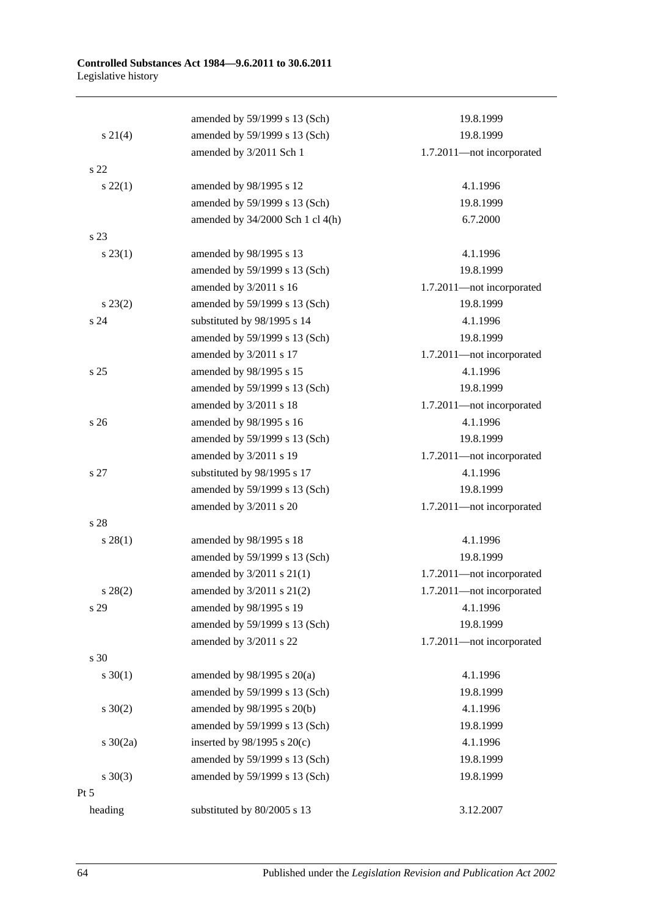| | | |
|---|---|---|
| | amended by 59/1999 s 13 (Sch) | 19.8.1999 |
| s 21(4) | amended by 59/1999 s 13 (Sch) | 19.8.1999 |
| | amended by 3/2011 Sch 1 | 1.7.2011—not incorporated |
| s 22 | | |
| s 22(1) | amended by 98/1995 s 12 | 4.1.1996 |
| | amended by 59/1999 s 13 (Sch) | 19.8.1999 |
| | amended by 34/2000 Sch 1 cl 4(h) | 6.7.2000 |
| s 23 | | |
| s 23(1) | amended by 98/1995 s 13 | 4.1.1996 |
| | amended by 59/1999 s 13 (Sch) | 19.8.1999 |
| | amended by 3/2011 s 16 | 1.7.2011—not incorporated |
| s 23(2) | amended by 59/1999 s 13 (Sch) | 19.8.1999 |
| s 24 | substituted by 98/1995 s 14 | 4.1.1996 |
| | amended by 59/1999 s 13 (Sch) | 19.8.1999 |
| | amended by 3/2011 s 17 | 1.7.2011—not incorporated |
| s 25 | amended by 98/1995 s 15 | 4.1.1996 |
| | amended by 59/1999 s 13 (Sch) | 19.8.1999 |
| | amended by 3/2011 s 18 | 1.7.2011—not incorporated |
| s 26 | amended by 98/1995 s 16 | 4.1.1996 |
| | amended by 59/1999 s 13 (Sch) | 19.8.1999 |
| | amended by 3/2011 s 19 | 1.7.2011—not incorporated |
| s 27 | substituted by 98/1995 s 17 | 4.1.1996 |
| | amended by 59/1999 s 13 (Sch) | 19.8.1999 |
| | amended by 3/2011 s 20 | 1.7.2011—not incorporated |
| s 28 | | |
| s 28(1) | amended by 98/1995 s 18 | 4.1.1996 |
| | amended by 59/1999 s 13 (Sch) | 19.8.1999 |
| | amended by 3/2011 s 21(1) | 1.7.2011—not incorporated |
| s 28(2) | amended by 3/2011 s 21(2) | 1.7.2011—not incorporated |
| s 29 | amended by 98/1995 s 19 | 4.1.1996 |
| | amended by 59/1999 s 13 (Sch) | 19.8.1999 |
| | amended by 3/2011 s 22 | 1.7.2011—not incorporated |
| s 30 | | |
| s 30(1) | amended by 98/1995 s 20(a) | 4.1.1996 |
| | amended by 59/1999 s 13 (Sch) | 19.8.1999 |
| s 30(2) | amended by 98/1995 s 20(b) | 4.1.1996 |
| | amended by 59/1999 s 13 (Sch) | 19.8.1999 |
| s 30(2a) | inserted by 98/1995 s 20(c) | 4.1.1996 |
| | amended by 59/1999 s 13 (Sch) | 19.8.1999 |
| s 30(3) | amended by 59/1999 s 13 (Sch) | 19.8.1999 |
| Pt 5 | | |
| heading | substituted by 80/2005 s 13 | 3.12.2007 |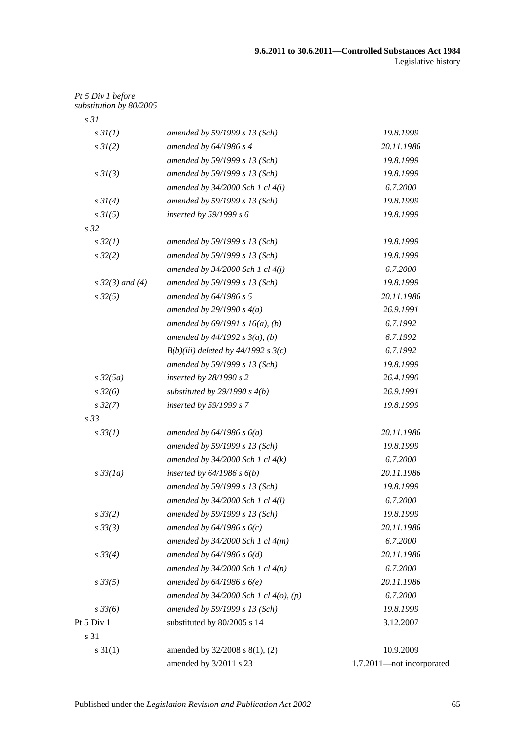| | | |
|---|---|---|
| *Pt 5 Div 1 before substitution by 80/2005* | | |
| *s 31* | | |
| *s 31(1)* | *amended by 59/1999 s 13 (Sch)* | *19.8.1999* |
| *s 31(2)* | *amended by 64/1986 s 4* | *20.11.1986* |
| | *amended by 59/1999 s 13 (Sch)* | *19.8.1999* |
| *s 31(3)* | *amended by 59/1999 s 13 (Sch)* | *19.8.1999* |
| | *amended by 34/2000 Sch 1 cl 4(i)* | *6.7.2000* |
| *s 31(4)* | *amended by 59/1999 s 13 (Sch)* | *19.8.1999* |
| *s 31(5)* | *inserted by 59/1999 s 6* | *19.8.1999* |
| *s 32* | | |
| *s 32(1)* | *amended by 59/1999 s 13 (Sch)* | *19.8.1999* |
| *s 32(2)* | *amended by 59/1999 s 13 (Sch)* | *19.8.1999* |
| | *amended by 34/2000 Sch 1 cl 4(j)* | *6.7.2000* |
| *s 32(3) and (4)* | *amended by 59/1999 s 13 (Sch)* | *19.8.1999* |
| *s 32(5)* | *amended by 64/1986 s 5* | *20.11.1986* |
| | *amended by 29/1990 s 4(a)* | *26.9.1991* |
| | *amended by 69/1991 s 16(a), (b)* | *6.7.1992* |
| | *amended by 44/1992 s 3(a), (b)* | *6.7.1992* |
| | *B(b)(iii) deleted by 44/1992 s 3(c)* | *6.7.1992* |
| | *amended by 59/1999 s 13 (Sch)* | *19.8.1999* |
| *s 32(5a)* | *inserted by 28/1990 s 2* | *26.4.1990* |
| *s 32(6)* | *substituted by 29/1990 s 4(b)* | *26.9.1991* |
| *s 32(7)* | *inserted by 59/1999 s 7* | *19.8.1999* |
| *s 33* | | |
| *s 33(1)* | *amended by 64/1986 s 6(a)* | *20.11.1986* |
| | *amended by 59/1999 s 13 (Sch)* | *19.8.1999* |
| | *amended by 34/2000 Sch 1 cl 4(k)* | *6.7.2000* |
| *s 33(1a)* | *inserted by 64/1986 s 6(b)* | *20.11.1986* |
| | *amended by 59/1999 s 13 (Sch)* | *19.8.1999* |
| | *amended by 34/2000 Sch 1 cl 4(l)* | *6.7.2000* |
| *s 33(2)* | *amended by 59/1999 s 13 (Sch)* | *19.8.1999* |
| *s 33(3)* | *amended by 64/1986 s 6(c)* | *20.11.1986* |
| | *amended by 34/2000 Sch 1 cl 4(m)* | *6.7.2000* |
| *s 33(4)* | *amended by 64/1986 s 6(d)* | *20.11.1986* |
| | *amended by 34/2000 Sch 1 cl 4(n)* | *6.7.2000* |
| *s 33(5)* | *amended by 64/1986 s 6(e)* | *20.11.1986* |
| | *amended by 34/2000 Sch 1 cl 4(o), (p)* | *6.7.2000* |
| *s 33(6)* | *amended by 59/1999 s 13 (Sch)* | *19.8.1999* |
| Pt 5 Div 1 | substituted by 80/2005 s 14 | 3.12.2007 |
| s 31 | | |
| s 31(1) | amended by 32/2008 s 8(1), (2) | 10.9.2009 |
| | amended by 3/2011 s 23 | 1.7.2011—not incorporated |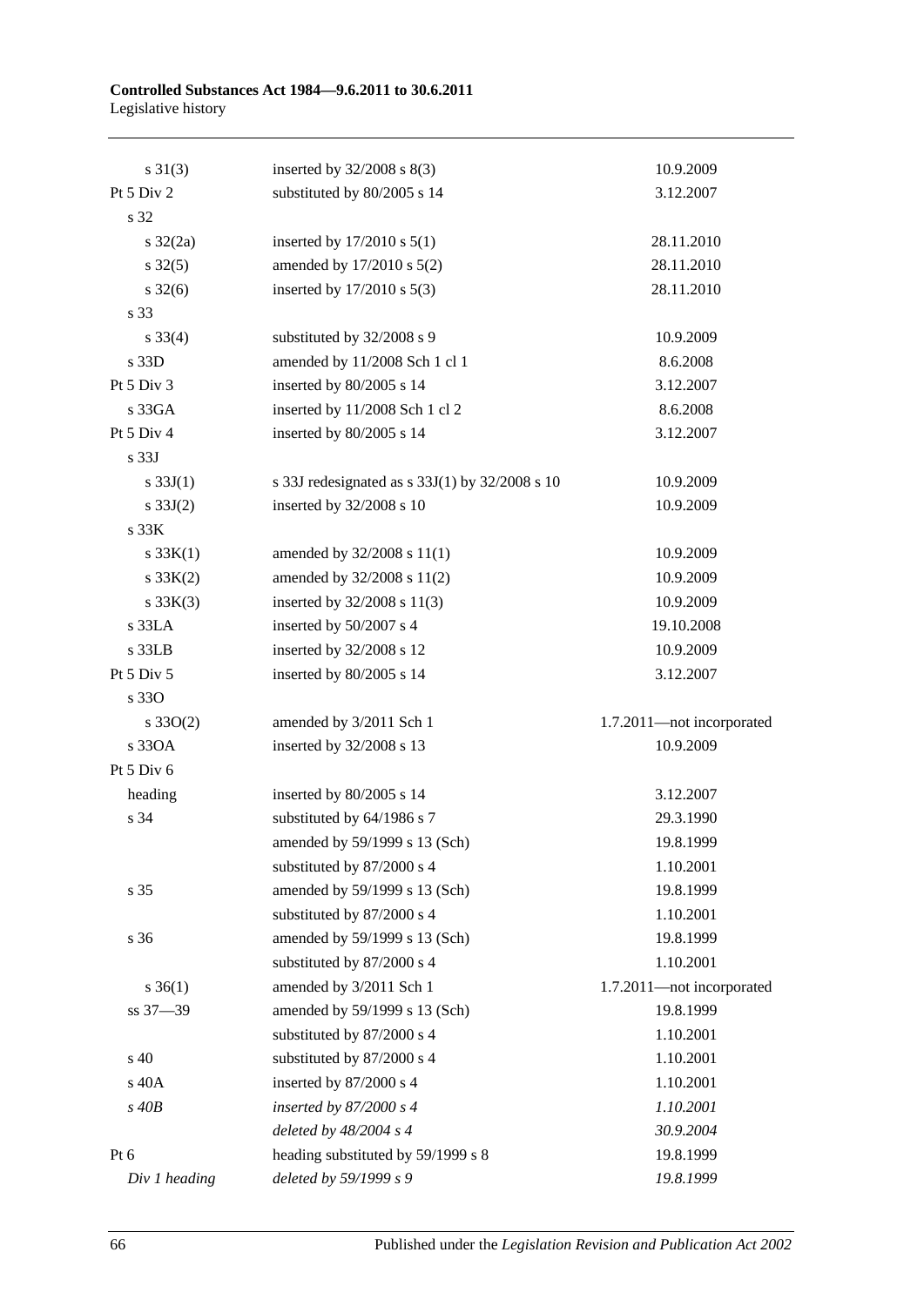| | | |
|---|---|---|
| s 31(3) | inserted by 32/2008 s 8(3) | 10.9.2009 |
| Pt 5 Div 2 | substituted by 80/2005 s 14 | 3.12.2007 |
| s 32 | | |
| s 32(2a) | inserted by 17/2010 s 5(1) | 28.11.2010 |
| s 32(5) | amended by 17/2010 s 5(2) | 28.11.2010 |
| s 32(6) | inserted by 17/2010 s 5(3) | 28.11.2010 |
| s 33 | | |
| s 33(4) | substituted by 32/2008 s 9 | 10.9.2009 |
| s 33D | amended by 11/2008 Sch 1 cl 1 | 8.6.2008 |
| Pt 5 Div 3 | inserted by 80/2005 s 14 | 3.12.2007 |
| s 33GA | inserted by 11/2008 Sch 1 cl 2 | 8.6.2008 |
| Pt 5 Div 4 | inserted by 80/2005 s 14 | 3.12.2007 |
| s 33J | | |
| s 33J(1) | s 33J redesignated as s 33J(1) by 32/2008 s 10 | 10.9.2009 |
| s 33J(2) | inserted by 32/2008 s 10 | 10.9.2009 |
| s 33K | | |
| s 33K(1) | amended by 32/2008 s 11(1) | 10.9.2009 |
| s 33K(2) | amended by 32/2008 s 11(2) | 10.9.2009 |
| s 33K(3) | inserted by 32/2008 s 11(3) | 10.9.2009 |
| s 33LA | inserted by 50/2007 s 4 | 19.10.2008 |
| s 33LB | inserted by 32/2008 s 12 | 10.9.2009 |
| Pt 5 Div 5 | inserted by 80/2005 s 14 | 3.12.2007 |
| s 33O | | |
| s 33O(2) | amended by 3/2011 Sch 1 | 1.7.2011—not incorporated |
| s 33OA | inserted by 32/2008 s 13 | 10.9.2009 |
| Pt 5 Div 6 | | |
| heading | inserted by 80/2005 s 14 | 3.12.2007 |
| s 34 | substituted by 64/1986 s 7 | 29.3.1990 |
| | amended by 59/1999 s 13 (Sch) | 19.8.1999 |
| | substituted by 87/2000 s 4 | 1.10.2001 |
| s 35 | amended by 59/1999 s 13 (Sch) | 19.8.1999 |
| | substituted by 87/2000 s 4 | 1.10.2001 |
| s 36 | amended by 59/1999 s 13 (Sch) | 19.8.1999 |
| | substituted by 87/2000 s 4 | 1.10.2001 |
| s 36(1) | amended by 3/2011 Sch 1 | 1.7.2011—not incorporated |
| ss 37—39 | amended by 59/1999 s 13 (Sch) | 19.8.1999 |
| | substituted by 87/2000 s 4 | 1.10.2001 |
| s 40 | substituted by 87/2000 s 4 | 1.10.2001 |
| s 40A | inserted by 87/2000 s 4 | 1.10.2001 |
| *s 40B* | *inserted by 87/2000 s 4* | *1.10.2001* |
| | *deleted by 48/2004 s 4* | *30.9.2004* |
| Pt 6 | heading substituted by 59/1999 s 8 | 19.8.1999 |
| *Div 1 heading* | *deleted by 59/1999 s 9* | *19.8.1999* |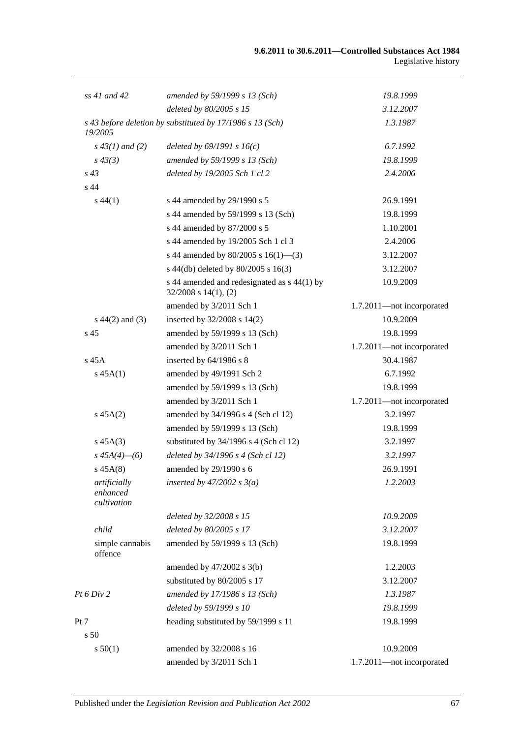| | | |
|---|---|---|
| *ss 41 and 42* | *amended by 59/1999 s 13 (Sch)* | *19.8.1999* |
| | *deleted by 80/2005 s 15* | *3.12.2007* |
| *s 43 before deletion by 19/2005* | *substituted by 17/1986 s 13 (Sch)* | *1.3.1987* |
| *s 43(1) and (2)* | *deleted by 69/1991 s 16(c)* | *6.7.1992* |
| *s 43(3)* | *amended by 59/1999 s 13 (Sch)* | *19.8.1999* |
| *s 43* | *deleted by 19/2005 Sch 1 cl 2* | *2.4.2006* |
| s 44 | | |
| s 44(1) | s 44 amended by 29/1990 s 5 | 26.9.1991 |
| | s 44 amended by 59/1999 s 13 (Sch) | 19.8.1999 |
| | s 44 amended by 87/2000 s 5 | 1.10.2001 |
| | s 44 amended by 19/2005 Sch 1 cl 3 | 2.4.2006 |
| | s 44 amended by 80/2005 s 16(1)—(3) | 3.12.2007 |
| | s 44(db) deleted by 80/2005 s 16(3) | 3.12.2007 |
| | s 44 amended and redesignated as s 44(1) by 32/2008 s 14(1), (2) | 10.9.2009 |
| | amended by 3/2011 Sch 1 | 1.7.2011—not incorporated |
| s 44(2) and (3) | inserted by 32/2008 s 14(2) | 10.9.2009 |
| s 45 | amended by 59/1999 s 13 (Sch) | 19.8.1999 |
| | amended by 3/2011 Sch 1 | 1.7.2011—not incorporated |
| s 45A | inserted by 64/1986 s 8 | 30.4.1987 |
| s 45A(1) | amended by 49/1991 Sch 2 | 6.7.1992 |
| | amended by 59/1999 s 13 (Sch) | 19.8.1999 |
| | amended by 3/2011 Sch 1 | 1.7.2011—not incorporated |
| s 45A(2) | amended by 34/1996 s 4 (Sch cl 12) | 3.2.1997 |
| | amended by 59/1999 s 13 (Sch) | 19.8.1999 |
| s 45A(3) | substituted by 34/1996 s 4 (Sch cl 12) | 3.2.1997 |
| *s 45A(4)—(6)* | *deleted by 34/1996 s 4 (Sch cl 12)* | *3.2.1997* |
| s 45A(8) | amended by 29/1990 s 6 | 26.9.1991 |
| *artificially enhanced cultivation* | *inserted by 47/2002 s 3(a)* | *1.2.2003* |
| | *deleted by 32/2008 s 15* | *10.9.2009* |
| *child* | *deleted by 80/2005 s 17* | *3.12.2007* |
| simple cannabis offence | amended by 59/1999 s 13 (Sch) | 19.8.1999 |
| | amended by 47/2002 s 3(b) | 1.2.2003 |
| | substituted by 80/2005 s 17 | 3.12.2007 |
| *Pt 6 Div 2* | *amended by 17/1986 s 13 (Sch)* | *1.3.1987* |
| | *deleted by 59/1999 s 10* | *19.8.1999* |
| Pt 7 | heading substituted by 59/1999 s 11 | 19.8.1999 |
| s 50 | | |
| s 50(1) | amended by 32/2008 s 16 | 10.9.2009 |
| | amended by 3/2011 Sch 1 | 1.7.2011—not incorporated |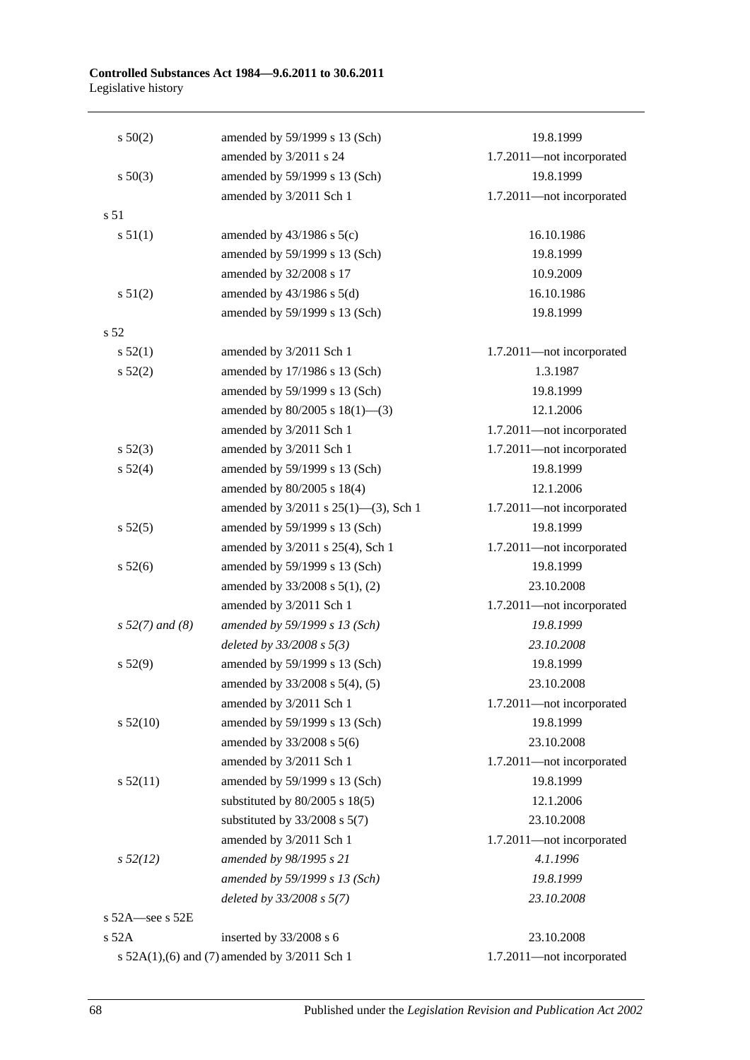| | | |
|---|---|---|
| s 50(2) | amended by 59/1999 s 13 (Sch) | 19.8.1999 |
| | amended by 3/2011 s 24 | 1.7.2011—not incorporated |
| s 50(3) | amended by 59/1999 s 13 (Sch) | 19.8.1999 |
| | amended by 3/2011 Sch 1 | 1.7.2011—not incorporated |
| s 51 | | |
| s 51(1) | amended by 43/1986 s 5(c) | 16.10.1986 |
| | amended by 59/1999 s 13 (Sch) | 19.8.1999 |
| | amended by 32/2008 s 17 | 10.9.2009 |
| s 51(2) | amended by 43/1986 s 5(d) | 16.10.1986 |
| | amended by 59/1999 s 13 (Sch) | 19.8.1999 |
| s 52 | | |
| s 52(1) | amended by 3/2011 Sch 1 | 1.7.2011—not incorporated |
| s 52(2) | amended by 17/1986 s 13 (Sch) | 1.3.1987 |
| | amended by 59/1999 s 13 (Sch) | 19.8.1999 |
| | amended by 80/2005 s 18(1)—(3) | 12.1.2006 |
| | amended by 3/2011 Sch 1 | 1.7.2011—not incorporated |
| s 52(3) | amended by 3/2011 Sch 1 | 1.7.2011—not incorporated |
| s 52(4) | amended by 59/1999 s 13 (Sch) | 19.8.1999 |
| | amended by 80/2005 s 18(4) | 12.1.2006 |
| | amended by 3/2011 s 25(1)—(3), Sch 1 | 1.7.2011—not incorporated |
| s 52(5) | amended by 59/1999 s 13 (Sch) | 19.8.1999 |
| | amended by 3/2011 s 25(4), Sch 1 | 1.7.2011—not incorporated |
| s 52(6) | amended by 59/1999 s 13 (Sch) | 19.8.1999 |
| | amended by 33/2008 s 5(1), (2) | 23.10.2008 |
| | amended by 3/2011 Sch 1 | 1.7.2011—not incorporated |
| *s 52(7) and (8)* | *amended by 59/1999 s 13 (Sch)* | *19.8.1999* |
| | *deleted by 33/2008 s 5(3)* | *23.10.2008* |
| s 52(9) | amended by 59/1999 s 13 (Sch) | 19.8.1999 |
| | amended by 33/2008 s 5(4), (5) | 23.10.2008 |
| | amended by 3/2011 Sch 1 | 1.7.2011—not incorporated |
| s 52(10) | amended by 59/1999 s 13 (Sch) | 19.8.1999 |
| | amended by 33/2008 s 5(6) | 23.10.2008 |
| | amended by 3/2011 Sch 1 | 1.7.2011—not incorporated |
| s 52(11) | amended by 59/1999 s 13 (Sch) | 19.8.1999 |
| | substituted by 80/2005 s 18(5) | 12.1.2006 |
| | substituted by 33/2008 s 5(7) | 23.10.2008 |
| | amended by 3/2011 Sch 1 | 1.7.2011—not incorporated |
| *s 52(12)* | *amended by 98/1995 s 21* | *4.1.1996* |
| | *amended by 59/1999 s 13 (Sch)* | *19.8.1999* |
| | *deleted by 33/2008 s 5(7)* | *23.10.2008* |
| s 52A—see s 52E | | |
| s 52A | inserted by 33/2008 s 6 | 23.10.2008 |
| s 52A(1),(6) and (7) | amended by 3/2011 Sch 1 | 1.7.2011—not incorporated |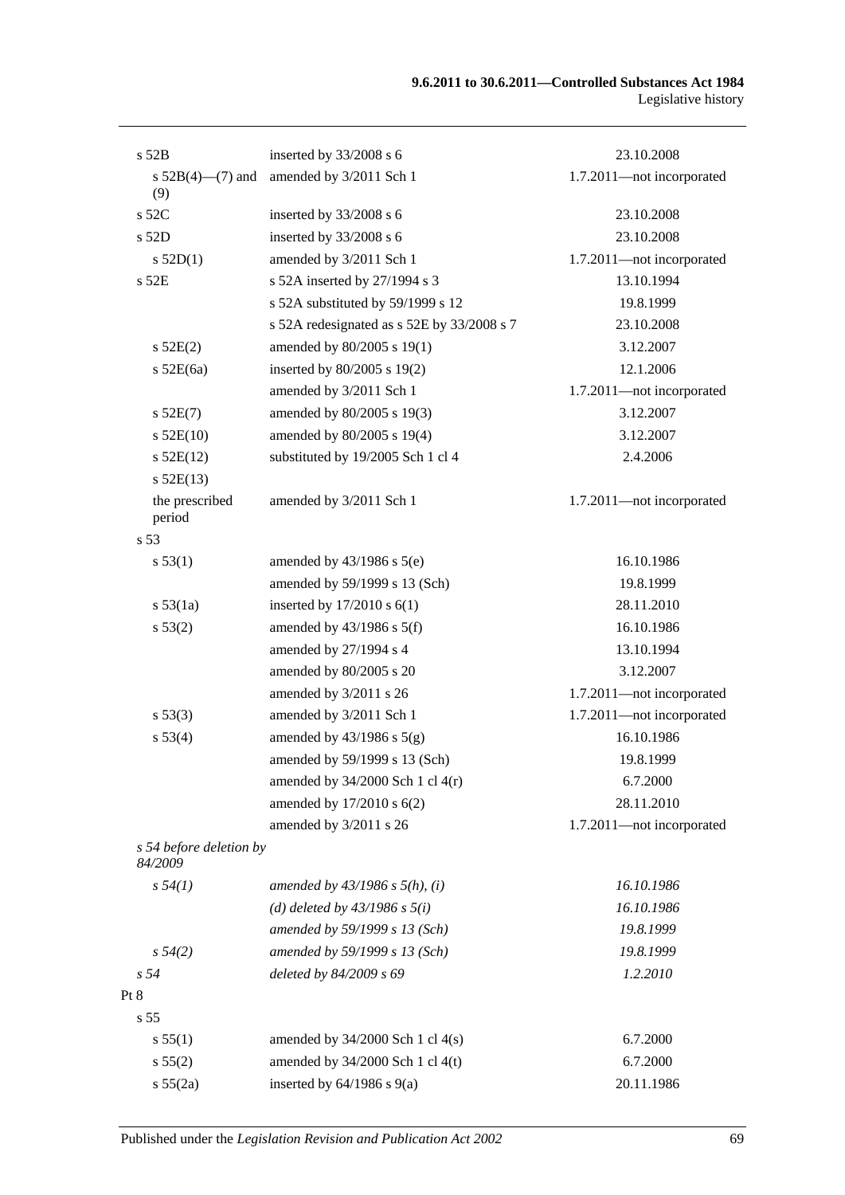| | | |
|---|---|---|
| s 52B | inserted by 33/2008 s 6 | 23.10.2008 |
| s 52B(4)—(7) and (9) | amended by 3/2011 Sch 1 | 1.7.2011—not incorporated |
| s 52C | inserted by 33/2008 s 6 | 23.10.2008 |
| s 52D | inserted by 33/2008 s 6 | 23.10.2008 |
| s 52D(1) | amended by 3/2011 Sch 1 | 1.7.2011—not incorporated |
| s 52E | s 52A inserted by 27/1994 s 3 | 13.10.1994 |
| | s 52A substituted by 59/1999 s 12 | 19.8.1999 |
| | s 52A redesignated as s 52E by 33/2008 s 7 | 23.10.2008 |
| s 52E(2) | amended by 80/2005 s 19(1) | 3.12.2007 |
| s 52E(6a) | inserted by 80/2005 s 19(2) | 12.1.2006 |
| | amended by 3/2011 Sch 1 | 1.7.2011—not incorporated |
| s 52E(7) | amended by 80/2005 s 19(3) | 3.12.2007 |
| s 52E(10) | amended by 80/2005 s 19(4) | 3.12.2007 |
| s 52E(12) | substituted by 19/2005 Sch 1 cl 4 | 2.4.2006 |
| s 52E(13) | | |
| the prescribed period | amended by 3/2011 Sch 1 | 1.7.2011—not incorporated |
| s 53 | | |
| s 53(1) | amended by 43/1986 s 5(e) | 16.10.1986 |
| | amended by 59/1999 s 13 (Sch) | 19.8.1999 |
| s 53(1a) | inserted by 17/2010 s 6(1) | 28.11.2010 |
| s 53(2) | amended by 43/1986 s 5(f) | 16.10.1986 |
| | amended by 27/1994 s 4 | 13.10.1994 |
| | amended by 80/2005 s 20 | 3.12.2007 |
| | amended by 3/2011 s 26 | 1.7.2011—not incorporated |
| s 53(3) | amended by 3/2011 Sch 1 | 1.7.2011—not incorporated |
| s 53(4) | amended by 43/1986 s 5(g) | 16.10.1986 |
| | amended by 59/1999 s 13 (Sch) | 19.8.1999 |
| | amended by 34/2000 Sch 1 cl 4(r) | 6.7.2000 |
| | amended by 17/2010 s 6(2) | 28.11.2010 |
| | amended by 3/2011 s 26 | 1.7.2011—not incorporated |
| *s 54 before deletion by 84/2009* | | |
| *s 54(1)* | *amended by 43/1986 s 5(h), (i)* | *16.10.1986* |
| | *(d) deleted by 43/1986 s 5(i)* | *16.10.1986* |
| | *amended by 59/1999 s 13 (Sch)* | *19.8.1999* |
| *s 54(2)* | *amended by 59/1999 s 13 (Sch)* | *19.8.1999* |
| *s 54* | *deleted by 84/2009 s 69* | *1.2.2010* |
| Pt 8 | | |
| s 55 | | |
| s 55(1) | amended by 34/2000 Sch 1 cl 4(s) | 6.7.2000 |
| s 55(2) | amended by 34/2000 Sch 1 cl 4(t) | 6.7.2000 |
| s 55(2a) | inserted by 64/1986 s 9(a) | 20.11.1986 |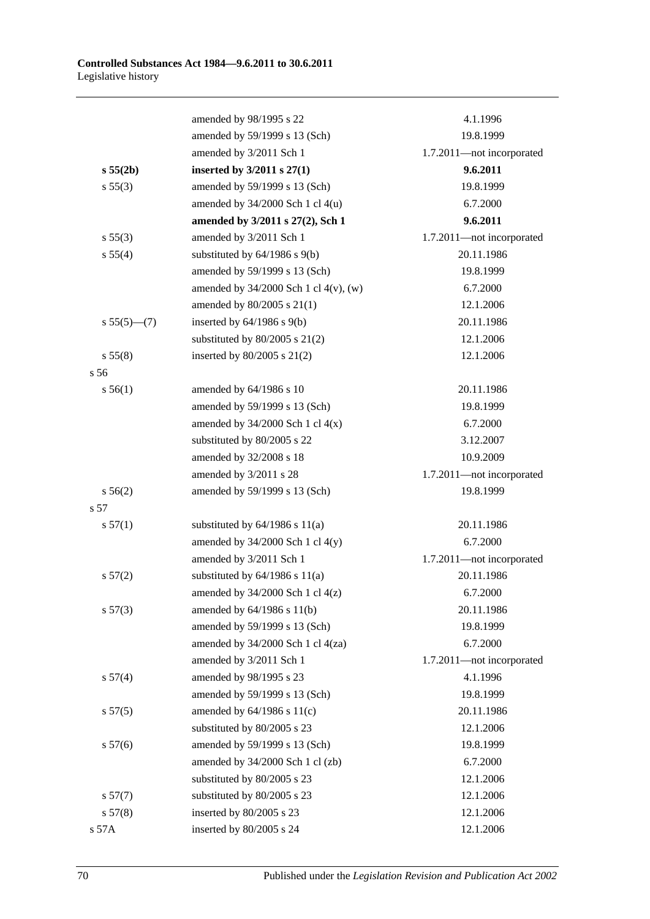|  |  |  |
|---|---|---|
|  | amended by 98/1995 s 22 | 4.1.1996 |
|  | amended by 59/1999 s 13 (Sch) | 19.8.1999 |
|  | amended by 3/2011 Sch 1 | 1.7.2011—not incorporated |
| **s 55(2b)** | **inserted by 3/2011 s 27(1)** | **9.6.2011** |
| s 55(3) | amended by 59/1999 s 13 (Sch) | 19.8.1999 |
|  | amended by 34/2000 Sch 1 cl 4(u) | 6.7.2000 |
|  | **amended by 3/2011 s 27(2), Sch 1** | **9.6.2011** |
| s 55(3) | amended by 3/2011 Sch 1 | 1.7.2011—not incorporated |
| s 55(4) | substituted by 64/1986 s 9(b) | 20.11.1986 |
|  | amended by 59/1999 s 13 (Sch) | 19.8.1999 |
|  | amended by 34/2000 Sch 1 cl 4(v), (w) | 6.7.2000 |
|  | amended by 80/2005 s 21(1) | 12.1.2006 |
| s 55(5)—(7) | inserted by 64/1986 s 9(b) | 20.11.1986 |
|  | substituted by 80/2005 s 21(2) | 12.1.2006 |
| s 55(8) | inserted by 80/2005 s 21(2) | 12.1.2006 |
| s 56 |  |  |
| s 56(1) | amended by 64/1986 s 10 | 20.11.1986 |
|  | amended by 59/1999 s 13 (Sch) | 19.8.1999 |
|  | amended by 34/2000 Sch 1 cl 4(x) | 6.7.2000 |
|  | substituted by 80/2005 s 22 | 3.12.2007 |
|  | amended by 32/2008 s 18 | 10.9.2009 |
|  | amended by 3/2011 s 28 | 1.7.2011—not incorporated |
| s 56(2) | amended by 59/1999 s 13 (Sch) | 19.8.1999 |
| s 57 |  |  |
| s 57(1) | substituted by 64/1986 s 11(a) | 20.11.1986 |
|  | amended by 34/2000 Sch 1 cl 4(y) | 6.7.2000 |
|  | amended by 3/2011 Sch 1 | 1.7.2011—not incorporated |
| s 57(2) | substituted by 64/1986 s 11(a) | 20.11.1986 |
|  | amended by 34/2000 Sch 1 cl 4(z) | 6.7.2000 |
| s 57(3) | amended by 64/1986 s 11(b) | 20.11.1986 |
|  | amended by 59/1999 s 13 (Sch) | 19.8.1999 |
|  | amended by 34/2000 Sch 1 cl 4(za) | 6.7.2000 |
|  | amended by 3/2011 Sch 1 | 1.7.2011—not incorporated |
| s 57(4) | amended by 98/1995 s 23 | 4.1.1996 |
|  | amended by 59/1999 s 13 (Sch) | 19.8.1999 |
| s 57(5) | amended by 64/1986 s 11(c) | 20.11.1986 |
|  | substituted by 80/2005 s 23 | 12.1.2006 |
| s 57(6) | amended by 59/1999 s 13 (Sch) | 19.8.1999 |
|  | amended by 34/2000 Sch 1 cl (zb) | 6.7.2000 |
|  | substituted by 80/2005 s 23 | 12.1.2006 |
| s 57(7) | substituted by 80/2005 s 23 | 12.1.2006 |
| s 57(8) | inserted by 80/2005 s 23 | 12.1.2006 |
| s 57A | inserted by 80/2005 s 24 | 12.1.2006 |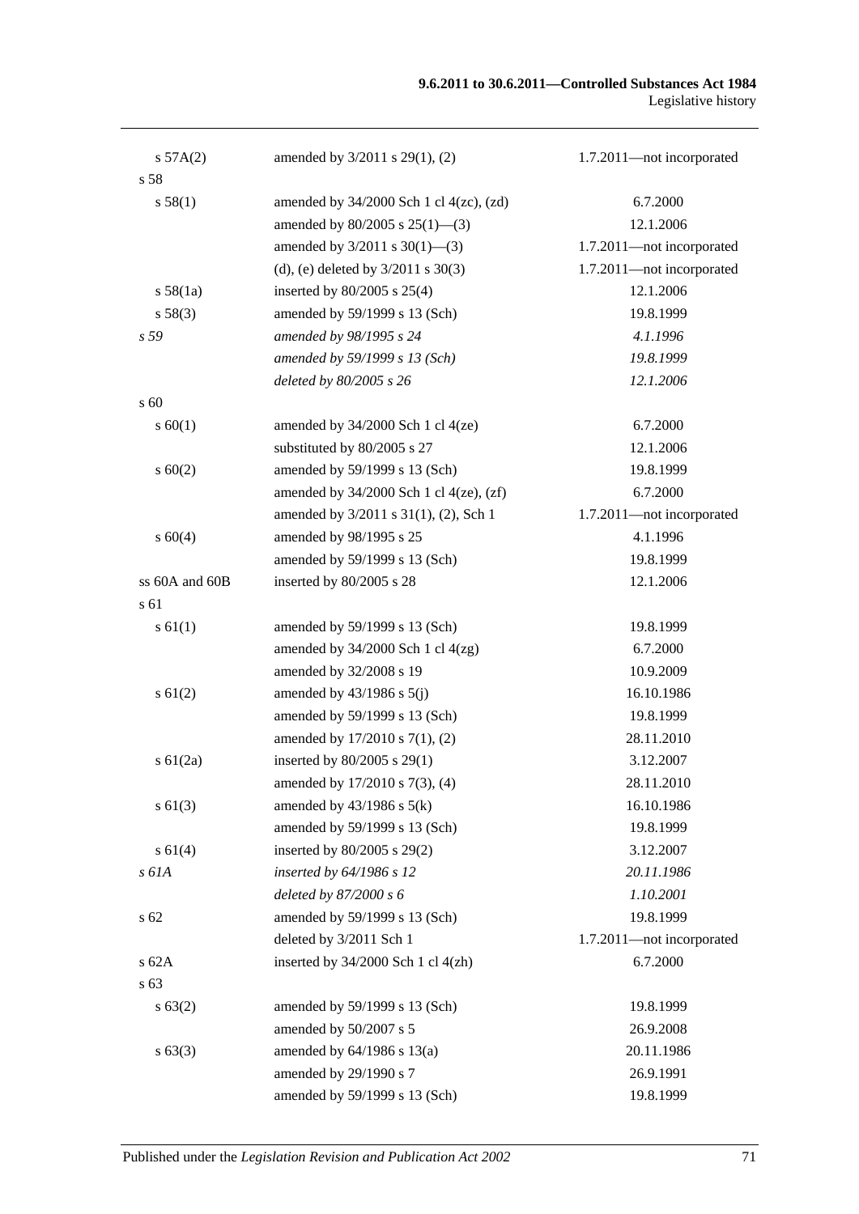| | | |
|---|---|---|
| s 57A(2) | amended by 3/2011 s 29(1), (2) | 1.7.2011—not incorporated |
| s 58 | | |
| s 58(1) | amended by 34/2000 Sch 1 cl 4(zc), (zd) | 6.7.2000 |
| | amended by 80/2005 s 25(1)—(3) | 12.1.2006 |
| | amended by 3/2011 s 30(1)—(3) | 1.7.2011—not incorporated |
| | (d), (e) deleted by 3/2011 s 30(3) | 1.7.2011—not incorporated |
| s 58(1a) | inserted by 80/2005 s 25(4) | 12.1.2006 |
| s 58(3) | amended by 59/1999 s 13 (Sch) | 19.8.1999 |
| *s 59* | *amended by 98/1995 s 24* | *4.1.1996* |
| | *amended by 59/1999 s 13 (Sch)* | *19.8.1999* |
| | *deleted by 80/2005 s 26* | *12.1.2006* |
| s 60 | | |
| s 60(1) | amended by 34/2000 Sch 1 cl 4(ze) | 6.7.2000 |
| | substituted by 80/2005 s 27 | 12.1.2006 |
| s 60(2) | amended by 59/1999 s 13 (Sch) | 19.8.1999 |
| | amended by 34/2000 Sch 1 cl 4(ze), (zf) | 6.7.2000 |
| | amended by 3/2011 s 31(1), (2), Sch 1 | 1.7.2011—not incorporated |
| s 60(4) | amended by 98/1995 s 25 | 4.1.1996 |
| | amended by 59/1999 s 13 (Sch) | 19.8.1999 |
| ss 60A and 60B | inserted by 80/2005 s 28 | 12.1.2006 |
| s 61 | | |
| s 61(1) | amended by 59/1999 s 13 (Sch) | 19.8.1999 |
| | amended by 34/2000 Sch 1 cl 4(zg) | 6.7.2000 |
| | amended by 32/2008 s 19 | 10.9.2009 |
| s 61(2) | amended by 43/1986 s 5(j) | 16.10.1986 |
| | amended by 59/1999 s 13 (Sch) | 19.8.1999 |
| | amended by 17/2010 s 7(1), (2) | 28.11.2010 |
| s 61(2a) | inserted by 80/2005 s 29(1) | 3.12.2007 |
| | amended by 17/2010 s 7(3), (4) | 28.11.2010 |
| s 61(3) | amended by 43/1986 s 5(k) | 16.10.1986 |
| | amended by 59/1999 s 13 (Sch) | 19.8.1999 |
| s 61(4) | inserted by 80/2005 s 29(2) | 3.12.2007 |
| *s 61A* | *inserted by 64/1986 s 12* | *20.11.1986* |
| | *deleted by 87/2000 s 6* | *1.10.2001* |
| s 62 | amended by 59/1999 s 13 (Sch) | 19.8.1999 |
| | deleted by 3/2011 Sch 1 | 1.7.2011—not incorporated |
| s 62A | inserted by 34/2000 Sch 1 cl 4(zh) | 6.7.2000 |
| s 63 | | |
| s 63(2) | amended by 59/1999 s 13 (Sch) | 19.8.1999 |
| | amended by 50/2007 s 5 | 26.9.2008 |
| s 63(3) | amended by 64/1986 s 13(a) | 20.11.1986 |
| | amended by 29/1990 s 7 | 26.9.1991 |
| | amended by 59/1999 s 13 (Sch) | 19.8.1999 |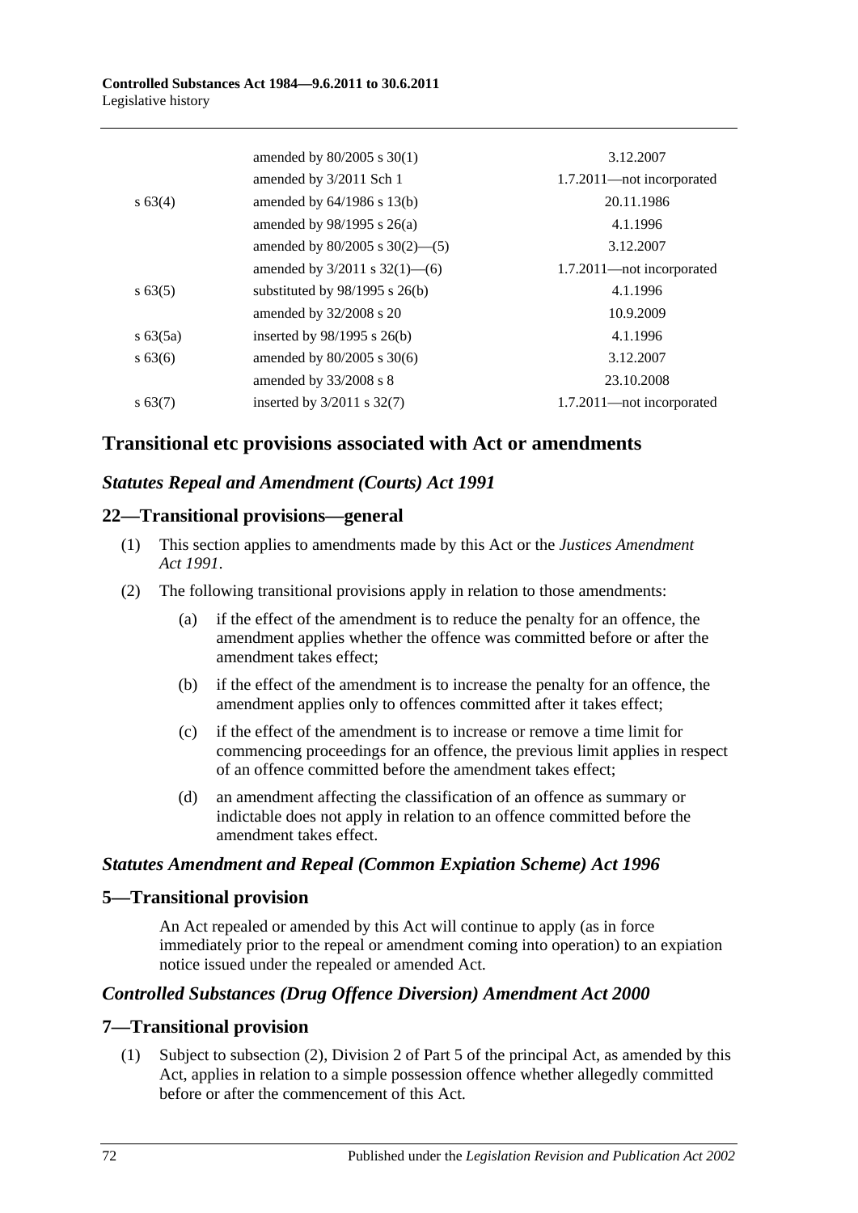| | | |
|---|---|---|
| | amended by 80/2005 s 30(1) | 3.12.2007 |
| | amended by 3/2011 Sch 1 | 1.7.2011—not incorporated |
| s 63(4) | amended by 64/1986 s 13(b) | 20.11.1986 |
| | amended by 98/1995 s 26(a) | 4.1.1996 |
| | amended by 80/2005 s 30(2)—(5) | 3.12.2007 |
| | amended by 3/2011 s 32(1)—(6) | 1.7.2011—not incorporated |
| s 63(5) | substituted by 98/1995 s 26(b) | 4.1.1996 |
| | amended by 32/2008 s 20 | 10.9.2009 |
| s 63(5a) | inserted by 98/1995 s 26(b) | 4.1.1996 |
| s 63(6) | amended by 80/2005 s 30(6) | 3.12.2007 |
| | amended by 33/2008 s 8 | 23.10.2008 |
| s 63(7) | inserted by 3/2011 s 32(7) | 1.7.2011—not incorporated |

## Transitional etc provisions associated with Act or amendments

### *Statutes Repeal and Amendment (Courts) Act 1991*

### 22—Transitional provisions—general

(1) This section applies to amendments made by this Act or the *Justices Amendment Act 1991*.

(2) The following transitional provisions apply in relation to those amendments:

(a) if the effect of the amendment is to reduce the penalty for an offence, the amendment applies whether the offence was committed before or after the amendment takes effect;

(b) if the effect of the amendment is to increase the penalty for an offence, the amendment applies only to offences committed after it takes effect;

(c) if the effect of the amendment is to increase or remove a time limit for commencing proceedings for an offence, the previous limit applies in respect of an offence committed before the amendment takes effect;

(d) an amendment affecting the classification of an offence as summary or indictable does not apply in relation to an offence committed before the amendment takes effect.

### *Statutes Amendment and Repeal (Common Expiation Scheme) Act 1996*

### 5—Transitional provision

An Act repealed or amended by this Act will continue to apply (as in force immediately prior to the repeal or amendment coming into operation) to an expiation notice issued under the repealed or amended Act.

### *Controlled Substances (Drug Offence Diversion) Amendment Act 2000*

### 7—Transitional provision

(1) Subject to subsection (2), Division 2 of Part 5 of the principal Act, as amended by this Act, applies in relation to a simple possession offence whether allegedly committed before or after the commencement of this Act.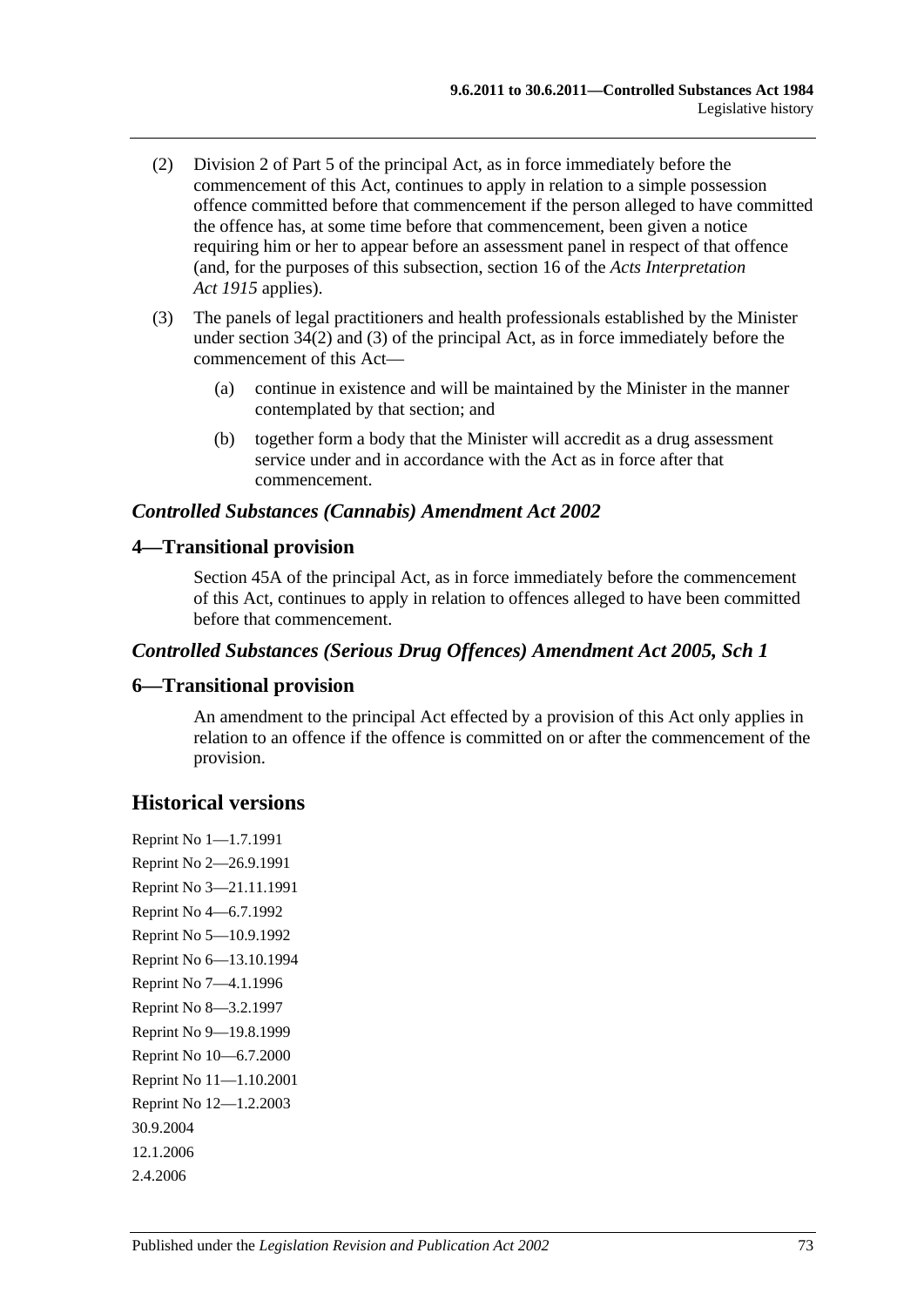(2) Division 2 of Part 5 of the principal Act, as in force immediately before the commencement of this Act, continues to apply in relation to a simple possession offence committed before that commencement if the person alleged to have committed the offence has, at some time before that commencement, been given a notice requiring him or her to appear before an assessment panel in respect of that offence (and, for the purposes of this subsection, section 16 of the *Acts Interpretation Act 1915* applies).

(3) The panels of legal practitioners and health professionals established by the Minister under section 34(2) and (3) of the principal Act, as in force immediately before the commencement of this Act—

(a) continue in existence and will be maintained by the Minister in the manner contemplated by that section; and

(b) together form a body that the Minister will accredit as a drug assessment service under and in accordance with the Act as in force after that commencement.

### *Controlled Substances (Cannabis) Amendment Act 2002*

## 4—Transitional provision

Section 45A of the principal Act, as in force immediately before the commencement of this Act, continues to apply in relation to offences alleged to have been committed before that commencement.

### *Controlled Substances (Serious Drug Offences) Amendment Act 2005, Sch 1*

## 6—Transitional provision

An amendment to the principal Act effected by a provision of this Act only applies in relation to an offence if the offence is committed on or after the commencement of the provision.

# Historical versions

Reprint No 1—1.7.1991

Reprint No 2—26.9.1991

Reprint No 3—21.11.1991

Reprint No 4—6.7.1992

Reprint No 5—10.9.1992

Reprint No 6—13.10.1994

Reprint No 7—4.1.1996

Reprint No 8—3.2.1997

Reprint No 9—19.8.1999

Reprint No 10—6.7.2000

Reprint No 11—1.10.2001

Reprint No 12—1.2.2003

30.9.2004

12.1.2006

2.4.2006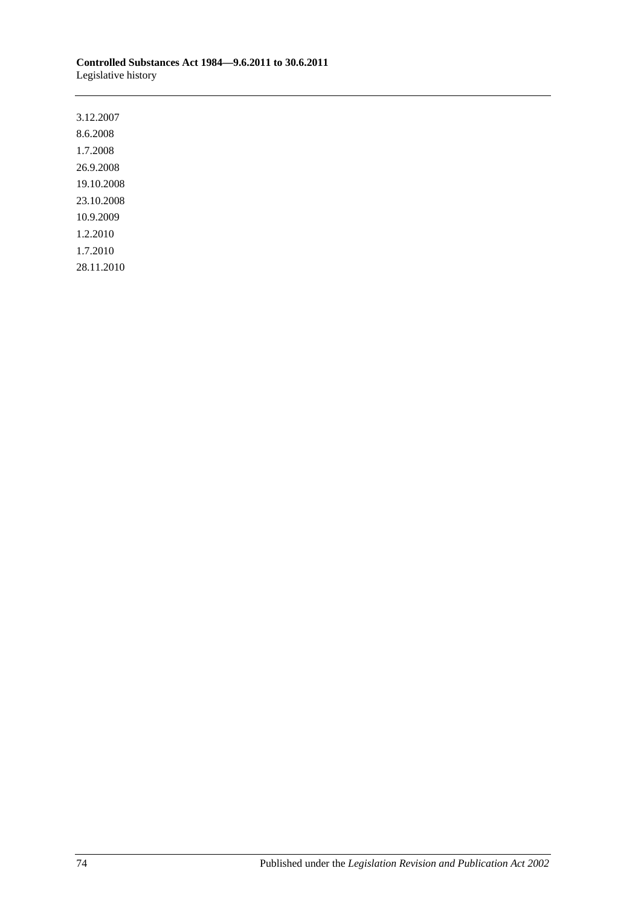3.12.2007

8.6.2008

1.7.2008

26.9.2008

19.10.2008

23.10.2008

10.9.2009

1.2.2010

1.7.2010

28.11.2010